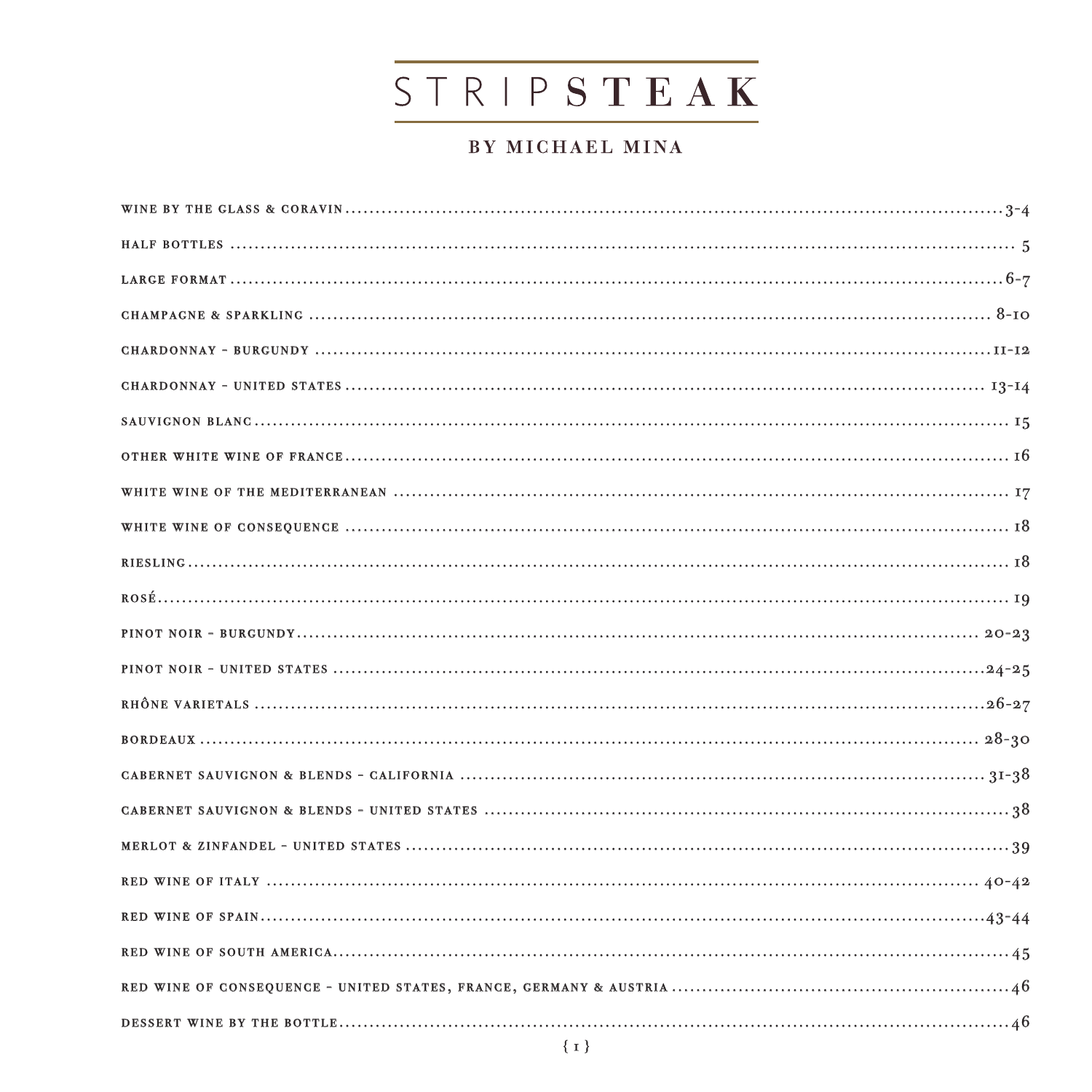# STRIPSTEAK

## BY MICHAEL MINA

| | |
|---|---|
| WINE BY THE GLASS & CORAVIN | 3-4 |
| HALF BOTTLES | 5 |
| LARGE FORMAT | 6-7 |
| CHAMPAGNE & SPARKLING | 8-10 |
| CHARDONNAY - BURGUNDY | 11-12 |
| CHARDONNAY - UNITED STATES | 13-14 |
| SAUVIGNON BLANC | 15 |
| OTHER WHITE WINE OF FRANCE | 16 |
| WHITE WINE OF THE MEDITERRANEAN | 17 |
| WHITE WINE OF CONSEQUENCE | 18 |
| RIESLING | 18 |
| ROSÉ | 19 |
| PINOT NOIR - BURGUNDY | 20-23 |
| PINOT NOIR - UNITED STATES | 24-25 |
| RHÔNE VARIETALS | 26-27 |
| BORDEAUX | 28-30 |
| CABERNET SAUVIGNON & BLENDS - CALIFORNIA | 31-38 |
| CABERNET SAUVIGNON & BLENDS - UNITED STATES | 38 |
| MERLOT & ZINFANDEL - UNITED STATES | 39 |
| RED WINE OF ITALY | 40-42 |
| RED WINE OF SPAIN | 43-44 |
| RED WINE OF SOUTH AMERICA | 45 |
| RED WINE OF CONSEQUENCE - UNITED STATES, FRANCE, GERMANY & AUSTRIA | 46 |
| DESSERT WINE BY THE BOTTLE | 46 |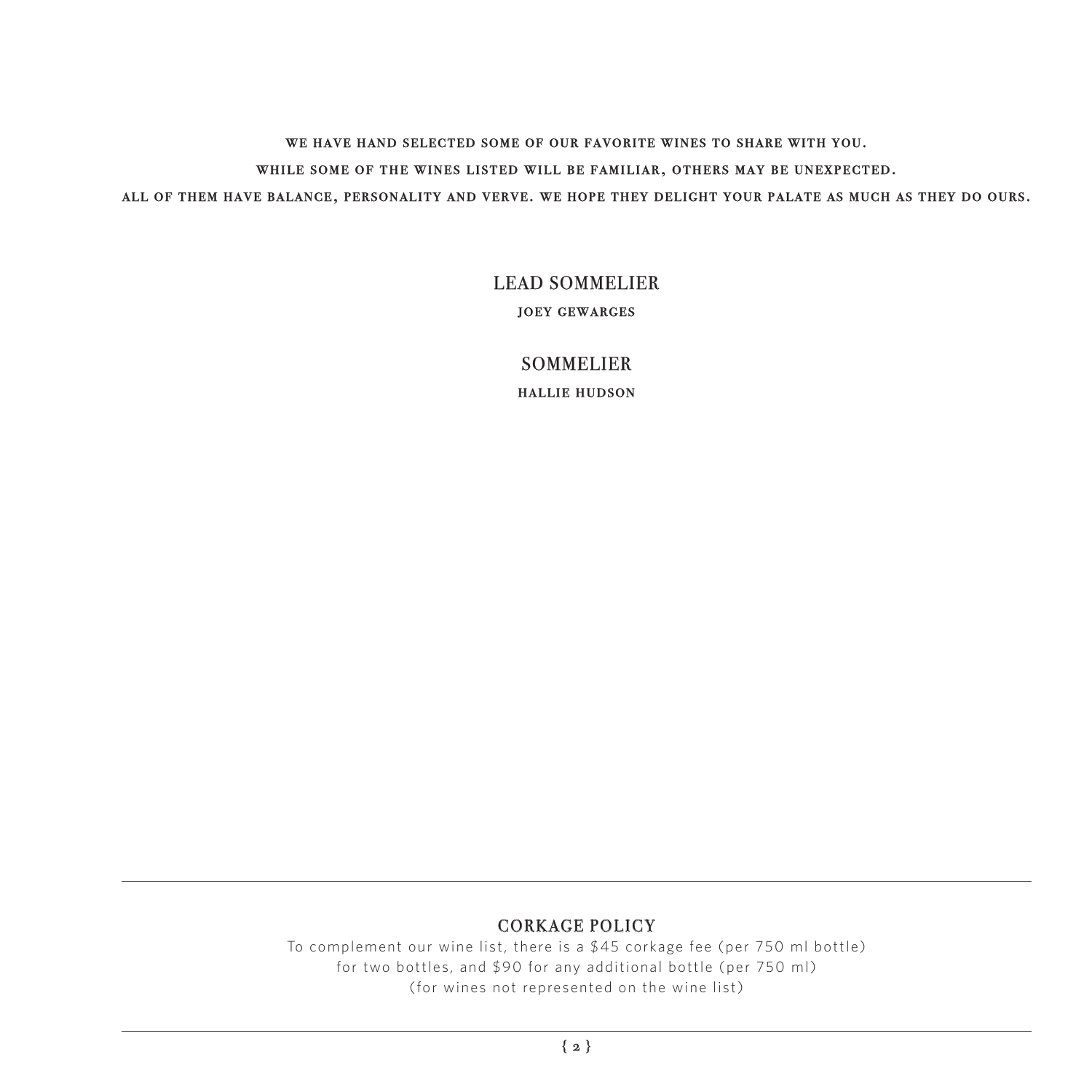WE HAVE HAND SELECTED SOME OF OUR FAVORITE WINES TO SHARE WITH YOU.
WHILE SOME OF THE WINES LISTED WILL BE FAMILIAR, OTHERS MAY BE UNEXPECTED.
ALL OF THEM HAVE BALANCE, PERSONALITY AND VERVE. WE HOPE THEY DELIGHT YOUR PALATE AS MUCH AS THEY DO OURS.

## LEAD SOMMELIER

**JOEY GEWARGES**

## SOMMELIER

**HALLIE HUDSON**

---

## CORKAGE POLICY

To complement our wine list, there is a $45 corkage fee (per 750 ml bottle)
for two bottles, and $90 for any additional bottle (per 750 ml)
(for wines not represented on the wine list)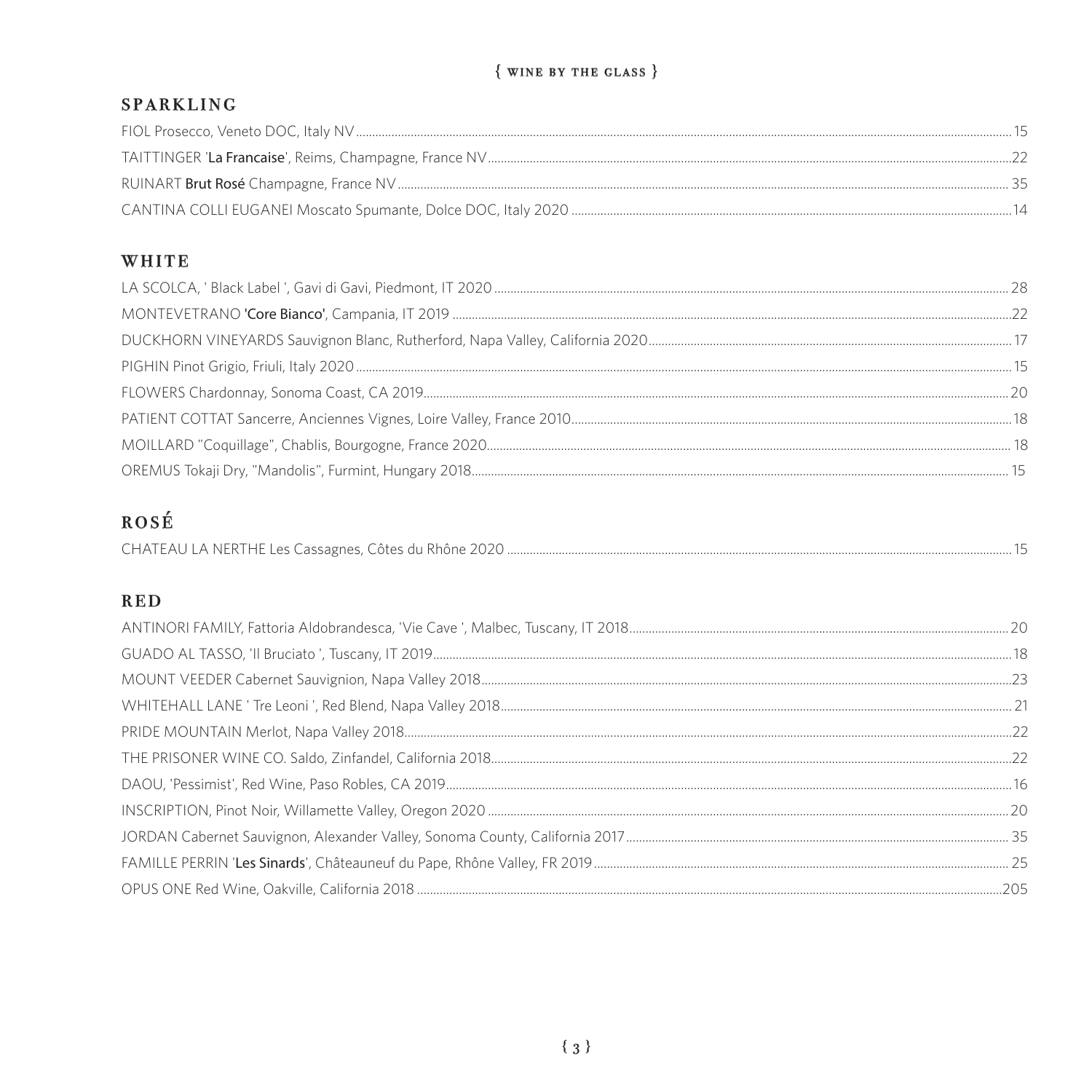# { WINE BY THE GLASS }

## SPARKLING

FIOL Prosecco, Veneto DOC, Italy NV ........ 15

TAITTINGER '**La Francaise**', Reims, Champagne, France NV ........ 22

RUINART **Brut Rosé** Champagne, France NV ........ 35

CANTINA COLLI EUGANEI Moscato Spumante, Dolce DOC, Italy 2020 ........ 14

## WHITE

LA SCOLCA, ' Black Label ', Gavi di Gavi, Piedmont, IT 2020 ........ 28

MONTEVETRANO **'Core Bianco'**, Campania, IT 2019 ........ 22

DUCKHORN VINEYARDS Sauvignon Blanc, Rutherford, Napa Valley, California 2020 ........ 17

PIGHIN Pinot Grigio, Friuli, Italy 2020 ........ 15

FLOWERS Chardonnay, Sonoma Coast, CA 2019 ........ 20

PATIENT COTTAT Sancerre, Anciennes Vignes, Loire Valley, France 2010 ........ 18

MOILLARD "Coquillage", Chablis, Bourgogne, France 2020 ........ 18

OREMUS Tokaji Dry, "Mandolis", Furmint, Hungary 2018 ........ 15

## ROSÉ

CHATEAU LA NERTHE Les Cassagnes, Côtes du Rhône 2020 ........ 15

## RED

ANTINORI FAMILY, Fattoria Aldobrandesca, 'Vie Cave ', Malbec, Tuscany, IT 2018 ........ 20

GUADO AL TASSO, 'Il Bruciato ', Tuscany, IT 2019 ........ 18

MOUNT VEEDER Cabernet Sauvignion, Napa Valley 2018 ........ 23

WHITEHALL LANE ' Tre Leoni ', Red Blend, Napa Valley 2018 ........ 21

PRIDE MOUNTAIN Merlot, Napa Valley 2018 ........ 22

THE PRISONER WINE CO. Saldo, Zinfandel, California 2018 ........ 22

DAOU, 'Pessimist', Red Wine, Paso Robles, CA 2019 ........ 16

INSCRIPTION, Pinot Noir, Willamette Valley, Oregon 2020 ........ 20

JORDAN Cabernet Sauvignon, Alexander Valley, Sonoma County, California 2017 ........ 35

FAMILLE PERRIN '**Les Sinards**', Châteauneuf du Pape, Rhône Valley, FR 2019 ........ 25

OPUS ONE Red Wine, Oakville, California 2018 ........ 205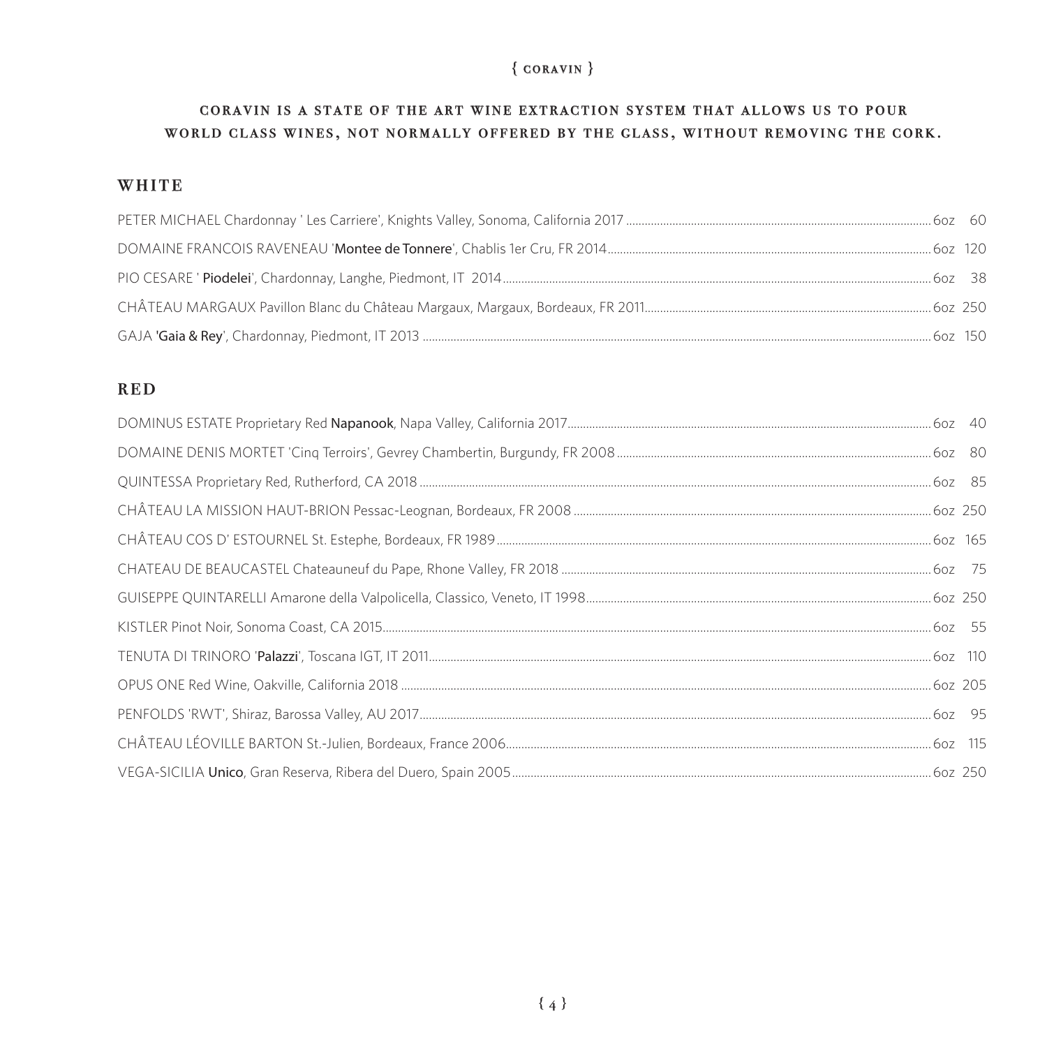{ CORAVIN }

**CORAVIN IS A STATE OF THE ART WINE EXTRACTION SYSTEM THAT ALLOWS US TO POUR WORLD CLASS WINES, NOT NORMALLY OFFERED BY THE GLASS, WITHOUT REMOVING THE CORK.**

## WHITE

PETER MICHAEL Chardonnay ' Les Carriere', Knights Valley, Sonoma, California 2017 ........ 6oz 60

DOMAINE FRANCOIS RAVENEAU '**Montee de Tonnere**', Chablis 1er Cru, FR 2014 ........ 6oz 120

PIO CESARE ' **Piodelei**', Chardonnay, Langhe, Piedmont, IT 2014 ........ 6oz 38

CHÂTEAU MARGAUX Pavillon Blanc du Château Margaux, Margaux, Bordeaux, FR 2011 ........ 6oz 250

GAJA '**Gaia & Rey**', Chardonnay, Piedmont, IT 2013 ........ 6oz 150

## RED

DOMINUS ESTATE Proprietary Red **Napanook**, Napa Valley, California 2017 ........ 6oz 40

DOMAINE DENIS MORTET 'Cinq Terroirs', Gevrey Chambertin, Burgundy, FR 2008 ........ 6oz 80

QUINTESSA Proprietary Red, Rutherford, CA 2018 ........ 6oz 85

CHÂTEAU LA MISSION HAUT-BRION Pessac-Leognan, Bordeaux, FR 2008 ........ 6oz 250

CHÂTEAU COS D' ESTOURNEL St. Estephe, Bordeaux, FR 1989 ........ 6oz 165

CHATEAU DE BEAUCASTEL Chateauneuf du Pape, Rhone Valley, FR 2018 ........ 6oz 75

GUISEPPE QUINTARELLI Amarone della Valpolicella, Classico, Veneto, IT 1998 ........ 6oz 250

KISTLER Pinot Noir, Sonoma Coast, CA 2015 ........ 6oz 55

TENUTA DI TRINORO '**Palazzi**', Toscana IGT, IT 2011 ........ 6oz 110

OPUS ONE Red Wine, Oakville, California 2018 ........ 6oz 205

PENFOLDS 'RWT', Shiraz, Barossa Valley, AU 2017 ........ 6oz 95

CHÂTEAU LÉOVILLE BARTON St.-Julien, Bordeaux, France 2006 ........ 6oz 115

VEGA-SICILIA **Unico**, Gran Reserva, Ribera del Duero, Spain 2005 ........ 6oz 250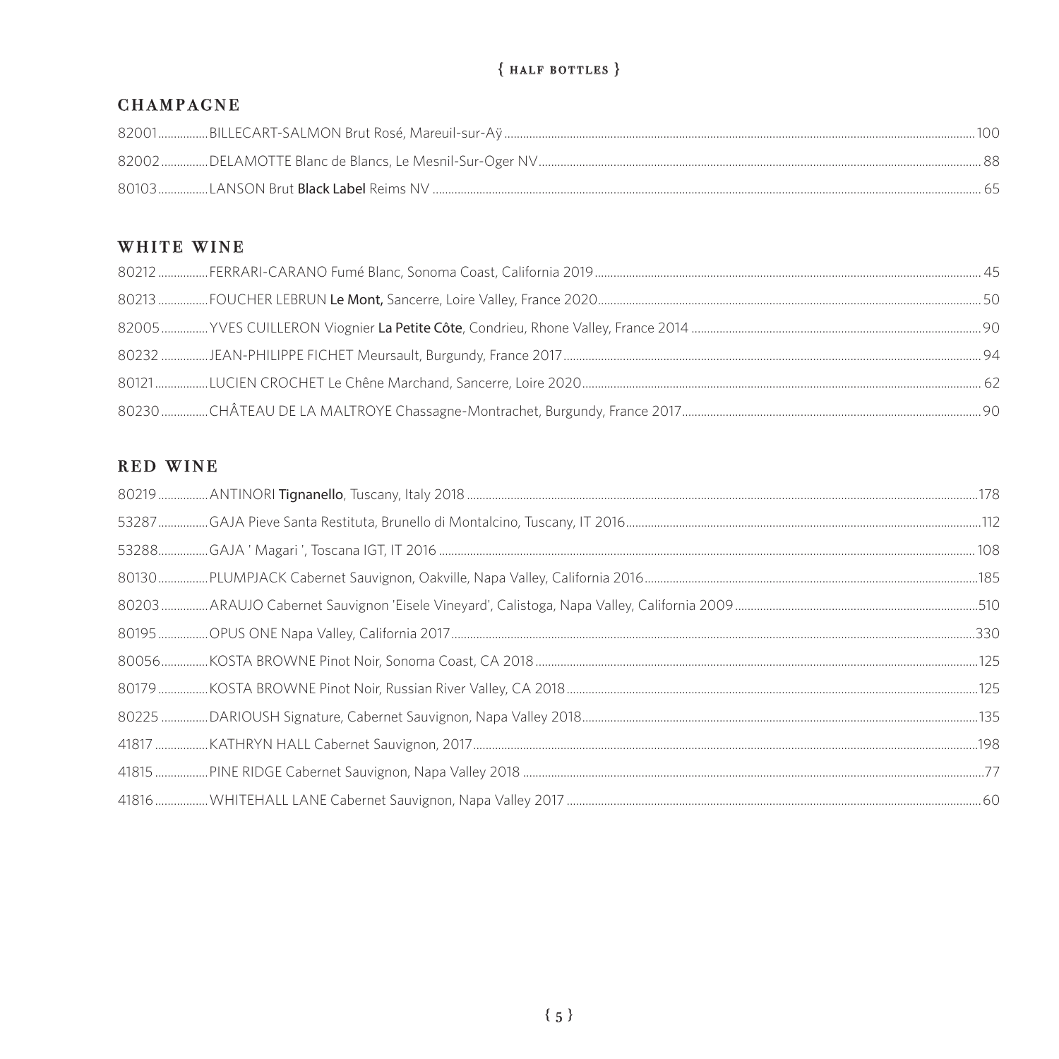# { HALF BOTTLES }

## CHAMPAGNE

82001................BILLECART-SALMON Brut Rosé, Mareuil-sur-Aÿ................100

82002...............DELAMOTTE Blanc de Blancs, Le Mesnil-Sur-Oger NV................88

80103................LANSON Brut **Black Label** Reims NV................65

## WHITE WINE

80212................FERRARI-CARANO Fumé Blanc, Sonoma Coast, California 2019................45

80213................FOUCHER LEBRUN **Le Mont,** Sancerre, Loire Valley, France 2020................50

82005...............YVES CUILLERON Viognier **La Petite Côte**, Condrieu, Rhone Valley, France 2014................90

80232...............JEAN-PHILIPPE FICHET Meursault, Burgundy, France 2017................94

80121................LUCIEN CROCHET Le Chêne Marchand, Sancerre, Loire 2020................62

80230...............CHÂTEAU DE LA MALTROYE Chassagne-Montrachet, Burgundy, France 2017................90

## RED WINE

80219................ANTINORI **Tignanello**, Tuscany, Italy 2018................178

53287................GAJA Pieve Santa Restituta, Brunello di Montalcino, Tuscany, IT 2016................112

53288................GAJA ' Magari ', Toscana IGT, IT 2016................108

80130................PLUMPJACK Cabernet Sauvignon, Oakville, Napa Valley, California 2016................185

80203...............ARAUJO Cabernet Sauvignon 'Eisele Vineyard', Calistoga, Napa Valley, California 2009................510

80195................OPUS ONE Napa Valley, California 2017................330

80056...............KOSTA BROWNE Pinot Noir, Sonoma Coast, CA 2018................125

80179................KOSTA BROWNE Pinot Noir, Russian River Valley, CA 2018................125

80225...............DARIOUSH Signature, Cabernet Sauvignon, Napa Valley 2018................135

41817................KATHRYN HALL Cabernet Sauvignon, 2017................198

41815................PINE RIDGE Cabernet Sauvignon, Napa Valley 2018................77

41816................WHITEHALL LANE Cabernet Sauvignon, Napa Valley 2017................60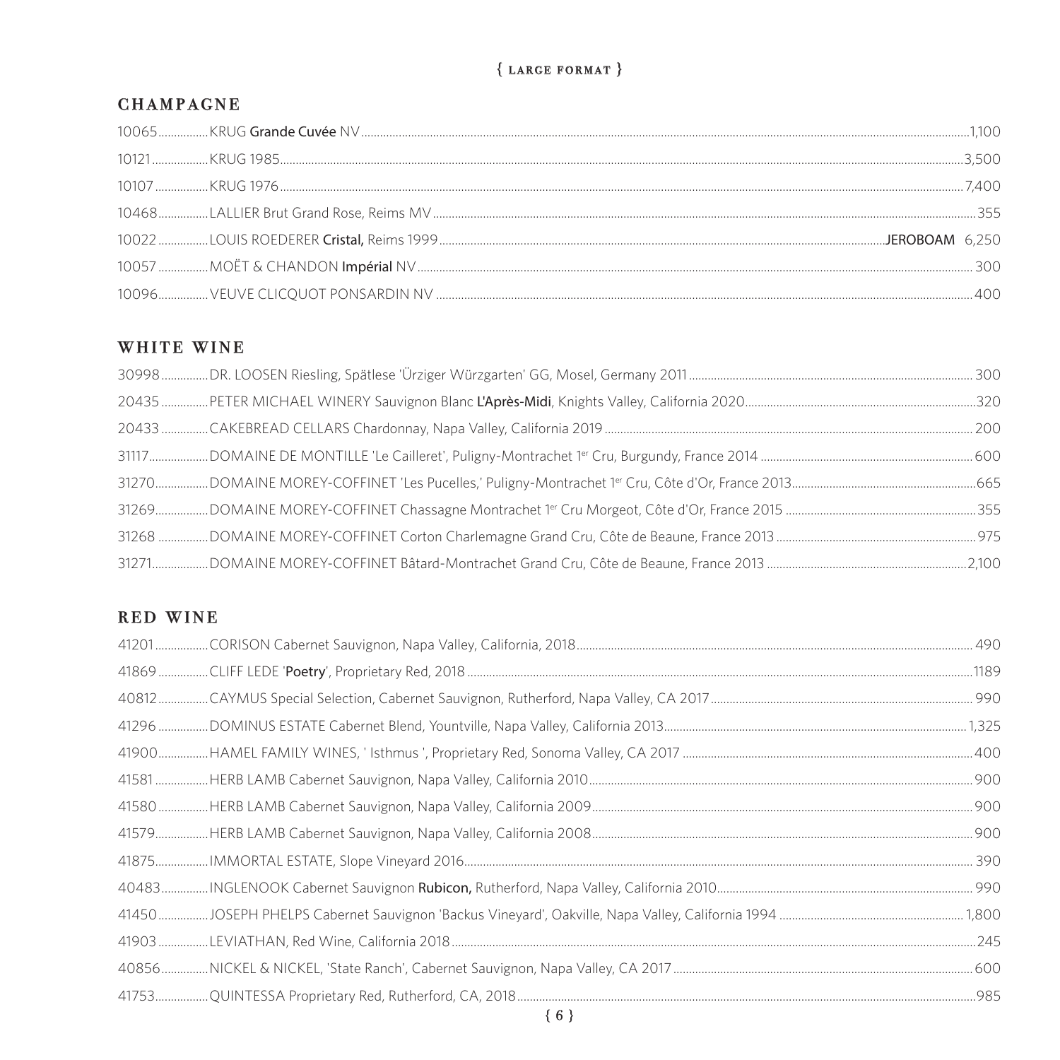{ LARGE FORMAT }

## CHAMPAGNE

10065................KRUG **Grande Cuvée** NV................................................................1,100

10121.................KRUG 1985................................................................3,500

10107.................KRUG 1976................................................................7,400

10468................LALLIER Brut Grand Rose, Reims MV................................................................355

10022................LOUIS ROEDERER **Cristal,** Reims 1999................................................................**JEROBOAM** 6,250

10057................MOËT & CHANDON **Impérial** NV................................................................300

10096................VEUVE CLICQUOT PONSARDIN NV................................................................400

## WHITE WINE

30998...............DR. LOOSEN Riesling, Spätlese 'Ürziger Würzgarten' GG, Mosel, Germany 2011................................................................300

20435...............PETER MICHAEL WINERY Sauvignon Blanc **L'Après-Midi**, Knights Valley, California 2020................................................................320

20433...............CAKEBREAD CELLARS Chardonnay, Napa Valley, California 2019................................................................200

31117..................DOMAINE DE MONTILLE 'Le Cailleret', Puligny-Montrachet 1er Cru, Burgundy, France 2014................................................................600

31270.................DOMAINE MOREY-COFFINET 'Les Pucelles,' Puligny-Montrachet 1er Cru, Côte d'Or, France 2013................................................................665

31269.................DOMAINE MOREY-COFFINET Chassagne Montrachet 1er Cru Morgeot, Côte d'Or, France 2015................................................................355

31268................DOMAINE MOREY-COFFINET Corton Charlemagne Grand Cru, Côte de Beaune, France 2013................................................................975

31271..................DOMAINE MOREY-COFFINET Bâtard-Montrachet Grand Cru, Côte de Beaune, France 2013................................................................2,100

## RED WINE

41201.................CORISON Cabernet Sauvignon, Napa Valley, California, 2018................................................................490

41869................CLIFF LEDE '**Poetry**', Proprietary Red, 2018................................................................1189

40812................CAYMUS Special Selection, Cabernet Sauvignon, Rutherford, Napa Valley, CA 2017................................................................990

41296................DOMINUS ESTATE Cabernet Blend, Yountville, Napa Valley, California 2013................................................................1,325

41900................HAMEL FAMILY WINES, ' Isthmus ', Proprietary Red, Sonoma Valley, CA 2017................................................................400

41581.................HERB LAMB Cabernet Sauvignon, Napa Valley, California 2010................................................................900

41580................HERB LAMB Cabernet Sauvignon, Napa Valley, California 2009................................................................900

41579.................HERB LAMB Cabernet Sauvignon, Napa Valley, California 2008................................................................900

41875.................IMMORTAL ESTATE, Slope Vineyard 2016................................................................390

40483...............INGLENOOK Cabernet Sauvignon **Rubicon,** Rutherford, Napa Valley, California 2010................................................................990

41450................JOSEPH PHELPS Cabernet Sauvignon 'Backus Vineyard', Oakville, Napa Valley, California 1994................................................................1,800

41903................LEVIATHAN, Red Wine, California 2018................................................................245

40856...............NICKEL & NICKEL, 'State Ranch', Cabernet Sauvignon, Napa Valley, CA 2017................................................................600

41753.................QUINTESSA Proprietary Red, Rutherford, CA, 2018................................................................985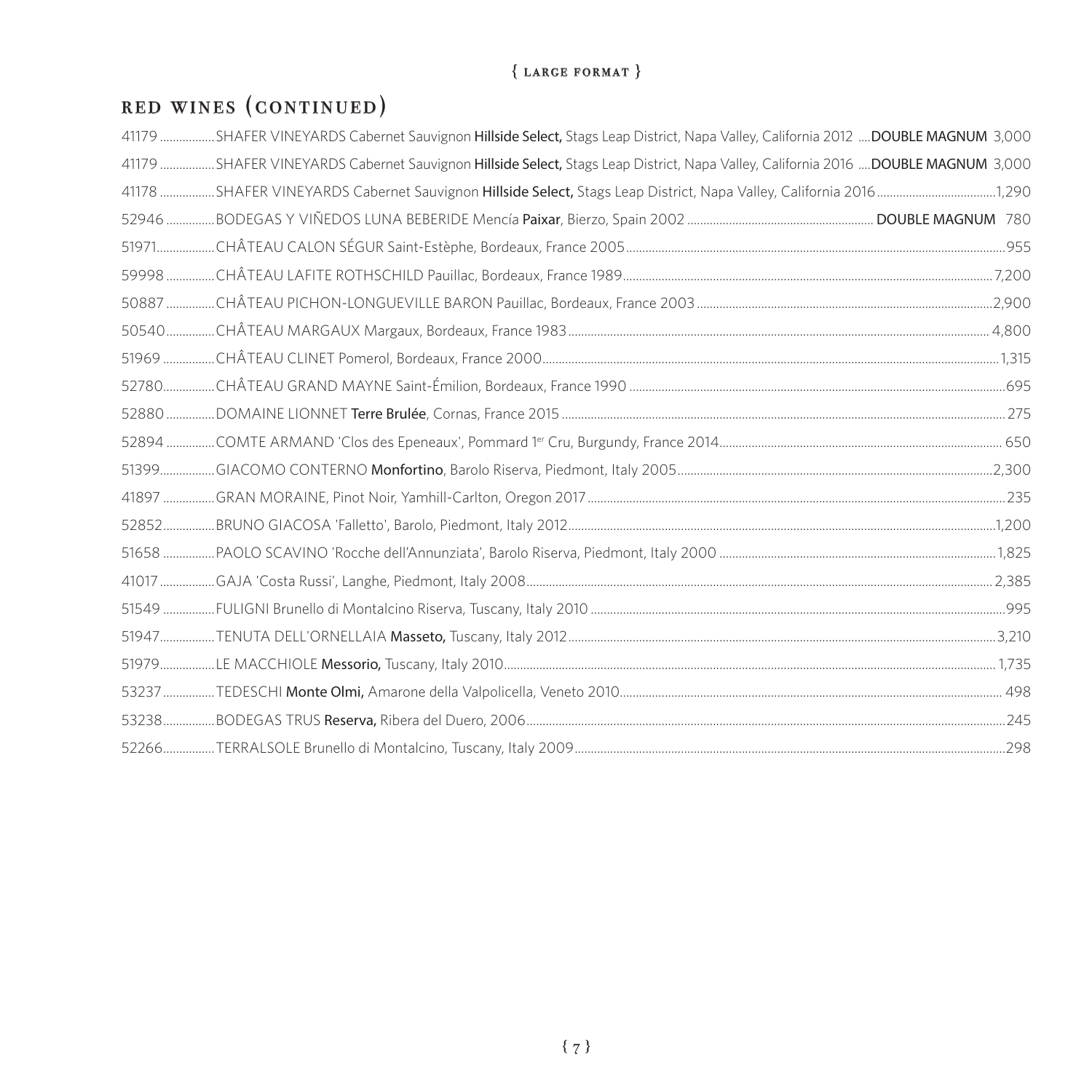{ LARGE FORMAT }

## RED WINES (CONTINUED)

41179 ................. SHAFER VINEYARDS Cabernet Sauvignon **Hillside Select,** Stags Leap District, Napa Valley, California 2012 .... **DOUBLE MAGNUM** 3,000

41179 ................. SHAFER VINEYARDS Cabernet Sauvignon **Hillside Select,** Stags Leap District, Napa Valley, California 2016 .... **DOUBLE MAGNUM** 3,000

41178 ................. SHAFER VINEYARDS Cabernet Sauvignon **Hillside Select,** Stags Leap District, Napa Valley, California 2016 ..................................... 1,290

52946 ............... BODEGAS Y VIÑEDOS LUNA BEBERIDE Mencía **Paixar**, Bierzo, Spain 2002 ........................................................ **DOUBLE MAGNUM** 780

51971.................. CHÂTEAU CALON SÉGUR Saint-Estèphe, Bordeaux, France 2005 ..................................................................................................... 955

59998 ............... CHÂTEAU LAFITE ROTHSCHILD Pauillac, Bordeaux, France 1989 ............................................................................................... 7,200

50887 ............... CHÂTEAU PICHON-LONGUEVILLE BARON Pauillac, Bordeaux, France 2003 ........................................................................... 2,900

50540............... CHÂTEAU MARGAUX Margaux, Bordeaux, France 1983 ................................................................................................................. 4,800

51969 ................ CHÂTEAU CLINET Pomerol, Bordeaux, France 2000 ........................................................................................................................ 1,315

52780................ CHÂTEAU GRAND MAYNE Saint-Émilion, Bordeaux, France 1990 ................................................................................................... 695

52880 ............... DOMAINE LIONNET **Terre Brulée**, Cornas, France 2015 ............................................................................................................. 275

52894 ............... COMTE ARMAND 'Clos des Epeneaux', Pommard 1er Cru, Burgundy, France 2014 ........................................................................ 650

51399................ GIACOMO CONTERNO **Monfortino**, Barolo Riserva, Piedmont, Italy 2005 ................................................................................... 2,300

41897 ................ GRAN MORAINE, Pinot Noir, Yamhill-Carlton, Oregon 2017 ......................................................................................................... 235

52852................ BRUNO GIACOSA 'Falletto', Barolo, Piedmont, Italy 2012 ............................................................................................................ 1,200

51658 ................ PAOLO SCAVINO 'Rocche dell'Annunziata', Barolo Riserva, Piedmont, Italy 2000 ......................................................................... 1,825

41017 ................. GAJA 'Costa Russi', Langhe, Piedmont, Italy 2008 ........................................................................................................................ 2,385

51549 ................ FULIGNI Brunello di Montalcino Riserva, Tuscany, Italy 2010 ........................................................................................................ 995

51947................. TENUTA DELL'ORNELLAIA **Masseto,** Tuscany, Italy 2012 ............................................................................................................ 3,210

51979................. LE MACCHIOLE **Messorio,** Tuscany, Italy 2010 ........................................................................................................................... 1,735

53237 ................ TEDESCHI **Monte Olmi,** Amarone della Valpolicella, Veneto 2010 ................................................................................................ 498

53238................ BODEGAS TRUS **Reserva,** Ribera del Duero, 2006 ....................................................................................................................... 245

52266................ TERRALSOLE Brunello di Montalcino, Tuscany, Italy 2009 ............................................................................................................. 298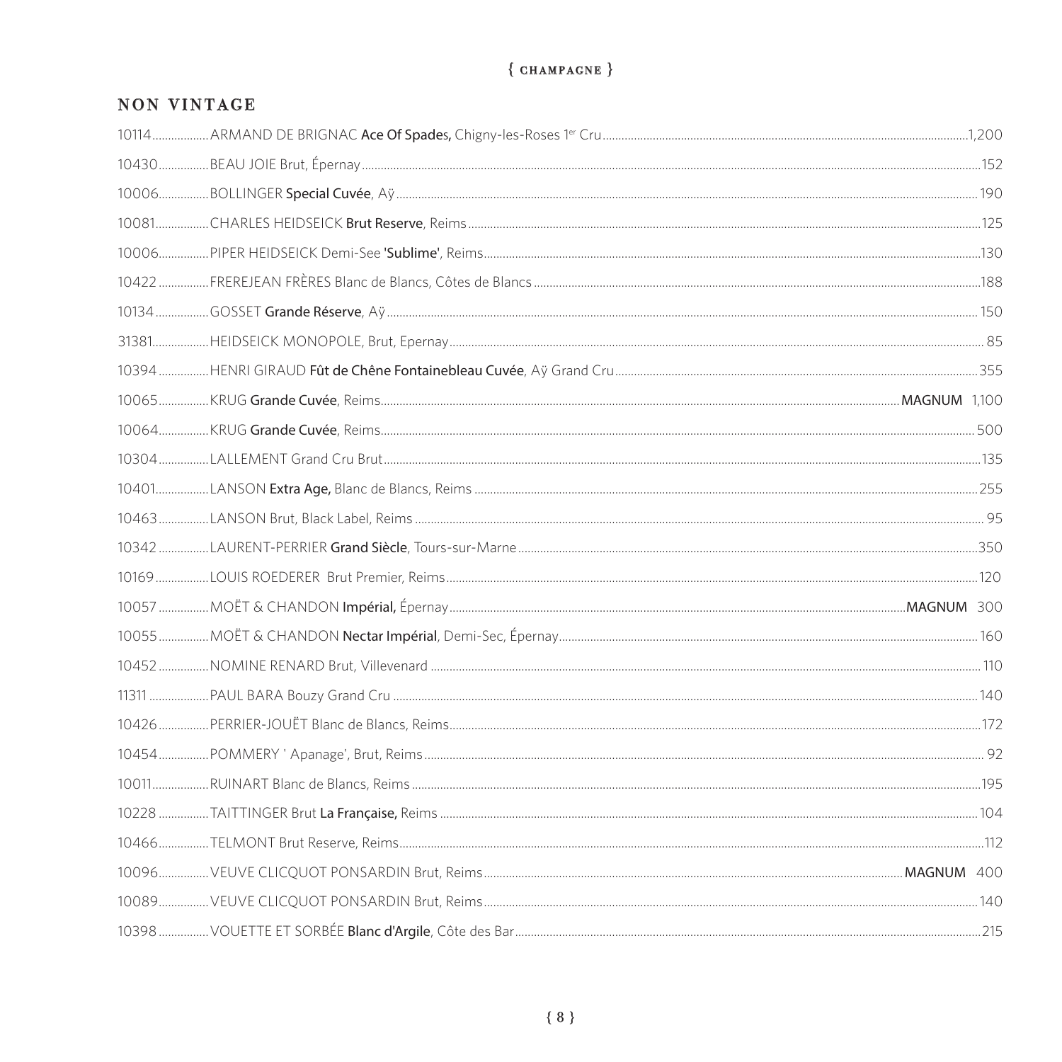## { CHAMPAGNE }

### NON VINTAGE

| | | | |
|---|---|---|---|
| 10114 | ARMAND DE BRIGNAC **Ace Of Spades**, Chigny-les-Roses 1er Cru | | 1,200 |
| 10430 | BEAU JOIE Brut, Épernay | | 152 |
| 10006 | BOLLINGER **Special Cuvée**, Aÿ | | 190 |
| 10081 | CHARLES HEIDSEICK **Brut Reserve**, Reims | | 125 |
| 10006 | PIPER HEIDSEICK Demi-See **'Sublime'**, Reims | | 130 |
| 10422 | FREREJEAN FRÈRES Blanc de Blancs, Côtes de Blancs | | 188 |
| 10134 | GOSSET **Grande Réserve**, Aÿ | | 150 |
| 31381 | HEIDSEICK MONOPOLE, Brut, Epernay | | 85 |
| 10394 | HENRI GIRAUD **Fût de Chêne Fontainebleau Cuvée**, Aÿ Grand Cru | | 355 |
| 10065 | KRUG **Grande Cuvée**, Reims | **MAGNUM** | 1,100 |
| 10064 | KRUG **Grande Cuvée**, Reims | | 500 |
| 10304 | LALLEMENT Grand Cru Brut | | 135 |
| 10401 | LANSON **Extra Age,** Blanc de Blancs, Reims | | 255 |
| 10463 | LANSON Brut, Black Label, Reims | | 95 |
| 10342 | LAURENT-PERRIER **Grand Siècle**, Tours-sur-Marne | | 350 |
| 10169 | LOUIS ROEDERER Brut Premier, Reims | | 120 |
| 10057 | MOËT & CHANDON **Impérial,** Épernay | **MAGNUM** | 300 |
| 10055 | MOËT & CHANDON **Nectar Impérial**, Demi-Sec, Épernay | | 160 |
| 10452 | NOMINE RENARD Brut, Villevenard | | 110 |
| 11311 | PAUL BARA Bouzy Grand Cru | | 140 |
| 10426 | PERRIER-JOUËT Blanc de Blancs, Reims | | 172 |
| 10454 | POMMERY ' Apanage', Brut, Reims | | 92 |
| 10011 | RUINART Blanc de Blancs, Reims | | 195 |
| 10228 | TAITTINGER Brut **La Française,** Reims | | 104 |
| 10466 | TELMONT Brut Reserve, Reims | | 112 |
| 10096 | VEUVE CLICQUOT PONSARDIN Brut, Reims | **MAGNUM** | 400 |
| 10089 | VEUVE CLICQUOT PONSARDIN Brut, Reims | | 140 |
| 10398 | VOUETTE ET SORBÉE **Blanc d'Argile**, Côte des Bar | | 215 |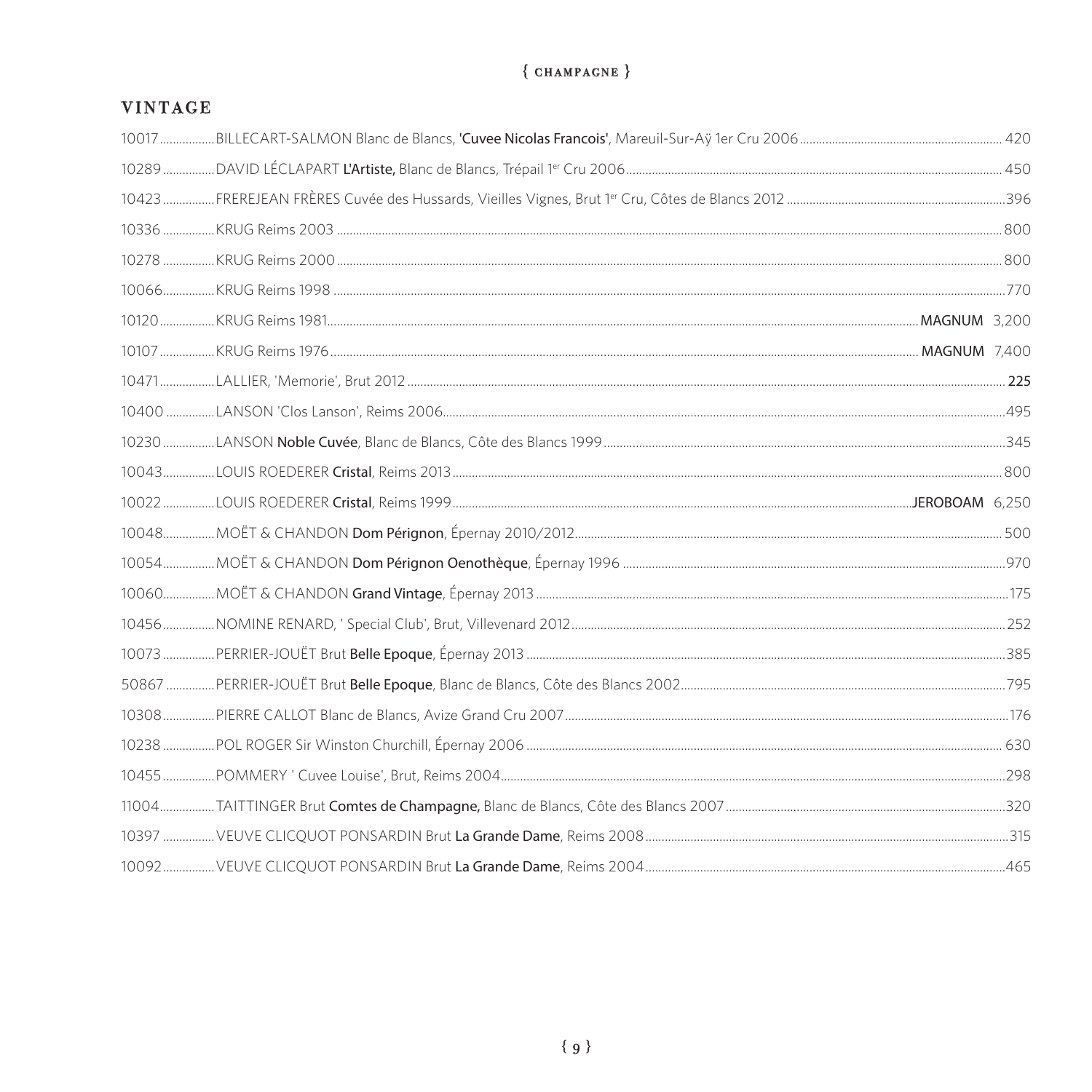{ CHAMPAGNE }

## VINTAGE

10017 ................. BILLECART-SALMON Blanc de Blancs, **'Cuvee Nicolas Francois'**, Mareuil-Sur-Aÿ 1er Cru 2006 ................. 420

10289 ................. DAVID LÉCLAPART **L'Artiste,** Blanc de Blancs, Trépail 1er Cru 2006 ................. 450

10423 ................. FREREJEAN FRÈRES Cuvée des Hussards, Vieilles Vignes, Brut 1er Cru, Côtes de Blancs 2012 ................. 396

10336 ................. KRUG Reims 2003 ................. 800

10278 ................. KRUG Reims 2000 ................. 800

10066 ................. KRUG Reims 1998 ................. 770

10120 ................. KRUG Reims 1981 ................. **MAGNUM** 3,200

10107 ................. KRUG Reims 1976 ................. **MAGNUM** 7,400

10471 ................. LALLIER, 'Memorie', Brut 2012 ................. **225**

10400 ................. LANSON 'Clos Lanson', Reims 2006 ................. 495

10230 ................. LANSON **Noble Cuvée**, Blanc de Blancs, Côte des Blancs 1999 ................. 345

10043 ................. LOUIS ROEDERER **Cristal**, Reims 2013 ................. 800

10022 ................. LOUIS ROEDERER **Cristal**, Reims 1999 ................. **JEROBOAM** 6,250

10048 ................. MOËT & CHANDON **Dom Pérignon**, Épernay 2010/2012 ................. 500

10054 ................. MOËT & CHANDON **Dom Pérignon Oenothèque**, Épernay 1996 ................. 970

10060 ................. MOËT & CHANDON **Grand Vintage**, Épernay 2013 ................. 175

10456 ................. NOMINE RENARD, ' Special Club', Brut, Villevenard 2012 ................. 252

10073 ................. PERRIER-JOUËT Brut **Belle Epoque**, Épernay 2013 ................. 385

50867 ................. PERRIER-JOUËT Brut **Belle Epoque**, Blanc de Blancs, Côte des Blancs 2002 ................. 795

10308 ................. PIERRE CALLOT Blanc de Blancs, Avize Grand Cru 2007 ................. 176

10238 ................. POL ROGER Sir Winston Churchill, Épernay 2006 ................. 630

10455 ................. POMMERY ' Cuvee Louise', Brut, Reims 2004 ................. 298

11004 ................. TAITTINGER Brut **Comtes de Champagne,** Blanc de Blancs, Côte des Blancs 2007 ................. 320

10397 ................. VEUVE CLICQUOT PONSARDIN Brut **La Grande Dame**, Reims 2008 ................. 315

10092 ................. VEUVE CLICQUOT PONSARDIN Brut **La Grande Dame**, Reims 2004 ................. 465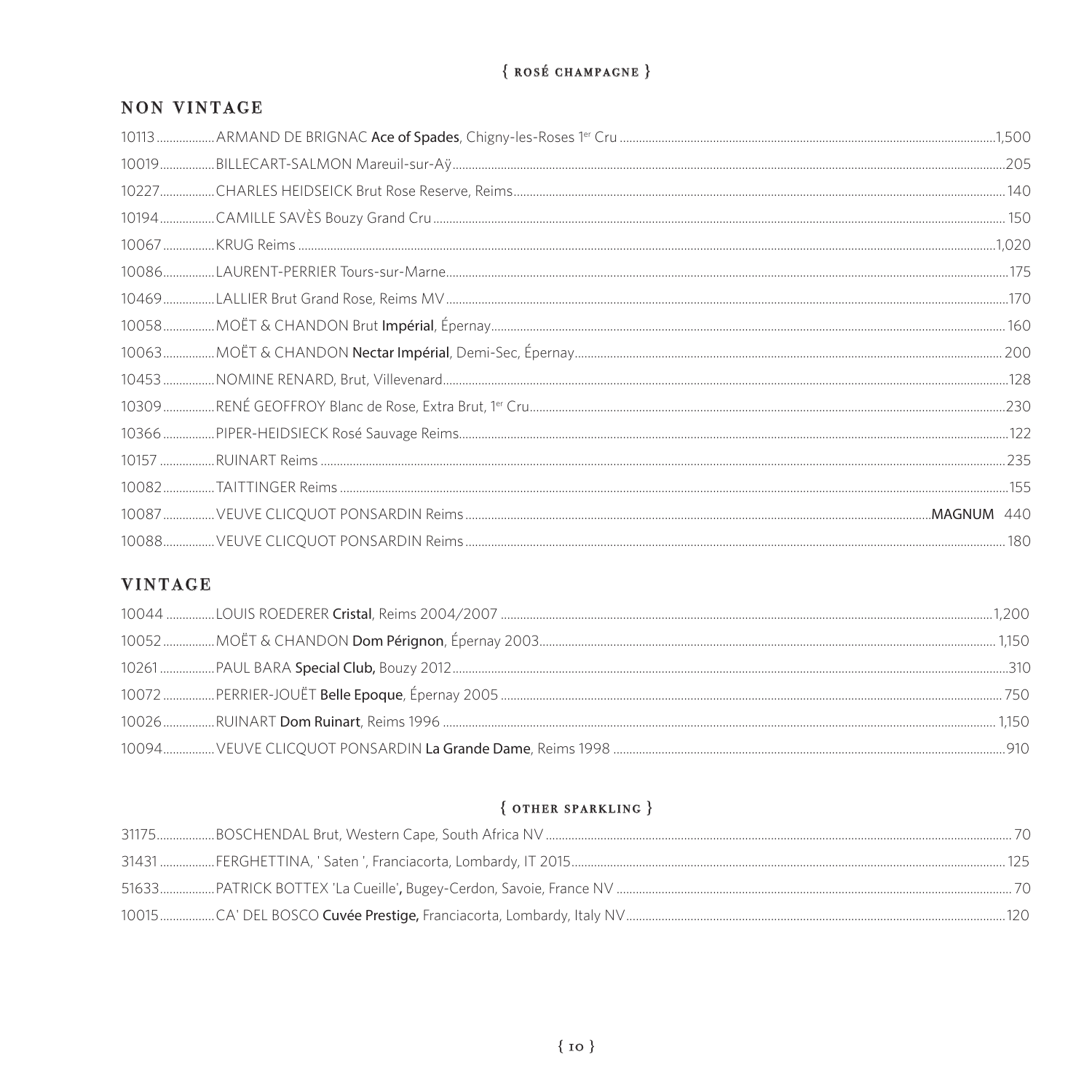## { ROSÉ CHAMPAGNE }

### NON VINTAGE

| | | |
|---|---|---|
| 10113 | ARMAND DE BRIGNAC **Ace of Spades**, Chigny-les-Roses 1er Cru | 1,500 |
| 10019 | BILLECART-SALMON Mareuil-sur-Aÿ | 205 |
| 10227 | CHARLES HEIDSEICK Brut Rose Reserve, Reims | 140 |
| 10194 | CAMILLE SAVÈS Bouzy Grand Cru | 150 |
| 10067 | KRUG Reims | 1,020 |
| 10086 | LAURENT-PERRIER Tours-sur-Marne | 175 |
| 10469 | LALLIER Brut Grand Rose, Reims MV | 170 |
| 10058 | MOËT & CHANDON Brut **Impérial**, Épernay | 160 |
| 10063 | MOËT & CHANDON **Nectar Impérial**, Demi-Sec, Épernay | 200 |
| 10453 | NOMINE RENARD, Brut, Villevenard | 128 |
| 10309 | RENÉ GEOFFROY Blanc de Rose, Extra Brut, 1er Cru | 230 |
| 10366 | PIPER-HEIDSIECK Rosé Sauvage Reims | 122 |
| 10157 | RUINART Reims | 235 |
| 10082 | TAITTINGER Reims | 155 |
| 10087 | VEUVE CLICQUOT PONSARDIN Reims **MAGNUM** | 440 |
| 10088 | VEUVE CLICQUOT PONSARDIN Reims | 180 |

### VINTAGE

| | | |
|---|---|---|
| 10044 | LOUIS ROEDERER **Cristal**, Reims 2004/2007 | 1,200 |
| 10052 | MOËT & CHANDON **Dom Pérignon**, Épernay 2003 | 1,150 |
| 10261 | PAUL BARA **Special Club,** Bouzy 2012 | 310 |
| 10072 | PERRIER-JOUËT **Belle Epoque**, Épernay 2005 | 750 |
| 10026 | RUINART **Dom Ruinart**, Reims 1996 | 1,150 |
| 10094 | VEUVE CLICQUOT PONSARDIN **La Grande Dame**, Reims 1998 | 910 |

## { OTHER SPARKLING }

| | | |
|---|---|---|
| 31175 | BOSCHENDAL Brut, Western Cape, South Africa NV | 70 |
| 31431 | FERGHETTINA, ' Saten ', Franciacorta, Lombardy, IT 2015 | 125 |
| 51633 | PATRICK BOTTEX 'La Cueille', Bugey-Cerdon, Savoie, France NV | 70 |
| 10015 | CA' DEL BOSCO **Cuvée Prestige,** Franciacorta, Lombardy, Italy NV | 120 |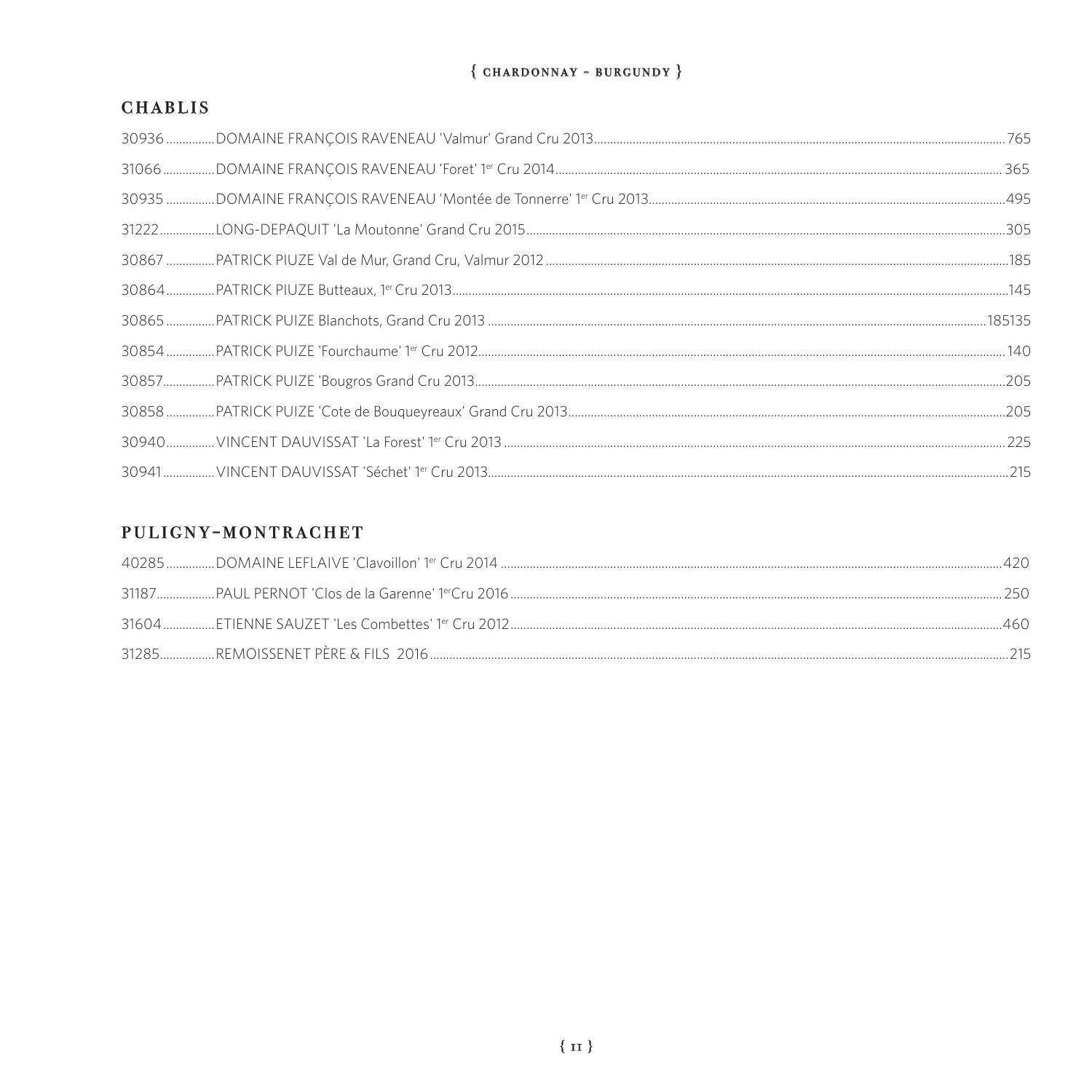{ CHARDONNAY - BURGUNDY }

## CHABLIS

30936 ............... DOMAINE FRANÇOIS RAVENEAU 'Valmur' Grand Cru 2013 ............... 765

31066 ............... DOMAINE FRANÇOIS RAVENEAU 'Foret' 1er Cru 2014 ............... 365

30935 ............... DOMAINE FRANÇOIS RAVENEAU 'Montée de Tonnerre' 1er Cru 2013 ............... 495

31222 ............... LONG-DEPAQUIT 'La Moutonne' Grand Cru 2015 ............... 305

30867 ............... PATRICK PIUZE Val de Mur, Grand Cru, Valmur 2012 ............... 185

30864 ............... PATRICK PIUZE Butteaux, 1er Cru 2013 ............... 145

30865 ............... PATRICK PUIZE Blanchots, Grand Cru 2013 ............... 185135

30854 ............... PATRICK PUIZE 'Fourchaume' 1er Cru 2012 ............... 140

30857 ............... PATRICK PUIZE 'Bougros Grand Cru 2013 ............... 205

30858 ............... PATRICK PUIZE 'Cote de Bouqueyreaux' Grand Cru 2013 ............... 205

30940 ............... VINCENT DAUVISSAT 'La Forest' 1er Cru 2013 ............... 225

30941 ............... VINCENT DAUVISSAT 'Séchet' 1er Cru 2013 ............... 215

## PULIGNY-MONTRACHET

40285 ............... DOMAINE LEFLAIVE 'Clavoillon' 1er Cru 2014 ............... 420

31187 ............... PAUL PERNOT 'Clos de la Garenne' 1erCru 2016 ............... 250

31604 ............... ETIENNE SAUZET 'Les Combettes' 1er Cru 2012 ............... 460

31285 ............... REMOISSENET PÈRE & FILS 2016 ............... 215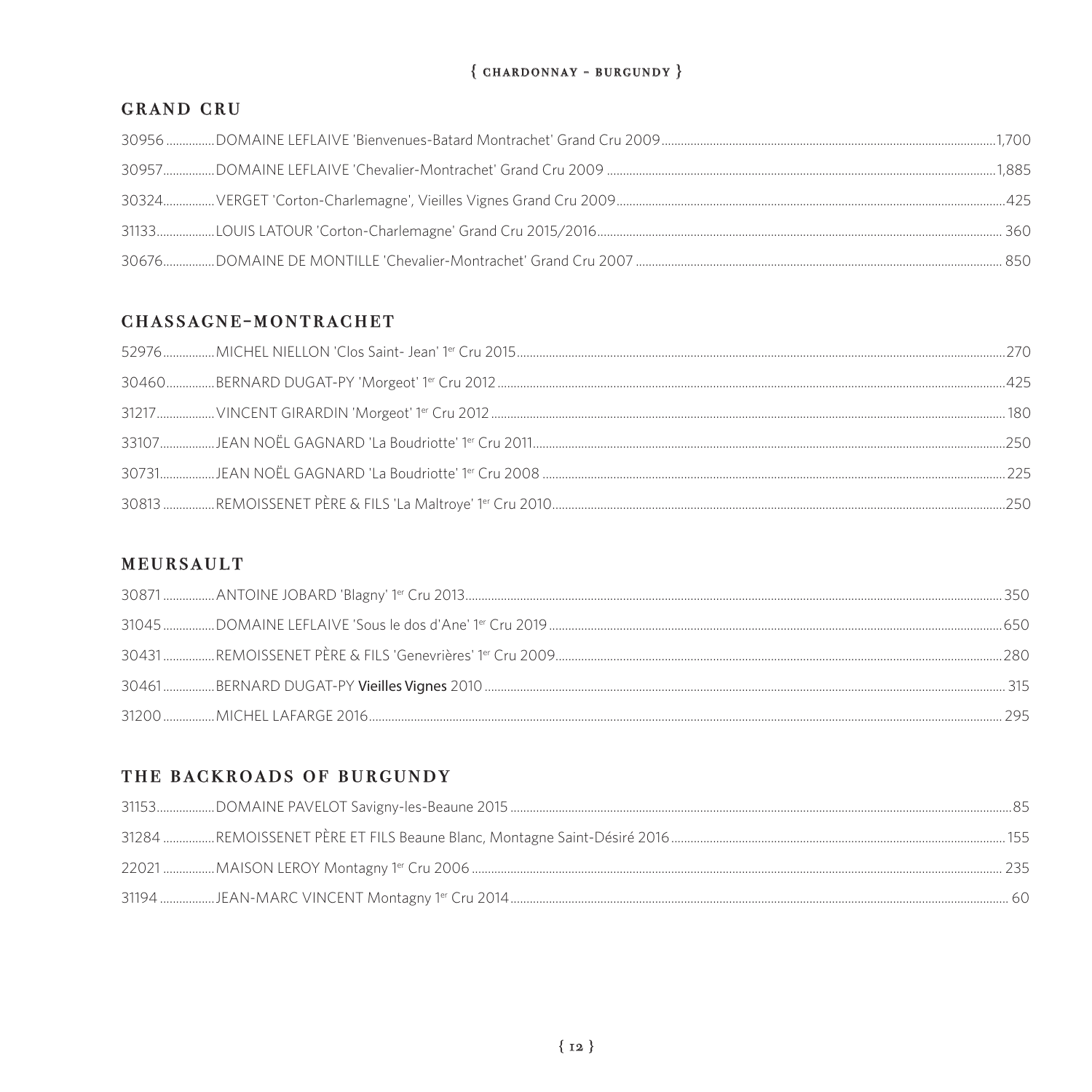{ CHARDONNAY - BURGUNDY }

## GRAND CRU

30956 ............... DOMAINE LEFLAIVE 'Bienvenues-Batard Montrachet' Grand Cru 2009 ............... 1,700

30957 ............... DOMAINE LEFLAIVE 'Chevalier-Montrachet' Grand Cru 2009 ............... 1,885

30324 ............... VERGET 'Corton-Charlemagne', Vieilles Vignes Grand Cru 2009 ............... 425

31133 ............... LOUIS LATOUR 'Corton-Charlemagne' Grand Cru 2015/2016 ............... 360

30676 ............... DOMAINE DE MONTILLE 'Chevalier-Montrachet' Grand Cru 2007 ............... 850

## CHASSAGNE-MONTRACHET

52976 ............... MICHEL NIELLON 'Clos Saint- Jean' 1er Cru 2015 ............... 270

30460 ............... BERNARD DUGAT-PY 'Morgeot' 1er Cru 2012 ............... 425

31217 ............... VINCENT GIRARDIN 'Morgeot' 1er Cru 2012 ............... 180

33107 ............... JEAN NOËL GAGNARD 'La Boudriotte' 1er Cru 2011 ............... 250

30731 ............... JEAN NOËL GAGNARD 'La Boudriotte' 1er Cru 2008 ............... 225

30813 ............... REMOISSENET PÈRE & FILS 'La Maltroye' 1er Cru 2010 ............... 250

## MEURSAULT

30871 ............... ANTOINE JOBARD 'Blagny' 1er Cru 2013 ............... 350

31045 ............... DOMAINE LEFLAIVE 'Sous le dos d'Ane' 1er Cru 2019 ............... 650

30431 ............... REMOISSENET PÈRE & FILS 'Genevrières' 1er Cru 2009 ............... 280

30461 ............... BERNARD DUGAT-PY Vieilles Vignes 2010 ............... 315

31200 ............... MICHEL LAFARGE 2016 ............... 295

## THE BACKROADS OF BURGUNDY

31153 ............... DOMAINE PAVELOT Savigny-les-Beaune 2015 ............... 85

31284 ............... REMOISSENET PÈRE ET FILS Beaune Blanc, Montagne Saint-Désiré 2016 ............... 155

22021 ............... MAISON LEROY Montagny 1er Cru 2006 ............... 235

31194 ............... JEAN-MARC VINCENT Montagny 1er Cru 2014 ............... 60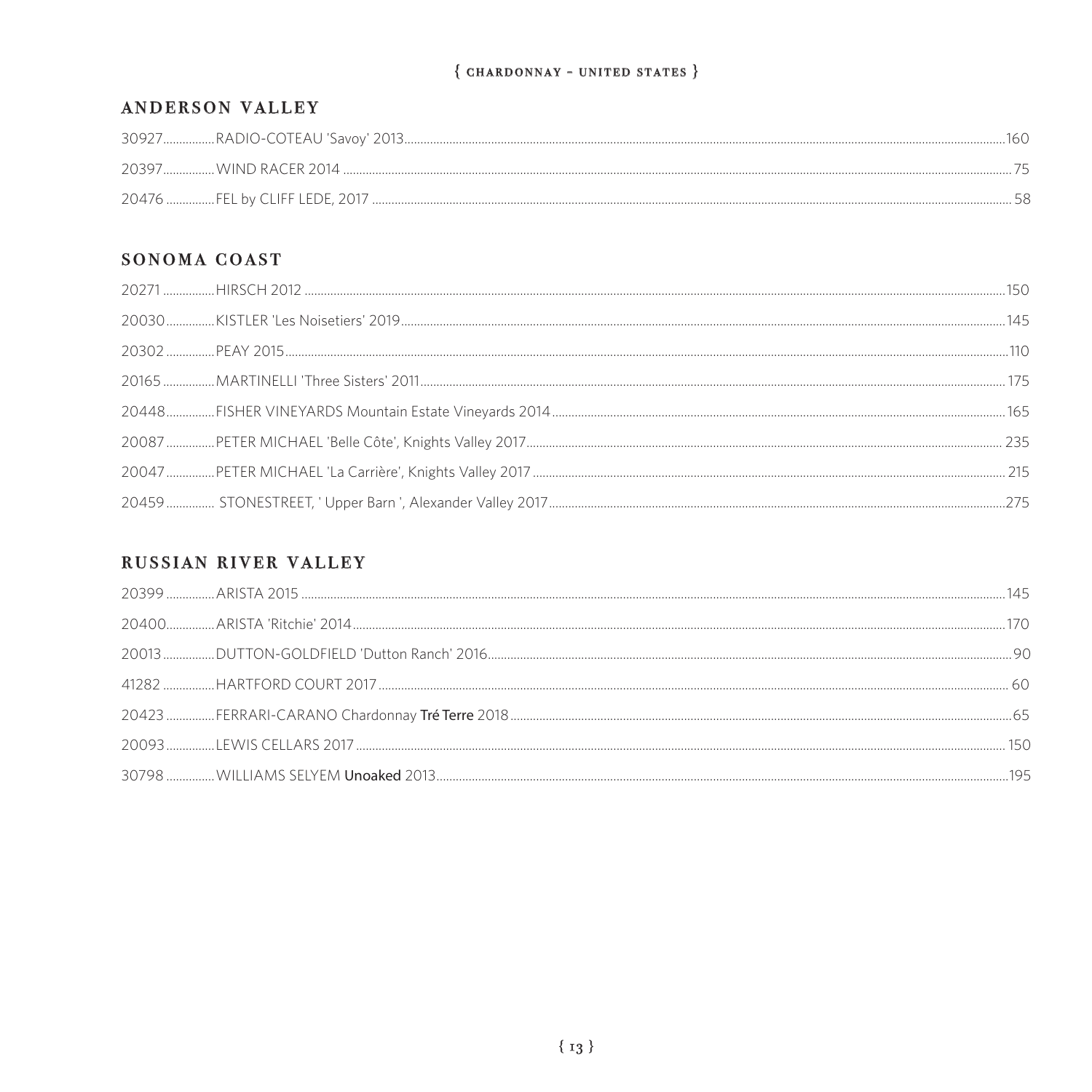{ CHARDONNAY - UNITED STATES }

## ANDERSON VALLEY

30927................RADIO-COTEAU 'Savoy' 2013................160

20397................WIND RACER 2014................75

20476 ...............FEL by CLIFF LEDE, 2017................58

## SONOMA COAST

20271 ................HIRSCH 2012................150

20030...............KISTLER 'Les Noisetiers' 2019................145

20302 ...............PEAY 2015................110

20165 ................MARTINELLI 'Three Sisters' 2011................175

20448...............FISHER VINEYARDS Mountain Estate Vineyards 2014................165

20087 ...............PETER MICHAEL 'Belle Côte', Knights Valley 2017................235

20047...............PETER MICHAEL 'La Carrière', Knights Valley 2017................215

20459............... STONESTREET, ' Upper Barn ', Alexander Valley 2017................275

## RUSSIAN RIVER VALLEY

20399 ...............ARISTA 2015................145

20400...............ARISTA 'Ritchie' 2014................170

20013 ................DUTTON-GOLDFIELD 'Dutton Ranch' 2016................90

41282 ................HARTFORD COURT 2017................60

20423 ...............FERRARI-CARANO Chardonnay **Tré Terre** 2018................65

20093...............LEWIS CELLARS 2017................150

30798 ...............WILLIAMS SELYEM **Unoaked** 2013................195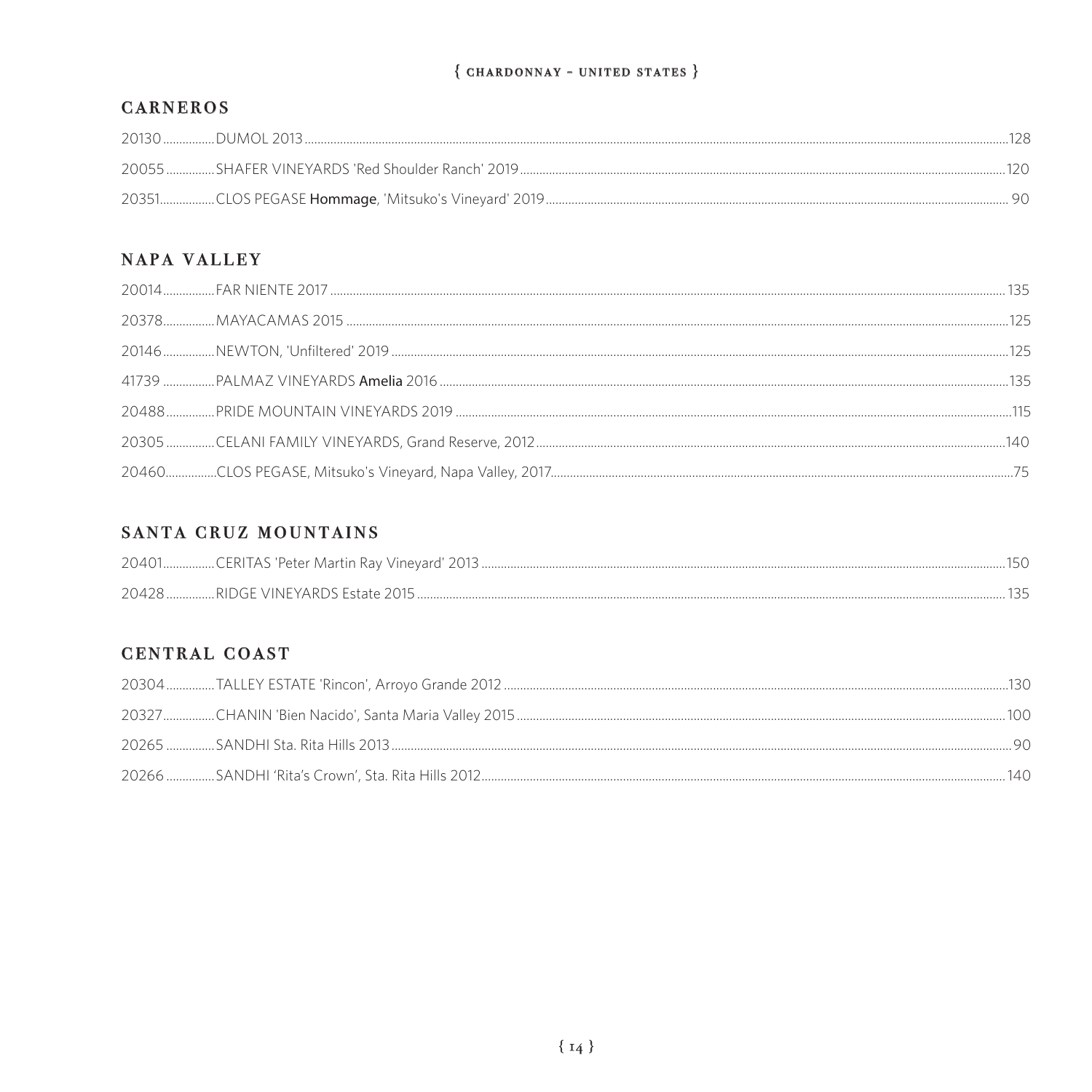{ CHARDONNAY - UNITED STATES }

## CARNEROS

20130................DUMOL 2013................128

20055...............SHAFER VINEYARDS 'Red Shoulder Ranch' 2019................120

20351.................CLOS PEGASE **Hommage**, 'Mitsuko's Vineyard' 2019................90

## NAPA VALLEY

20014................FAR NIENTE 2017................135

20378................MAYACAMAS 2015................125

20146................NEWTON, 'Unfiltered' 2019................125

41739................PALMAZ VINEYARDS **Amelia** 2016................135

20488...............PRIDE MOUNTAIN VINEYARDS 2019................115

20305...............CELANI FAMILY VINEYARDS, Grand Reserve, 2012................140

20460................CLOS PEGASE, Mitsuko's Vineyard, Napa Valley, 2017................75

## SANTA CRUZ MOUNTAINS

20401................CERITAS 'Peter Martin Ray Vineyard' 2013................150

20428...............RIDGE VINEYARDS Estate 2015................135

## CENTRAL COAST

20304...............TALLEY ESTATE 'Rincon', Arroyo Grande 2012................130

20327................CHANIN 'Bien Nacido', Santa Maria Valley 2015................100

20265...............SANDHI Sta. Rita Hills 2013................90

20266...............SANDHI 'Rita's Crown', Sta. Rita Hills 2012................140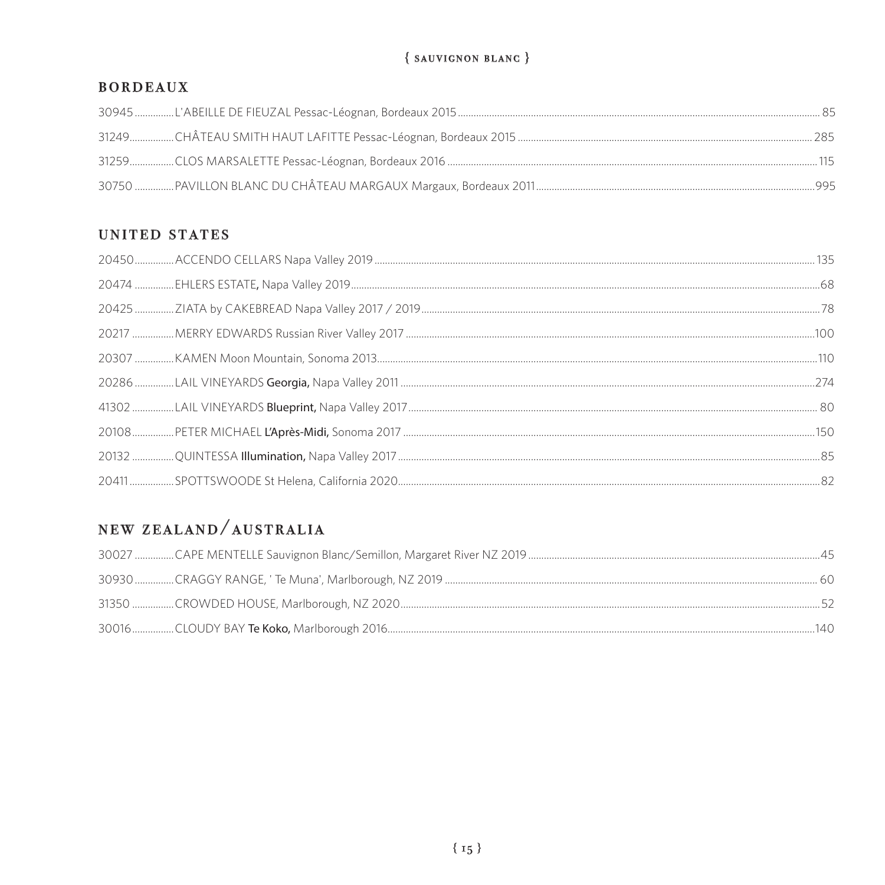# { SAUVIGNON BLANC }

## BORDEAUX

| | | |
|---|---|---|
| 30945 | L'ABEILLE DE FIEUZAL Pessac-Léognan, Bordeaux 2015 | 85 |
| 31249 | CHÂTEAU SMITH HAUT LAFITTE Pessac-Léognan, Bordeaux 2015 | 285 |
| 31259 | CLOS MARSALETTE Pessac-Léognan, Bordeaux 2016 | 115 |
| 30750 | PAVILLON BLANC DU CHÂTEAU MARGAUX Margaux, Bordeaux 2011 | 995 |

## UNITED STATES

| | | |
|---|---|---|
| 20450 | ACCENDO CELLARS Napa Valley 2019 | 135 |
| 20474 | EHLERS ESTATE, Napa Valley 2019 | 68 |
| 20425 | ZIATA by CAKEBREAD Napa Valley 2017 / 2019 | 78 |
| 20217 | MERRY EDWARDS Russian River Valley 2017 | 100 |
| 20307 | KAMEN Moon Mountain, Sonoma 2013 | 110 |
| 20286 | LAIL VINEYARDS **Georgia,** Napa Valley 2011 | 274 |
| 41302 | LAIL VINEYARDS **Blueprint,** Napa Valley 2017 | 80 |
| 20108 | PETER MICHAEL **L'Après-Midi,** Sonoma 2017 | 150 |
| 20132 | QUINTESSA **Illumination,** Napa Valley 2017 | 85 |
| 20411 | SPOTTSWOODE St Helena, California 2020 | 82 |

## NEW ZEALAND/AUSTRALIA

| | | |
|---|---|---|
| 30027 | CAPE MENTELLE Sauvignon Blanc/Semillon, Margaret River NZ 2019 | 45 |
| 30930 | CRAGGY RANGE, ' Te Muna', Marlborough, NZ 2019 | 60 |
| 31350 | CROWDED HOUSE, Marlborough, NZ 2020 | 52 |
| 30016 | CLOUDY BAY **Te Koko,** Marlborough 2016 | 140 |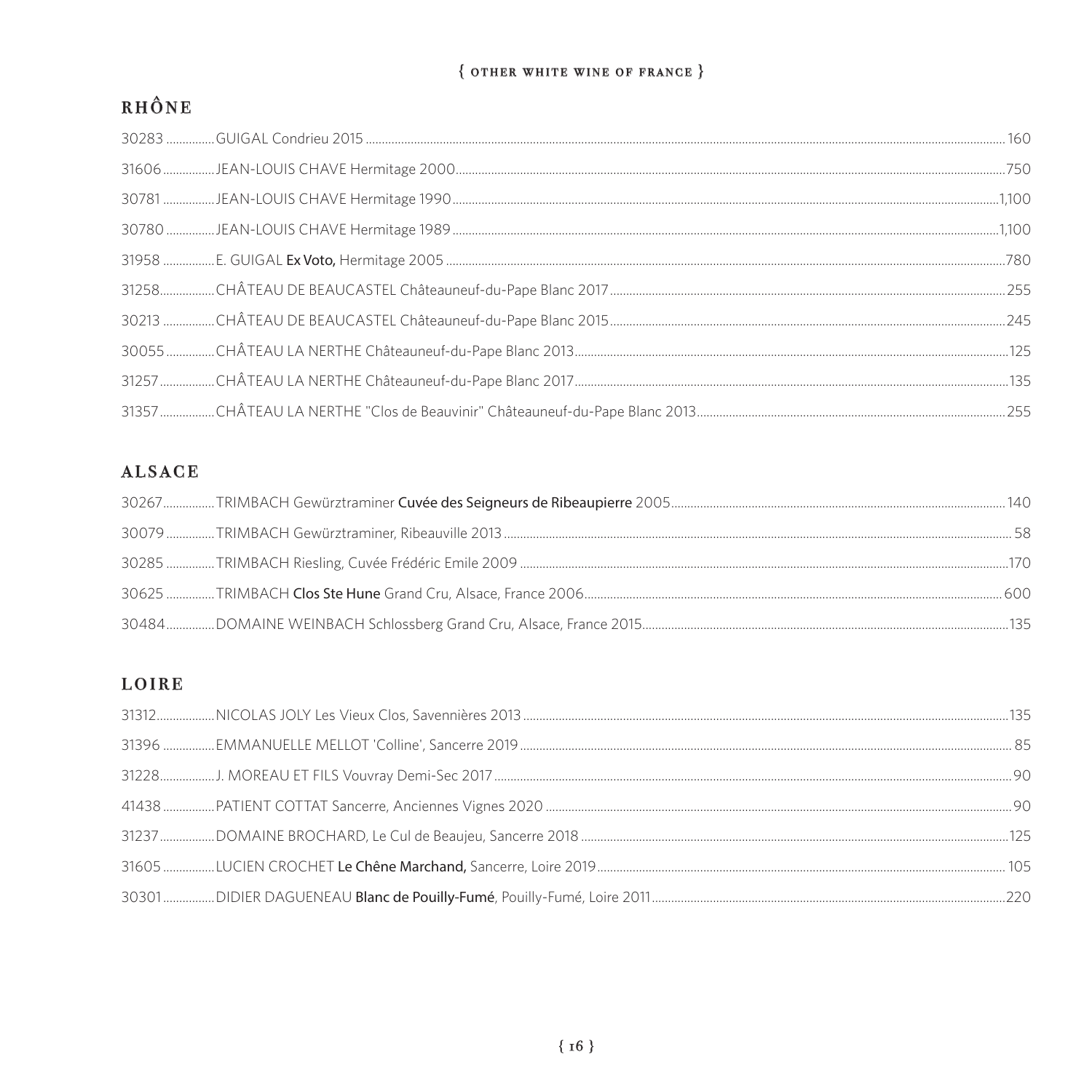{ OTHER WHITE WINE OF FRANCE }

## RHÔNE

30283 ............... GUIGAL Condrieu 2015 ............... 160

31606 ............... JEAN-LOUIS CHAVE Hermitage 2000 ............... 750

30781 ............... JEAN-LOUIS CHAVE Hermitage 1990 ............... 1,100

30780 ............... JEAN-LOUIS CHAVE Hermitage 1989 ............... 1,100

31958 ............... E. GUIGAL **Ex Voto,** Hermitage 2005 ............... 780

31258 ............... CHÂTEAU DE BEAUCASTEL Châteauneuf-du-Pape Blanc 2017 ............... 255

30213 ............... CHÂTEAU DE BEAUCASTEL Châteauneuf-du-Pape Blanc 2015 ............... 245

30055 ............... CHÂTEAU LA NERTHE Châteauneuf-du-Pape Blanc 2013 ............... 125

31257 ............... CHÂTEAU LA NERTHE Châteauneuf-du-Pape Blanc 2017 ............... 135

31357 ............... CHÂTEAU LA NERTHE "Clos de Beauvinir" Châteauneuf-du-Pape Blanc 2013 ............... 255

## ALSACE

30267 ............... TRIMBACH Gewürztraminer **Cuvée des Seigneurs de Ribeaupierre** 2005 ............... 140

30079 ............... TRIMBACH Gewürztraminer, Ribeauville 2013 ............... 58

30285 ............... TRIMBACH Riesling, Cuvée Frédéric Emile 2009 ............... 170

30625 ............... TRIMBACH **Clos Ste Hune** Grand Cru, Alsace, France 2006 ............... 600

30484 ............... DOMAINE WEINBACH Schlossberg Grand Cru, Alsace, France 2015 ............... 135

## LOIRE

31312 ............... NICOLAS JOLY Les Vieux Clos, Savennières 2013 ............... 135

31396 ............... EMMANUELLE MELLOT 'Colline', Sancerre 2019 ............... 85

31228 ............... J. MOREAU ET FILS Vouvray Demi-Sec 2017 ............... 90

41438 ............... PATIENT COTTAT Sancerre, Anciennes Vignes 2020 ............... 90

31237 ............... DOMAINE BROCHARD, Le Cul de Beaujeu, Sancerre 2018 ............... 125

31605 ............... LUCIEN CROCHET **Le Chêne Marchand,** Sancerre, Loire 2019 ............... 105

30301 ............... DIDIER DAGUENEAU **Blanc de Pouilly-Fumé**, Pouilly-Fumé, Loire 2011 ............... 220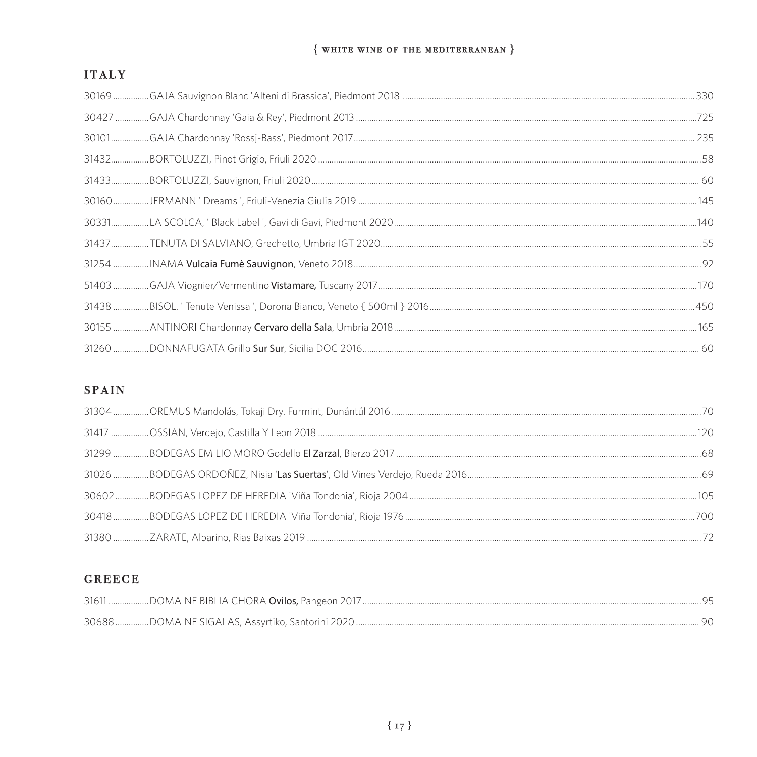# { WHITE WINE OF THE MEDITERRANEAN }

## ITALY

| | | |
|---|---|---|
| 30169 | GAJA Sauvignon Blanc 'Alteni di Brassica', Piedmont 2018 | 330 |
| 30427 | GAJA Chardonnay 'Gaia & Rey', Piedmont 2013 | 725 |
| 30101 | GAJA Chardonnay 'Rossj-Bass', Piedmont 2017 | 235 |
| 31432 | BORTOLUZZI, Pinot Grigio, Friuli 2020 | 58 |
| 31433 | BORTOLUZZI, Sauvignon, Friuli 2020 | 60 |
| 30160 | JERMANN ' Dreams ', Friuli-Venezia Giulia 2019 | 145 |
| 30331 | LA SCOLCA, ' Black Label ', Gavi di Gavi, Piedmont 2020 | 140 |
| 31437 | TENUTA DI SALVIANO, Grechetto, Umbria IGT 2020 | 55 |
| 31254 | INAMA **Vulcaia Fumè Sauvignon**, Veneto 2018 | 92 |
| 51403 | GAJA Viognier/Vermentino **Vistamare,** Tuscany 2017 | 170 |
| 31438 | BISOL, ' Tenute Venissa ', Dorona Bianco, Veneto { 500ml } 2016 | 450 |
| 30155 | ANTINORI Chardonnay **Cervaro della Sala**, Umbria 2018 | 165 |
| 31260 | DONNAFUGATA Grillo **Sur Sur**, Sicilia DOC 2016 | 60 |

## SPAIN

| | | |
|---|---|---|
| 31304 | OREMUS Mandolás, Tokaji Dry, Furmint, Dunántúl 2016 | 70 |
| 31417 | OSSIAN, Verdejo, Castilla Y Leon 2018 | 120 |
| 31299 | BODEGAS EMILIO MORO Godello **El Zarzal**, Bierzo 2017 | 68 |
| 31026 | BODEGAS ORDOÑEZ, Nisia '**Las Suertas**', Old Vines Verdejo, Rueda 2016 | 69 |
| 30602 | BODEGAS LOPEZ DE HEREDIA 'Viña Tondonia', Rioja 2004 | 105 |
| 30418 | BODEGAS LOPEZ DE HEREDIA 'Viña Tondonia', Rioja 1976 | 700 |
| 31380 | ZARATE, Albarino, Rias Baixas 2019 | 72 |

## GREECE

| | | |
|---|---|---|
| 31611 | DOMAINE BIBLIA CHORA **Ovilos,** Pangeon 2017 | 95 |
| 30688 | DOMAINE SIGALAS, Assyrtiko, Santorini 2020 | 90 |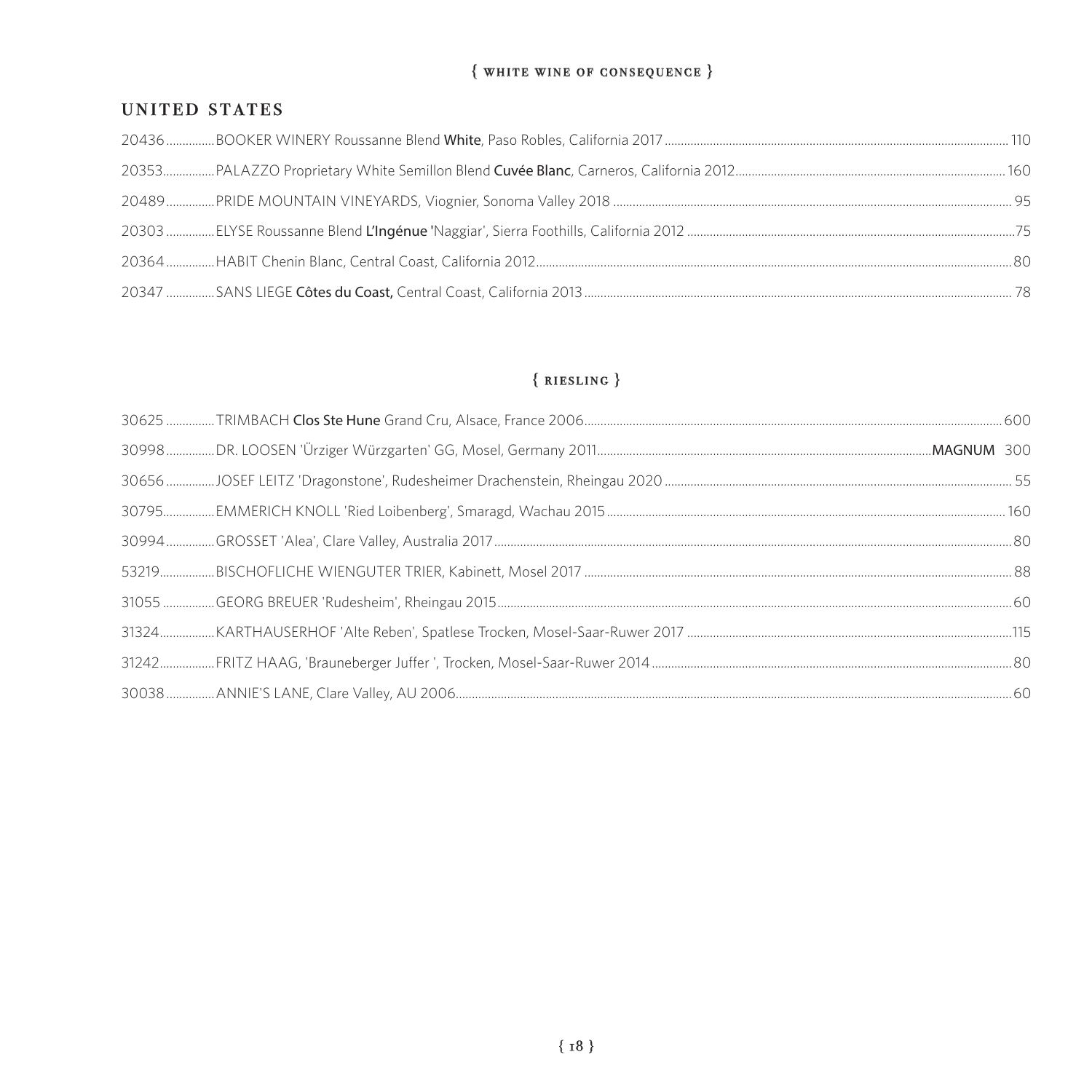{ WHITE WINE OF CONSEQUENCE }

## UNITED STATES

20436 ............... BOOKER WINERY Roussanne Blend **White**, Paso Robles, California 2017 ............... 110

20353 ............... PALAZZO Proprietary White Semillon Blend **Cuvée Blanc**, Carneros, California 2012 ............... 160

20489 ............... PRIDE MOUNTAIN VINEYARDS, Viognier, Sonoma Valley 2018 ............... 95

20303 ............... ELYSE Roussanne Blend **L'Ingénue** 'Naggiar', Sierra Foothills, California 2012 ............... 75

20364 ............... HABIT Chenin Blanc, Central Coast, California 2012 ............... 80

20347 ............... SANS LIEGE **Côtes du Coast,** Central Coast, California 2013 ............... 78

## { RIESLING }

30625 ............... TRIMBACH **Clos Ste Hune** Grand Cru, Alsace, France 2006 ............... 600

30998 ............... DR. LOOSEN 'Ürziger Würzgarten' GG, Mosel, Germany 2011 ............... **MAGNUM** 300

30656 ............... JOSEF LEITZ 'Dragonstone', Rudesheimer Drachenstein, Rheingau 2020 ............... 55

30795 ............... EMMERICH KNOLL 'Ried Loibenberg', Smaragd, Wachau 2015 ............... 160

30994 ............... GROSSET 'Alea', Clare Valley, Australia 2017 ............... 80

53219 ............... BISCHOFLICHE WIENGUTER TRIER, Kabinett, Mosel 2017 ............... 88

31055 ............... GEORG BREUER 'Rudesheim', Rheingau 2015 ............... 60

31324 ............... KARTHAUSERHOF 'Alte Reben', Spatlese Trocken, Mosel-Saar-Ruwer 2017 ............... 115

31242 ............... FRITZ HAAG, 'Brauneberger Juffer ', Trocken, Mosel-Saar-Ruwer 2014 ............... 80

30038 ............... ANNIE'S LANE, Clare Valley, AU 2006 ............... 60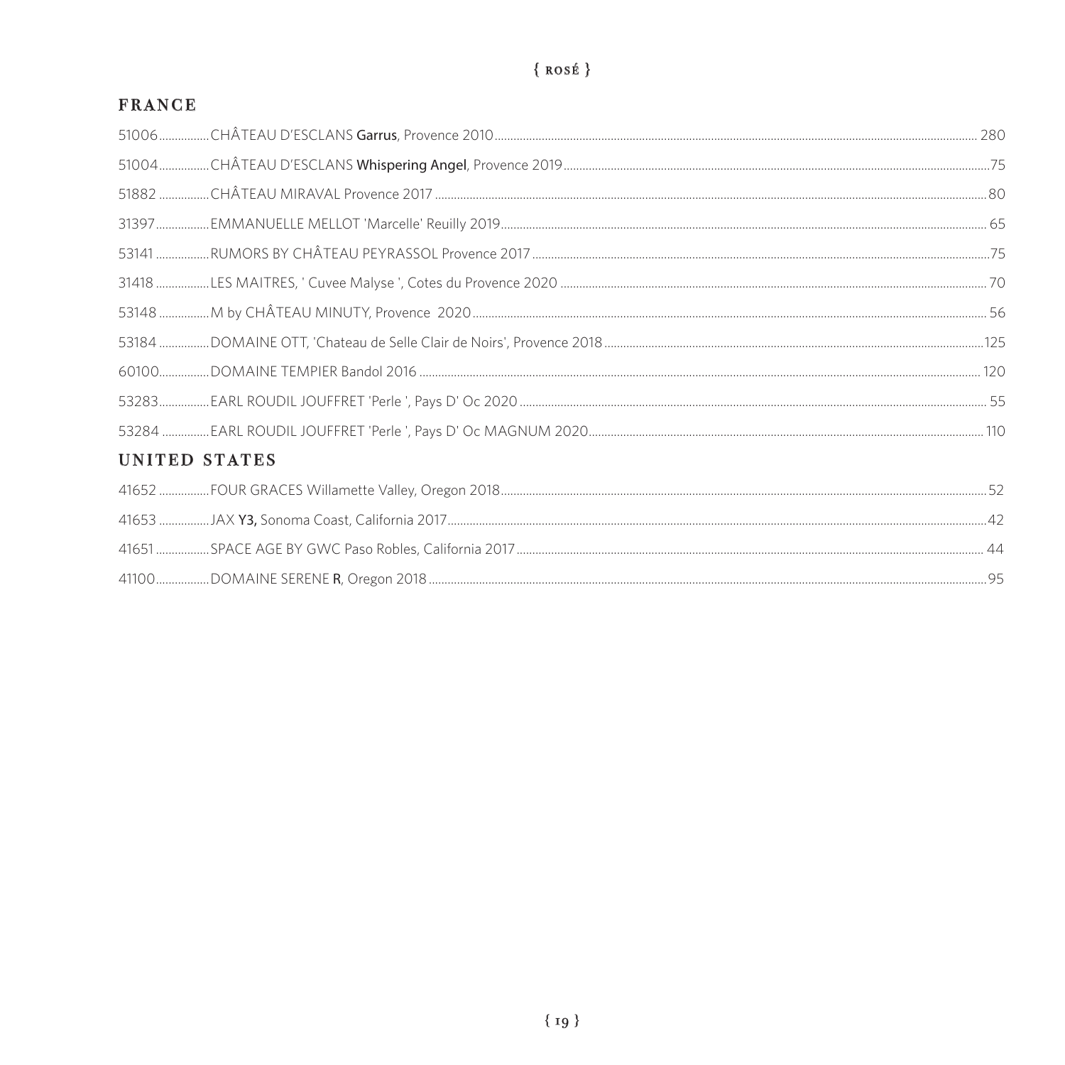{ ROSÉ }

## FRANCE

51006................CHÂTEAU D'ESCLANS **Garrus**, Provence 2010................ 280

51004................CHÂTEAU D'ESCLANS **Whispering Angel**, Provence 2019................75

51882 ................CHÂTEAU MIRAVAL Provence 2017................80

31397................EMMANUELLE MELLOT 'Marcelle' Reuilly 2019................ 65

53141 ................RUMORS BY CHÂTEAU PEYRASSOL Provence 2017................75

31418 ................LES MAITRES, ' Cuvee Malyse ', Cotes du Provence 2020................ 70

53148 ................M by CHÂTEAU MINUTY, Provence 2020................ 56

53184 ................DOMAINE OTT, 'Chateau de Selle Clair de Noirs', Provence 2018................125

60100................DOMAINE TEMPIER Bandol 2016................ 120

53283................EARL ROUDIL JOUFFRET 'Perle ', Pays D' Oc 2020................ 55

53284 ................EARL ROUDIL JOUFFRET 'Perle ', Pays D' Oc MAGNUM 2020................ 110

## UNITED STATES

41652 ................FOUR GRACES Willamette Valley, Oregon 2018................52

41653 ................JAX **Y3,** Sonoma Coast, California 2017................42

41651 ................SPACE AGE BY GWC Paso Robles, California 2017................ 44

41100................DOMAINE SERENE **R**, Oregon 2018................95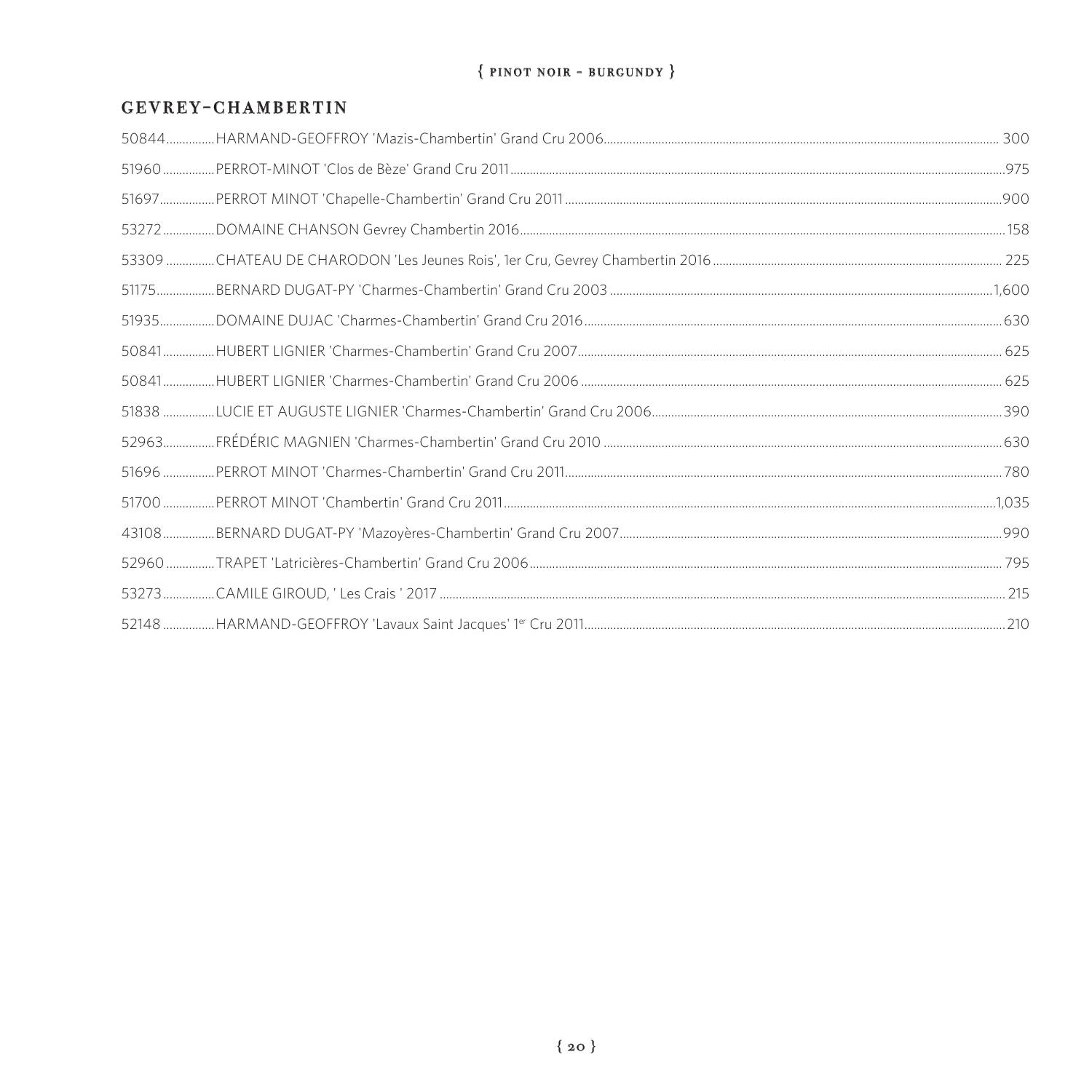{ PINOT NOIR - BURGUNDY }

## GEVREY-CHAMBERTIN

| | | |
|---|---|---|
| 50844 | HARMAND-GEOFFROY 'Mazis-Chambertin' Grand Cru 2006 | 300 |
| 51960 | PERROT-MINOT 'Clos de Bèze' Grand Cru 2011 | 975 |
| 51697 | PERROT MINOT 'Chapelle-Chambertin' Grand Cru 2011 | 900 |
| 53272 | DOMAINE CHANSON Gevrey Chambertin 2016 | 158 |
| 53309 | CHATEAU DE CHARODON 'Les Jeunes Rois', 1er Cru, Gevrey Chambertin 2016 | 225 |
| 51175 | BERNARD DUGAT-PY 'Charmes-Chambertin' Grand Cru 2003 | 1,600 |
| 51935 | DOMAINE DUJAC 'Charmes-Chambertin' Grand Cru 2016 | 630 |
| 50841 | HUBERT LIGNIER 'Charmes-Chambertin' Grand Cru 2007 | 625 |
| 50841 | HUBERT LIGNIER 'Charmes-Chambertin' Grand Cru 2006 | 625 |
| 51838 | LUCIE ET AUGUSTE LIGNIER 'Charmes-Chambertin' Grand Cru 2006 | 390 |
| 52963 | FRÉDÉRIC MAGNIEN 'Charmes-Chambertin' Grand Cru 2010 | 630 |
| 51696 | PERROT MINOT 'Charmes-Chambertin' Grand Cru 2011 | 780 |
| 51700 | PERROT MINOT 'Chambertin' Grand Cru 2011 | 1,035 |
| 43108 | BERNARD DUGAT-PY 'Mazoyères-Chambertin' Grand Cru 2007 | 990 |
| 52960 | TRAPET 'Latricières-Chambertin' Grand Cru 2006 | 795 |
| 53273 | CAMILE GIROUD, ' Les Crais ' 2017 | 215 |
| 52148 | HARMAND-GEOFFROY 'Lavaux Saint Jacques' 1er Cru 2011 | 210 |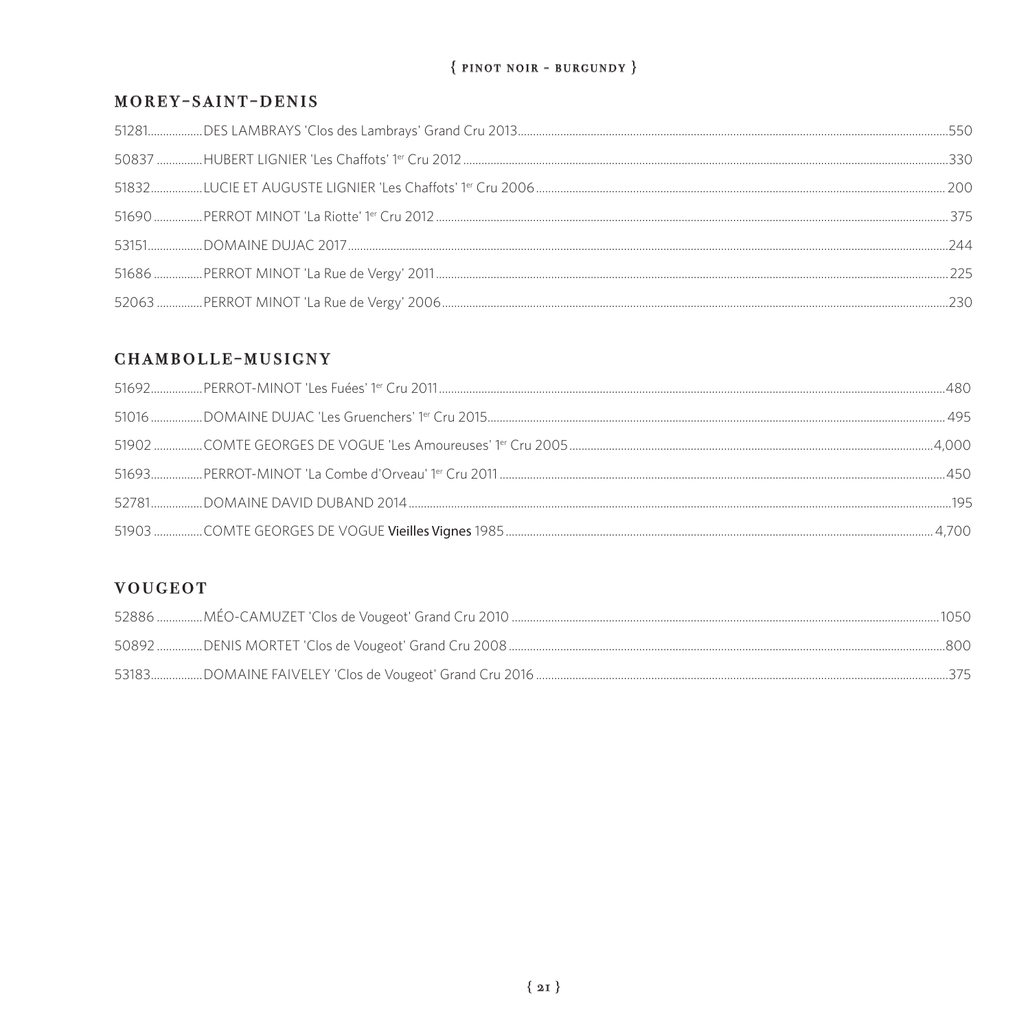{ PINOT NOIR - BURGUNDY }

## MOREY-SAINT-DENIS

51281..................DES LAMBRAYS 'Clos des Lambrays' Grand Cru 2013..................550

50837 ...............HUBERT LIGNIER 'Les Chaffots' 1er Cru 2012..................330

51832.................LUCIE ET AUGUSTE LIGNIER 'Les Chaffots' 1er Cru 2006..................200

51690 ................PERROT MINOT 'La Riotte' 1er Cru 2012..................375

53151..................DOMAINE DUJAC 2017..................244

51686 ................PERROT MINOT 'La Rue de Vergy' 2011..................225

52063 ...............PERROT MINOT 'La Rue de Vergy' 2006..................230

## CHAMBOLLE-MUSIGNY

51692.................PERROT-MINOT 'Les Fuées' 1er Cru 2011..................480

51016 .................DOMAINE DUJAC 'Les Gruenchers' 1er Cru 2015..................495

51902 ................COMTE GEORGES DE VOGUE 'Les Amoureuses' 1er Cru 2005..................4,000

51693.................PERROT-MINOT 'La Combe d'Orveau' 1er Cru 2011..................450

52781.................DOMAINE DAVID DUBAND 2014..................195

51903 ................COMTE GEORGES DE VOGUE **Vieilles Vignes** 1985..................4,700

## VOUGEOT

52886 ...............MÉO-CAMUZET 'Clos de Vougeot' Grand Cru 2010..................1050

50892 ...............DENIS MORTET 'Clos de Vougeot' Grand Cru 2008..................800

53183.................DOMAINE FAIVELEY 'Clos de Vougeot' Grand Cru 2016..................375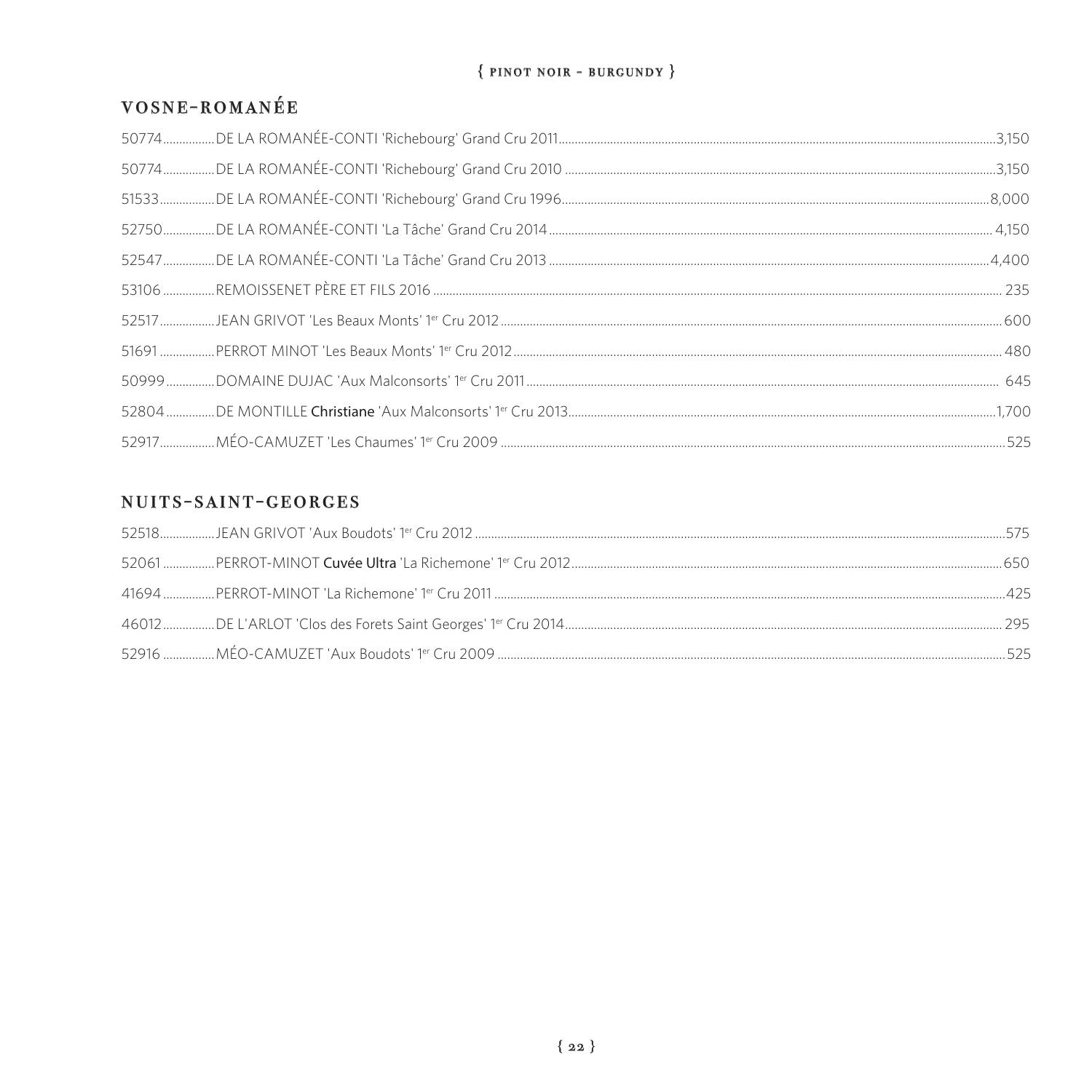{ PINOT NOIR - BURGUNDY }

## VOSNE-ROMANÉE

50774................DE LA ROMANÉE-CONTI 'Richebourg' Grand Cru 2011................3,150

50774................DE LA ROMANÉE-CONTI 'Richebourg' Grand Cru 2010................3,150

51533................DE LA ROMANÉE-CONTI 'Richebourg' Grand Cru 1996................8,000

52750................DE LA ROMANÉE-CONTI 'La Tâche' Grand Cru 2014................4,150

52547................DE LA ROMANÉE-CONTI 'La Tâche' Grand Cru 2013................4,400

53106................REMOISSENET PÈRE ET FILS 2016................235

52517................JEAN GRIVOT 'Les Beaux Monts' 1er Cru 2012................600

51691................PERROT MINOT 'Les Beaux Monts' 1er Cru 2012................480

50999................DOMAINE DUJAC 'Aux Malconsorts' 1er Cru 2011................645

52804................DE MONTILLE **Christiane** 'Aux Malconsorts' 1er Cru 2013................1,700

52917................MÉO-CAMUZET 'Les Chaumes' 1er Cru 2009................525

## NUITS-SAINT-GEORGES

52518................JEAN GRIVOT 'Aux Boudots' 1er Cru 2012................575

52061................PERROT-MINOT **Cuvée Ultra** 'La Richemone' 1er Cru 2012................650

41694................PERROT-MINOT 'La Richemone' 1er Cru 2011................425

46012................DE L'ARLOT 'Clos des Forets Saint Georges' 1er Cru 2014................295

52916................MÉO-CAMUZET 'Aux Boudots' 1er Cru 2009................525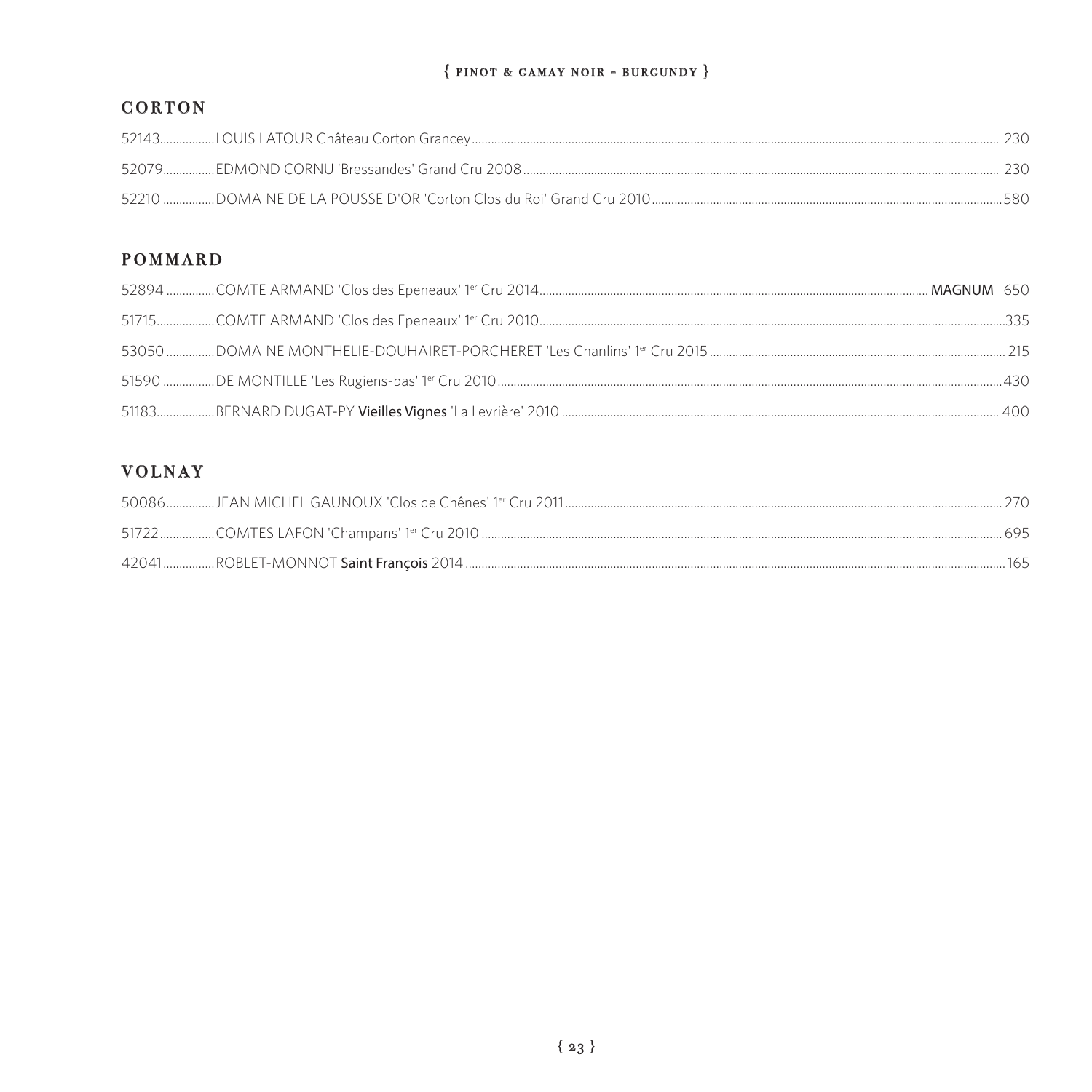{ PINOT & GAMAY NOIR - BURGUNDY }

## CORTON

52143.................LOUIS LATOUR Château Corton Grancey........................................ 230

52079................EDMOND CORNU 'Bressandes' Grand Cru 2008........................................ 230

52210 ................DOMAINE DE LA POUSSE D'OR 'Corton Clos du Roi' Grand Cru 2010........................................580

## POMMARD

52894 ...............COMTE ARMAND 'Clos des Epeneaux' 1er Cru 2014........................................ **MAGNUM** 650

51715..................COMTE ARMAND 'Clos des Epeneaux' 1er Cru 2010........................................335

53050 ...............DOMAINE MONTHELIE-DOUHAIRET-PORCHERET 'Les Chanlins' 1er Cru 2015........................................ 215

51590 ................DE MONTILLE 'Les Rugiens-bas' 1er Cru 2010........................................430

51183..................BERNARD DUGAT-PY **Vieilles Vignes** 'La Levrière' 2010........................................ 400

## VOLNAY

50086...............JEAN MICHEL GAUNOUX 'Clos de Chênes' 1er Cru 2011........................................ 270

51722.................COMTES LAFON 'Champans' 1er Cru 2010........................................695

42041................ROBLET-MONNOT **Saint François** 2014........................................165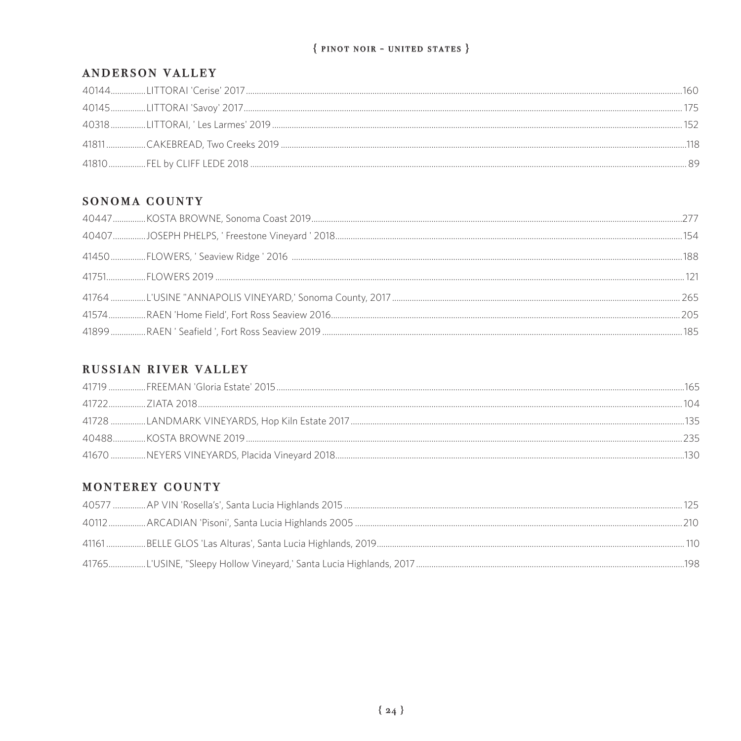{ PINOT NOIR - UNITED STATES }

## ANDERSON VALLEY

40144................LITTORAI 'Cerise' 2017.................160
40145................LITTORAI 'Savoy' 2017.................175
40318................LITTORAI, ' Les Larmes' 2019.................152
41811..................CAKEBREAD, Two Creeks 2019.................118
41810.................FEL by CLIFF LEDE 2018.................89

## SONOMA COUNTY

40447...............KOSTA BROWNE, Sonoma Coast 2019.................277
40407...............JOSEPH PHELPS, ' Freestone Vineyard ' 2018.................154
41450................FLOWERS, ' Seaview Ridge ' 2016.................188
41751..................FLOWERS 2019.................121
41764................L'USINE "ANNAPOLIS VINEYARD,' Sonoma County, 2017.................265
41574.................RAEN 'Home Field', Fort Ross Seaview 2016.................205
41899................RAEN ' Seafield ', Fort Ross Seaview 2019.................185

## RUSSIAN RIVER VALLEY

41719.................FREEMAN 'Gloria Estate' 2015.................165
41722.................ZIATA 2018.................104
41728................LANDMARK VINEYARDS, Hop Kiln Estate 2017.................135
40488...............KOSTA BROWNE 2019.................235
41670................NEYERS VINEYARDS, Placida Vineyard 2018.................130

## MONTEREY COUNTY

40577...............AP VIN 'Rosella's', Santa Lucia Highlands 2015.................125
40112.................ARCADIAN 'Pisoni', Santa Lucia Highlands 2005.................210
41161..................BELLE GLOS 'Las Alturas', Santa Lucia Highlands, 2019.................110
41765.................L'USINE, "Sleepy Hollow Vineyard,' Santa Lucia Highlands, 2017.................198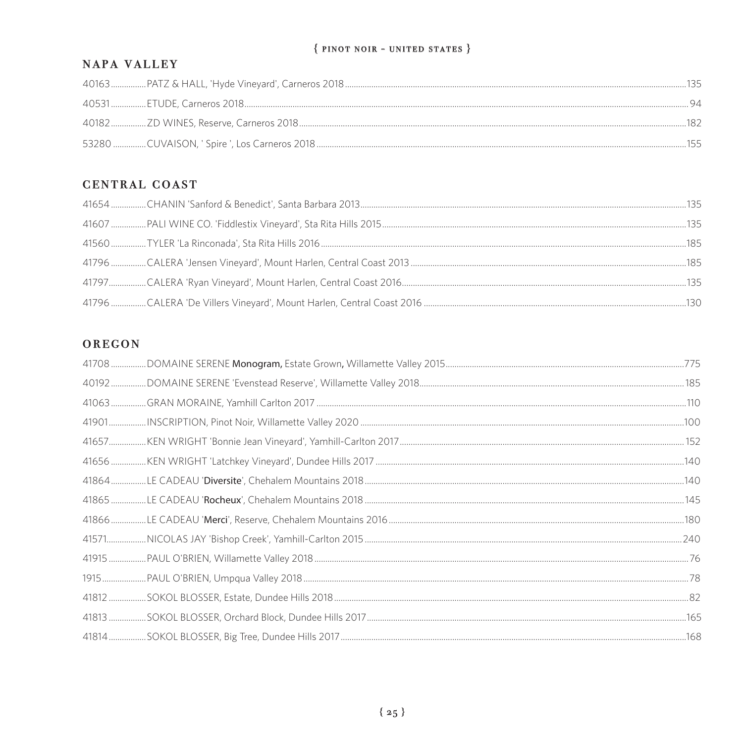{ PINOT NOIR - UNITED STATES }

## NAPA VALLEY

40163................PATZ & HALL, 'Hyde Vineyard', Carneros 2018................135

40531................ETUDE, Carneros 2018................94

40182................ZD WINES, Reserve, Carneros 2018................182

53280................CUVAISON, ' Spire ', Los Carneros 2018................155

## CENTRAL COAST

41654................CHANIN 'Sanford & Benedict', Santa Barbara 2013................135

41607................PALI WINE CO. 'Fiddlestix Vineyard', Sta Rita Hills 2015................135

41560................TYLER 'La Rinconada', Sta Rita Hills 2016................185

41796................CALERA 'Jensen Vineyard', Mount Harlen, Central Coast 2013................185

41797................CALERA 'Ryan Vineyard', Mount Harlen, Central Coast 2016................135

41796................CALERA 'De Villers Vineyard', Mount Harlen, Central Coast 2016................130

## OREGON

41708................DOMAINE SERENE **Monogram,** Estate Grown**,** Willamette Valley 2015................775

40192................DOMAINE SERENE 'Evenstead Reserve', Willamette Valley 2018................185

41063................GRAN MORAINE, Yamhill Carlton 2017................110

41901................INSCRIPTION, Pinot Noir, Willamette Valley 2020................100

41657................KEN WRIGHT 'Bonnie Jean Vineyard', Yamhill-Carlton 2017................152

41656................KEN WRIGHT 'Latchkey Vineyard', Dundee Hills 2017................140

41864................LE CADEAU '**Diversite**', Chehalem Mountains 2018................140

41865................LE CADEAU '**Rocheux**', Chehalem Mountains 2018................145

41866................LE CADEAU '**Merci**', Reserve, Chehalem Mountains 2016................180

41571................NICOLAS JAY 'Bishop Creek', Yamhill-Carlton 2015................240

41915................PAUL O'BRIEN, Willamette Valley 2018................76

1915................PAUL O'BRIEN, Umpqua Valley 2018................78

41812................SOKOL BLOSSER, Estate, Dundee Hills 2018................82

41813................SOKOL BLOSSER, Orchard Block, Dundee Hills 2017................165

41814................SOKOL BLOSSER, Big Tree, Dundee Hills 2017................168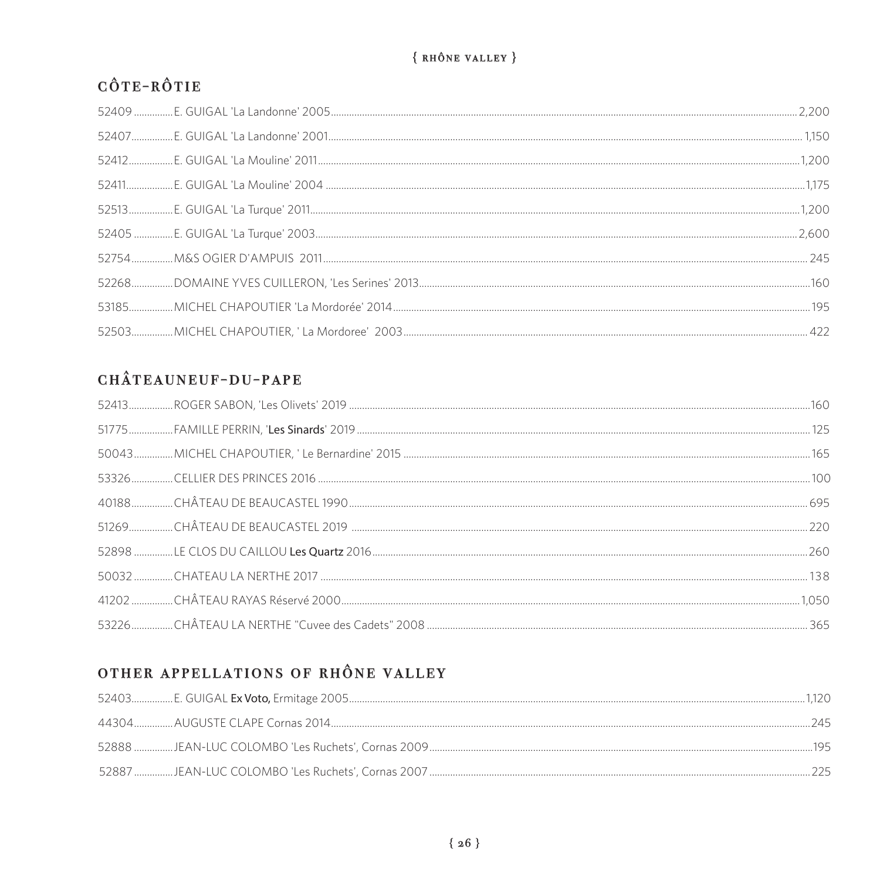{ RHÔNE VALLEY }

## CÔTE-RÔTIE

52409 ............... E. GUIGAL 'La Landonne' 2005 ............... 2,200

52407 ............... E. GUIGAL 'La Landonne' 2001 ............... 1,150

52412 ............... E. GUIGAL 'La Mouline' 2011 ............... 1,200

52411 ............... E. GUIGAL 'La Mouline' 2004 ............... 1,175

52513 ............... E. GUIGAL 'La Turque' 2011 ............... 1,200

52405 ............... E. GUIGAL 'La Turque' 2003 ............... 2,600

52754 ............... M&S OGIER D'AMPUIS 2011 ............... 245

52268 ............... DOMAINE YVES CUILLERON, 'Les Serines' 2013 ............... 160

53185 ............... MICHEL CHAPOUTIER 'La Mordorée' 2014 ............... 195

52503 ............... MICHEL CHAPOUTIER, ' La Mordoree' 2003 ............... 422

## CHÂTEAUNEUF-DU-PAPE

52413 ............... ROGER SABON, 'Les Olivets' 2019 ............... 160

51775 ............... FAMILLE PERRIN, '**Les Sinards**' 2019 ............... 125

50043 ............... MICHEL CHAPOUTIER, ' Le Bernardine' 2015 ............... 165

53326 ............... CELLIER DES PRINCES 2016 ............... 100

40188 ............... CHÂTEAU DE BEAUCASTEL 1990 ............... 695

51269 ............... CHÂTEAU DE BEAUCASTEL 2019 ............... 220

52898 ............... LE CLOS DU CAILLOU **Les Quartz** 2016 ............... 260

50032 ............... CHATEAU LA NERTHE 2017 ............... 138

41202 ............... CHÂTEAU RAYAS Réservé 2000 ............... 1,050

53226 ............... CHÂTEAU LA NERTHE "Cuvee des Cadets" 2008 ............... 365

## OTHER APPELLATIONS OF RHÔNE VALLEY

52403 ............... E. GUIGAL **Ex Voto,** Ermitage 2005 ............... 1,120

44304 ............... AUGUSTE CLAPE Cornas 2014 ............... 245

52888 ............... JEAN-LUC COLOMBO 'Les Ruchets', Cornas 2009 ............... 195

52887 ............... JEAN-LUC COLOMBO 'Les Ruchets', Cornas 2007 ............... 225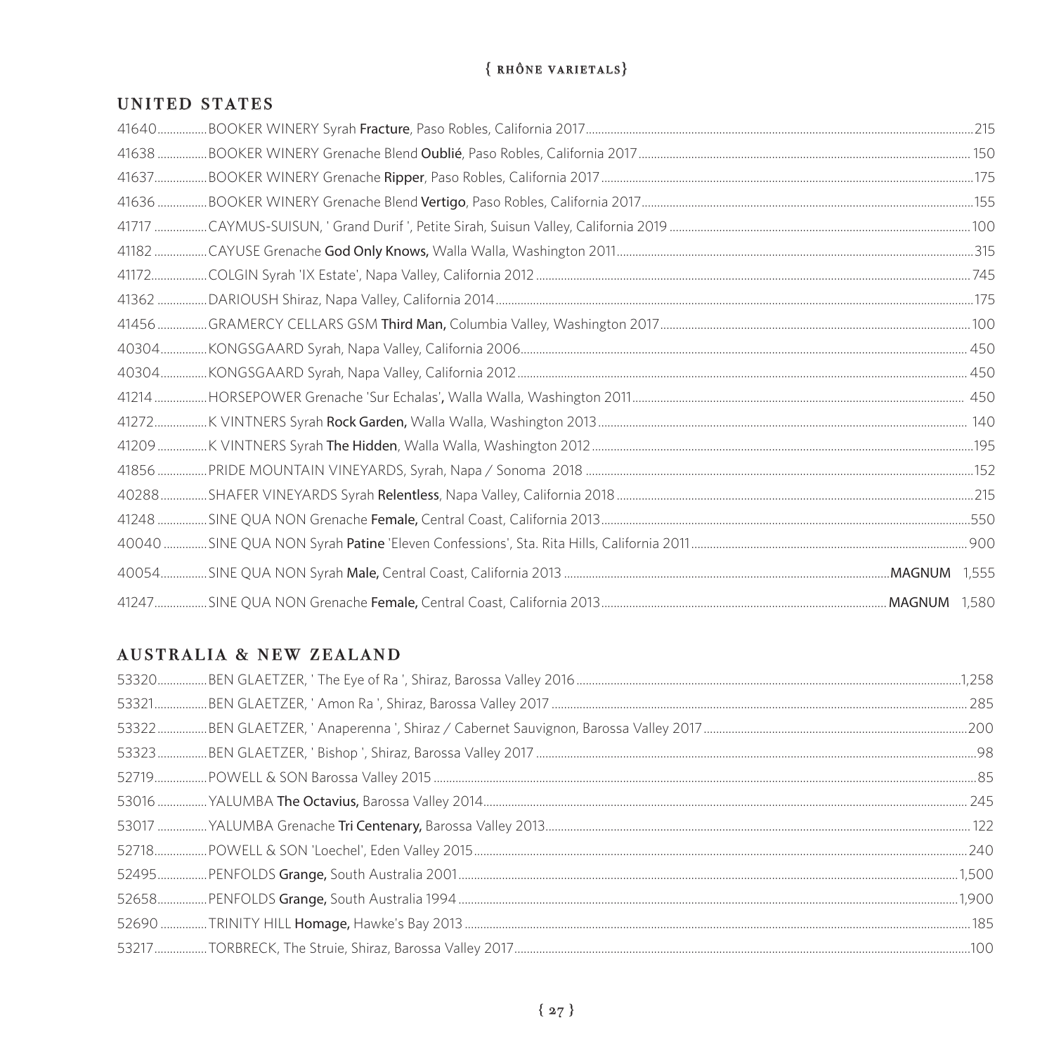# { RHÔNE VARIETALS }

## UNITED STATES

41640................BOOKER WINERY Syrah **Fracture**, Paso Robles, California 2017..........215

41638 ................BOOKER WINERY Grenache Blend **Oublié**, Paso Robles, California 2017..........150

41637................BOOKER WINERY Grenache **Ripper**, Paso Robles, California 2017..........175

41636 ................BOOKER WINERY Grenache Blend **Vertigo**, Paso Robles, California 2017..........155

41717 ................CAYMUS-SUISUN, ' Grand Durif ', Petite Sirah, Suisun Valley, California 2019..........100

41182 ................CAYUSE Grenache **God Only Knows,** Walla Walla, Washington 2011..........315

41172................COLGIN Syrah 'IX Estate', Napa Valley, California 2012..........745

41362 ................DARIOUSH Shiraz, Napa Valley, California 2014..........175

41456 ................GRAMERCY CELLARS GSM **Third Man,** Columbia Valley, Washington 2017..........100

40304...............KONGSGAARD Syrah, Napa Valley, California 2006..........450

40304...............KONGSGAARD Syrah, Napa Valley, California 2012..........450

41214 ................HORSEPOWER Grenache 'Sur Echalas', Walla Walla, Washington 2011..........450

41272................K VINTNERS Syrah **Rock Garden,** Walla Walla, Washington 2013..........140

41209 ................K VINTNERS Syrah **The Hidden**, Walla Walla, Washington 2012..........195

41856 ................PRIDE MOUNTAIN VINEYARDS, Syrah, Napa / Sonoma 2018..........152

40288...............SHAFER VINEYARDS Syrah **Relentless**, Napa Valley, California 2018..........215

41248 ................SINE QUA NON Grenache **Female,** Central Coast, California 2013..........550

40040 ..............SINE QUA NON Syrah **Patine** 'Eleven Confessions', Sta. Rita Hills, California 2011..........900

40054...............SINE QUA NON Syrah **Male,** Central Coast, California 2013..........**MAGNUM** 1,555

41247................SINE QUA NON Grenache **Female,** Central Coast, California 2013..........**MAGNUM** 1,580

## AUSTRALIA & NEW ZEALAND

53320................BEN GLAETZER, ' The Eye of Ra ', Shiraz, Barossa Valley 2016..........1,258

53321................BEN GLAETZER, ' Amon Ra ', Shiraz, Barossa Valley 2017..........285

53322................BEN GLAETZER, ' Anaperenna ', Shiraz / Cabernet Sauvignon, Barossa Valley 2017..........200

53323................BEN GLAETZER, ' Bishop ', Shiraz, Barossa Valley 2017..........98

52719................POWELL & SON Barossa Valley 2015..........85

53016 ................YALUMBA **The Octavius,** Barossa Valley 2014..........245

53017 ................YALUMBA Grenache **Tri Centenary,** Barossa Valley 2013..........122

52718................POWELL & SON 'Loechel', Eden Valley 2015..........240

52495................PENFOLDS **Grange,** South Australia 2001..........1,500

52658................PENFOLDS **Grange,** South Australia 1994..........1,900

52690 ...............TRINITY HILL **Homage,** Hawke's Bay 2013..........185

53217................TORBRECK, The Struie, Shiraz, Barossa Valley 2017..........100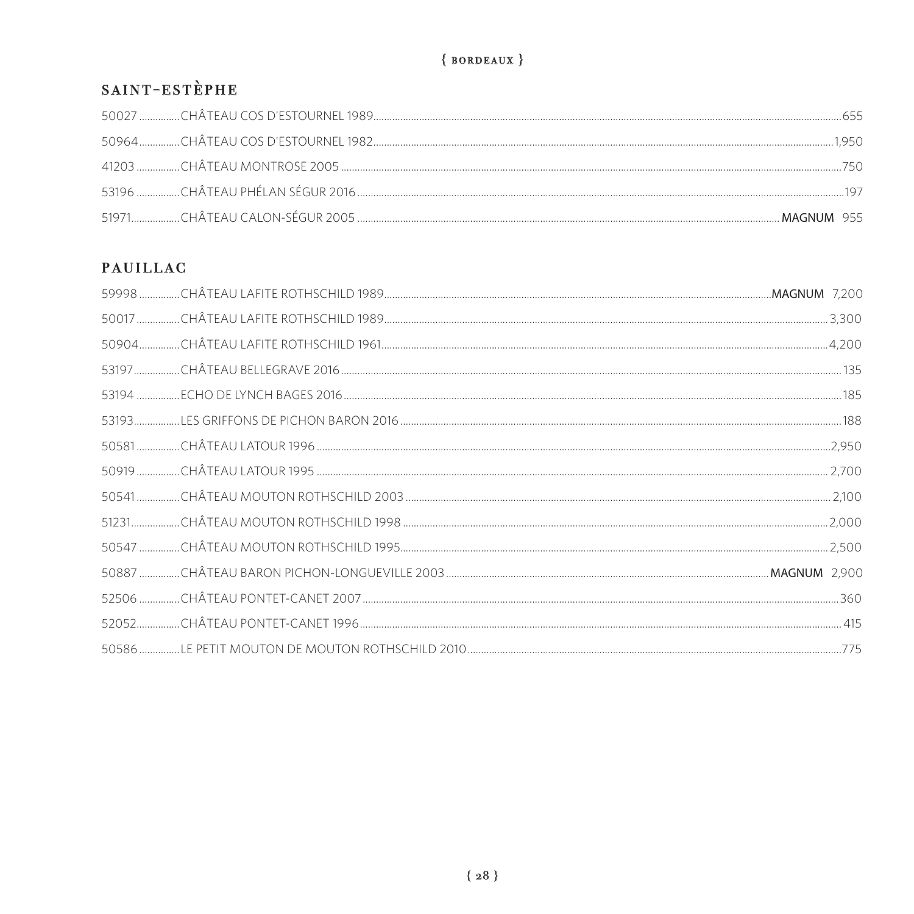## SAINT-ESTÈPHE

| | | | |
|---|---|---|---|
| 50027 | CHÂTEAU COS D'ESTOURNEL 1989 | | 655 |
| 50964 | CHÂTEAU COS D'ESTOURNEL 1982 | | 1,950 |
| 41203 | CHÂTEAU MONTROSE 2005 | | 750 |
| 53196 | CHÂTEAU PHÉLAN SÉGUR 2016 | | 197 |
| 51971 | CHÂTEAU CALON-SÉGUR 2005 | **MAGNUM** | 955 |

## PAUILLAC

| | | | |
|---|---|---|---|
| 59998 | CHÂTEAU LAFITE ROTHSCHILD 1989 | **MAGNUM** | 7,200 |
| 50017 | CHÂTEAU LAFITE ROTHSCHILD 1989 | | 3,300 |
| 50904 | CHÂTEAU LAFITE ROTHSCHILD 1961 | | 4,200 |
| 53197 | CHÂTEAU BELLEGRAVE 2016 | | 135 |
| 53194 | ECHO DE LYNCH BAGES 2016 | | 185 |
| 53193 | LES GRIFFONS DE PICHON BARON 2016 | | 188 |
| 50581 | CHÂTEAU LATOUR 1996 | | 2,950 |
| 50919 | CHÂTEAU LATOUR 1995 | | 2,700 |
| 50541 | CHÂTEAU MOUTON ROTHSCHILD 2003 | | 2,100 |
| 51231 | CHÂTEAU MOUTON ROTHSCHILD 1998 | | 2,000 |
| 50547 | CHÂTEAU MOUTON ROTHSCHILD 1995 | | 2,500 |
| 50887 | CHÂTEAU BARON PICHON-LONGUEVILLE 2003 | **MAGNUM** | 2,900 |
| 52506 | CHÂTEAU PONTET-CANET 2007 | | 360 |
| 52052 | CHÂTEAU PONTET-CANET 1996 | | 415 |
| 50586 | LE PETIT MOUTON DE MOUTON ROTHSCHILD 2010 | | 775 |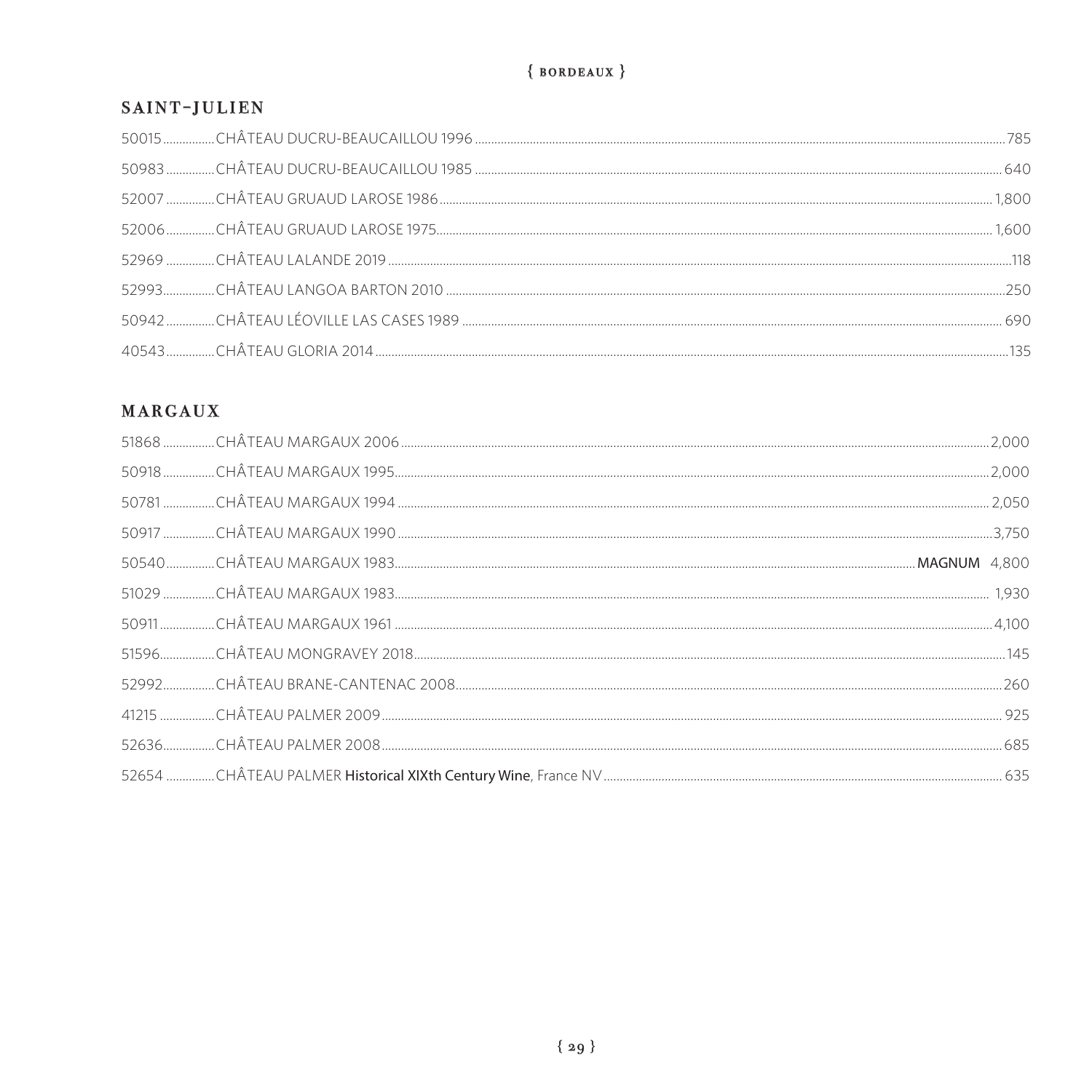## SAINT-JULIEN

| | | |
|---|---|---|
| 50015 | CHÂTEAU DUCRU-BEAUCAILLOU 1996 | 785 |
| 50983 | CHÂTEAU DUCRU-BEAUCAILLOU 1985 | 640 |
| 52007 | CHÂTEAU GRUAUD LAROSE 1986 | 1,800 |
| 52006 | CHÂTEAU GRUAUD LAROSE 1975 | 1,600 |
| 52969 | CHÂTEAU LALANDE 2019 | 118 |
| 52993 | CHÂTEAU LANGOA BARTON 2010 | 250 |
| 50942 | CHÂTEAU LÉOVILLE LAS CASES 1989 | 690 |
| 40543 | CHÂTEAU GLORIA 2014 | 135 |

## MARGAUX

| | | |
|---|---|---|
| 51868 | CHÂTEAU MARGAUX 2006 | 2,000 |
| 50918 | CHÂTEAU MARGAUX 1995 | 2,000 |
| 50781 | CHÂTEAU MARGAUX 1994 | 2,050 |
| 50917 | CHÂTEAU MARGAUX 1990 | 3,750 |
| 50540 | CHÂTEAU MARGAUX 1983 **MAGNUM** | 4,800 |
| 51029 | CHÂTEAU MARGAUX 1983 | 1,930 |
| 50911 | CHÂTEAU MARGAUX 1961 | 4,100 |
| 51596 | CHÂTEAU MONGRAVEY 2018 | 145 |
| 52992 | CHÂTEAU BRANE-CANTENAC 2008 | 260 |
| 41215 | CHÂTEAU PALMER 2009 | 925 |
| 52636 | CHÂTEAU PALMER 2008 | 685 |
| 52654 | CHÂTEAU PALMER **Historical XIXth Century Wine**, France NV | 635 |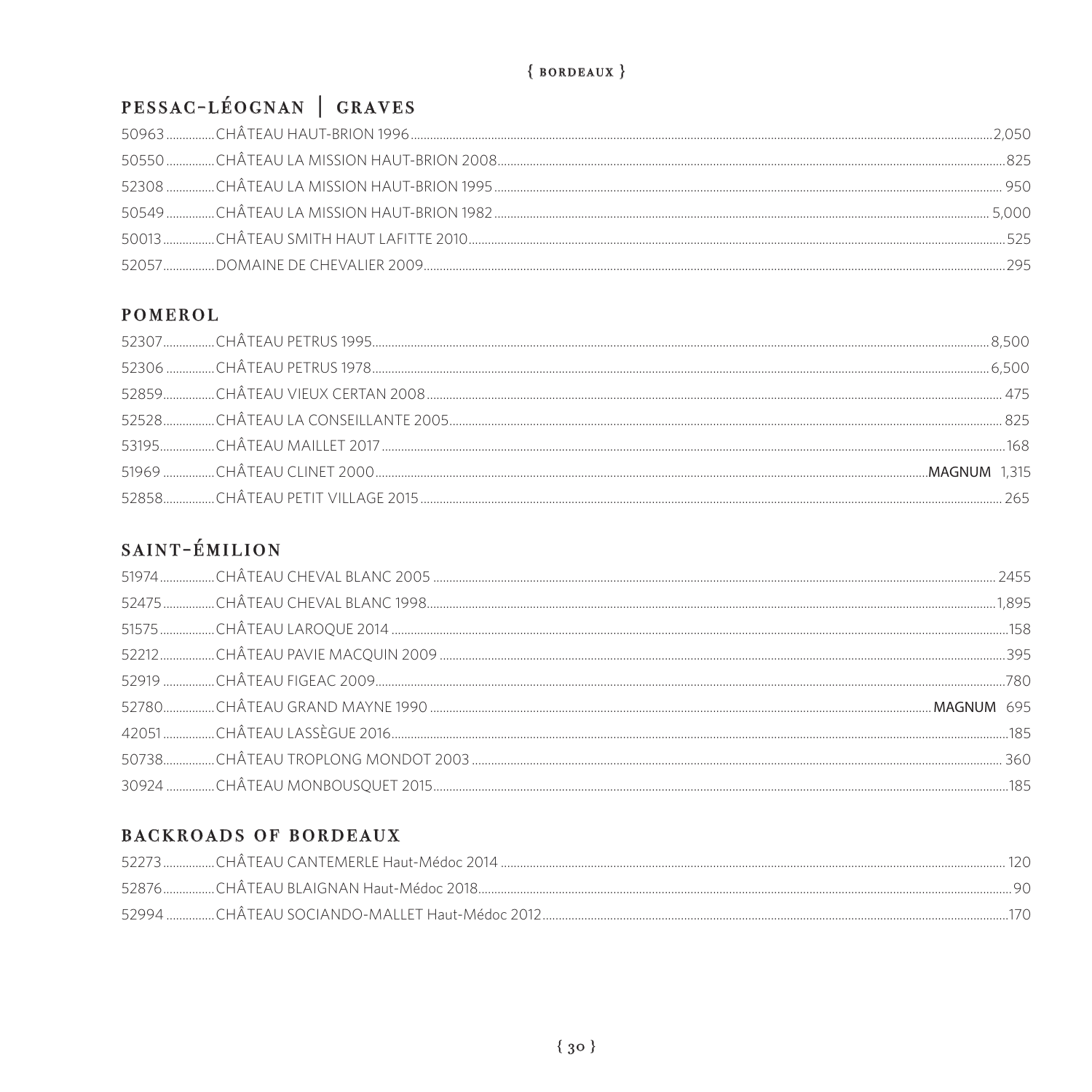{ BORDEAUX }

## PESSAC-LÉOGNAN | GRAVES

50963 ............... CHÂTEAU HAUT-BRION 1996 ............... 2,050
50550 ............... CHÂTEAU LA MISSION HAUT-BRION 2008 ............... 825
52308 ............... CHÂTEAU LA MISSION HAUT-BRION 1995 ............... 950
50549 ............... CHÂTEAU LA MISSION HAUT-BRION 1982 ............... 5,000
50013 ............... CHÂTEAU SMITH HAUT LAFITTE 2010 ............... 525
52057 ............... DOMAINE DE CHEVALIER 2009 ............... 295

## POMEROL

52307 ............... CHÂTEAU PETRUS 1995 ............... 8,500
52306 ............... CHÂTEAU PETRUS 1978 ............... 6,500
52859 ............... CHÂTEAU VIEUX CERTAN 2008 ............... 475
52528 ............... CHÂTEAU LA CONSEILLANTE 2005 ............... 825
53195 ............... CHÂTEAU MAILLET 2017 ............... 168
51969 ............... CHÂTEAU CLINET 2000 ............... **MAGNUM** 1,315
52858 ............... CHÂTEAU PETIT VILLAGE 2015 ............... 265

## SAINT-ÉMILION

51974 ............... CHÂTEAU CHEVAL BLANC 2005 ............... 2455
52475 ............... CHÂTEAU CHEVAL BLANC 1998 ............... 1,895
51575 ............... CHÂTEAU LAROQUE 2014 ............... 158
52212 ............... CHÂTEAU PAVIE MACQUIN 2009 ............... 395
52919 ............... CHÂTEAU FIGEAC 2009 ............... 780
52780 ............... CHÂTEAU GRAND MAYNE 1990 ............... **MAGNUM** 695
42051 ............... CHÂTEAU LASSÈGUE 2016 ............... 185
50738 ............... CHÂTEAU TROPLONG MONDOT 2003 ............... 360
30924 ............... CHÂTEAU MONBOUSQUET 2015 ............... 185

## BACKROADS OF BORDEAUX

52273 ............... CHÂTEAU CANTEMERLE Haut-Médoc 2014 ............... 120
52876 ............... CHÂTEAU BLAIGNAN Haut-Médoc 2018 ............... 90
52994 ............... CHÂTEAU SOCIANDO-MALLET Haut-Médoc 2012 ............... 170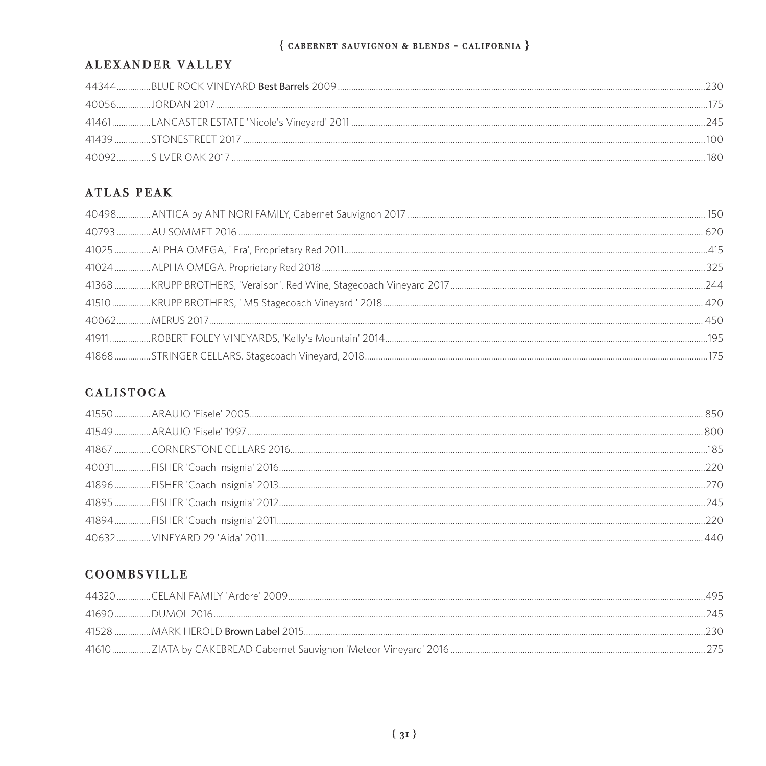{ CABERNET SAUVIGNON & BLENDS – CALIFORNIA }

## ALEXANDER VALLEY

| | | |
|---|---|---|
| 44344 | BLUE ROCK VINEYARD **Best Barrels** 2009 | 230 |
| 40056 | JORDAN 2017 | 175 |
| 41461 | LANCASTER ESTATE 'Nicole's Vineyard' 2011 | 245 |
| 41439 | STONESTREET 2017 | 100 |
| 40092 | SILVER OAK 2017 | 180 |

## ATLAS PEAK

| | | |
|---|---|---|
| 40498 | ANTICA by ANTINORI FAMILY, Cabernet Sauvignon 2017 | 150 |
| 40793 | AU SOMMET 2016 | 620 |
| 41025 | ALPHA OMEGA, ' Era', Proprietary Red 2011 | 415 |
| 41024 | ALPHA OMEGA, Proprietary Red 2018 | 325 |
| 41368 | KRUPP BROTHERS, 'Veraison', Red Wine, Stagecoach Vineyard 2017 | 244 |
| 41510 | KRUPP BROTHERS, ' M5 Stagecoach Vineyard ' 2018 | 420 |
| 40062 | MERUS 2017 | 450 |
| 41911 | ROBERT FOLEY VINEYARDS, 'Kelly's Mountain' 2014 | 195 |
| 41868 | STRINGER CELLARS, Stagecoach Vineyard, 2018 | 175 |

## CALISTOGA

| | | |
|---|---|---|
| 41550 | ARAUJO 'Eisele' 2005 | 850 |
| 41549 | ARAUJO 'Eisele' 1997 | 800 |
| 41867 | CORNERSTONE CELLARS 2016 | 185 |
| 40031 | FISHER 'Coach Insignia' 2016 | 220 |
| 41896 | FISHER 'Coach Insignia' 2013 | 270 |
| 41895 | FISHER 'Coach Insignia' 2012 | 245 |
| 41894 | FISHER 'Coach Insignia' 2011 | 220 |
| 40632 | VINEYARD 29 'Aida' 2011 | 440 |

## COOMBSVILLE

| | | |
|---|---|---|
| 44320 | CELANI FAMILY 'Ardore' 2009 | 495 |
| 41690 | DUMOL 2016 | 245 |
| 41528 | MARK HEROLD **Brown Label** 2015 | 230 |
| 41610 | ZIATA by CAKEBREAD Cabernet Sauvignon 'Meteor Vineyard' 2016 | 275 |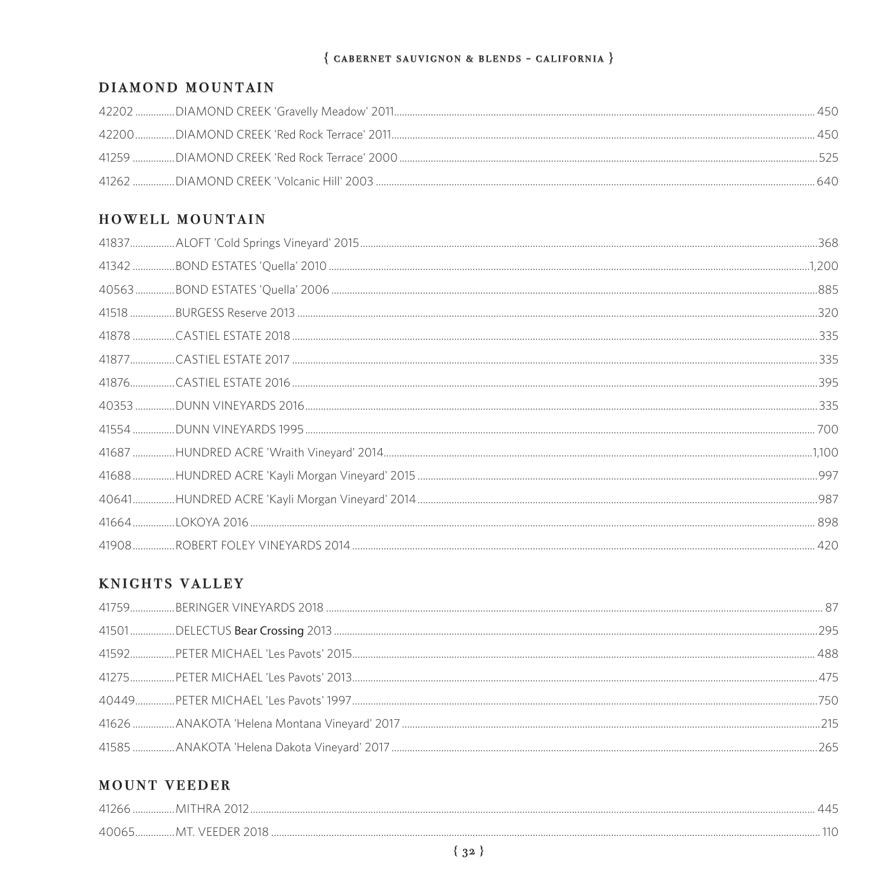{ CABERNET SAUVIGNON & BLENDS - CALIFORNIA }

## DIAMOND MOUNTAIN

42202 ............... DIAMOND CREEK 'Gravelly Meadow' 2011 ............... 450

42200 ............... DIAMOND CREEK 'Red Rock Terrace' 2011 ............... 450

41259 ............... DIAMOND CREEK 'Red Rock Terrace' 2000 ............... 525

41262 ............... DIAMOND CREEK 'Volcanic Hill' 2003 ............... 640

## HOWELL MOUNTAIN

41837 ............... ALOFT 'Cold Springs Vineyard' 2015 ............... 368

41342 ............... BOND ESTATES 'Quella' 2010 ............... 1,200

40563 ............... BOND ESTATES 'Quella' 2006 ............... 885

41518 ............... BURGESS Reserve 2013 ............... 320

41878 ............... CASTIEL ESTATE 2018 ............... 335

41877 ............... CASTIEL ESTATE 2017 ............... 335

41876 ............... CASTIEL ESTATE 2016 ............... 395

40353 ............... DUNN VINEYARDS 2016 ............... 335

41554 ............... DUNN VINEYARDS 1995 ............... 700

41687 ............... HUNDRED ACRE 'Wraith Vineyard' 2014 ............... 1,100

41688 ............... HUNDRED ACRE 'Kayli Morgan Vineyard' 2015 ............... 997

40641 ............... HUNDRED ACRE 'Kayli Morgan Vineyard' 2014 ............... 987

41664 ............... LOKOYA 2016 ............... 898

41908 ............... ROBERT FOLEY VINEYARDS 2014 ............... 420

## KNIGHTS VALLEY

41759 ............... BERINGER VINEYARDS 2018 ............... 87

41501 ............... DELECTUS Bear Crossing 2013 ............... 295

41592 ............... PETER MICHAEL 'Les Pavots' 2015 ............... 488

41275 ............... PETER MICHAEL 'Les Pavots' 2013 ............... 475

40449 ............... PETER MICHAEL 'Les Pavots' 1997 ............... 750

41626 ............... ANAKOTA 'Helena Montana Vineyard' 2017 ............... 215

41585 ............... ANAKOTA 'Helena Dakota Vineyard' 2017 ............... 265

## MOUNT VEEDER

41266 ............... MITHRA 2012 ............... 445

40065 ............... MT. VEEDER 2018 ............... 110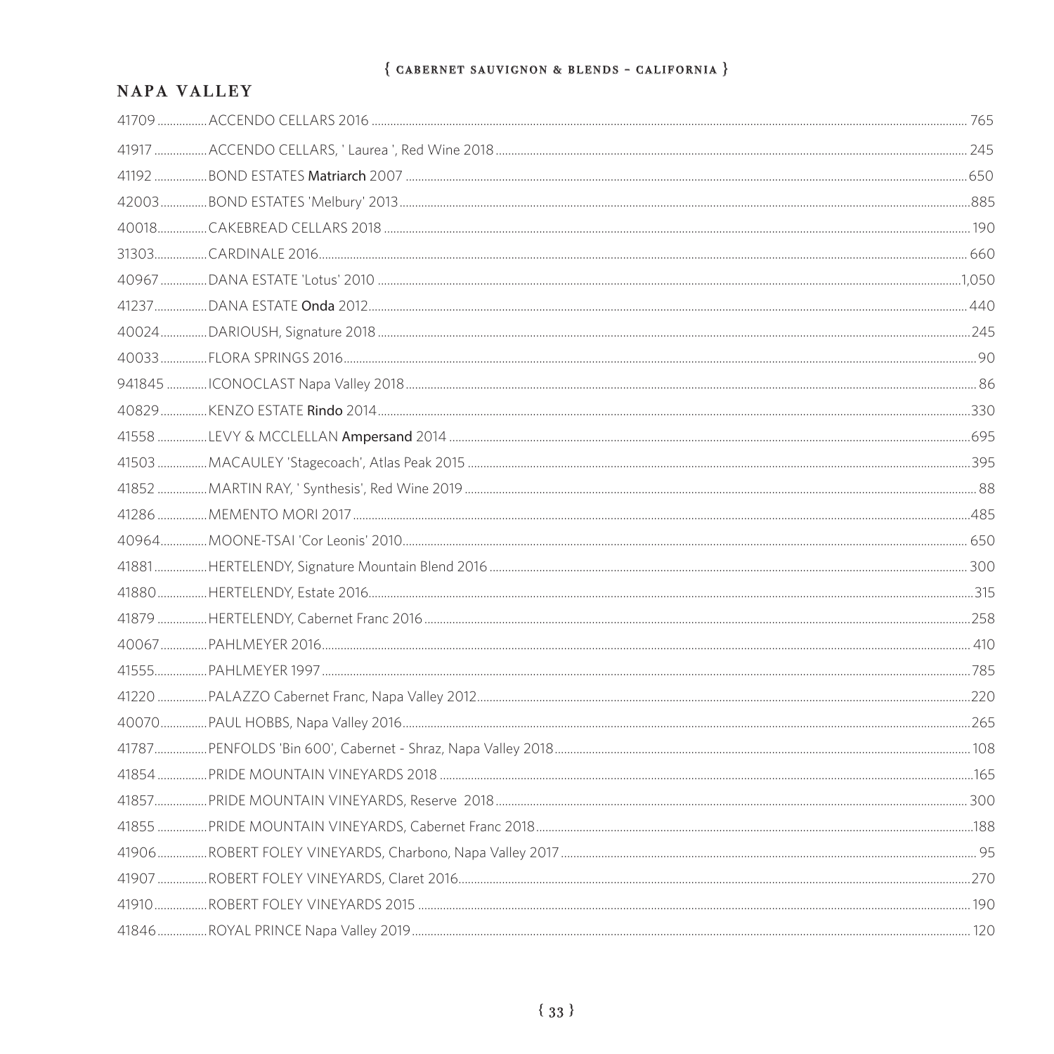## { CABERNET SAUVIGNON & BLENDS - CALIFORNIA }

### NAPA VALLEY

41709 ACCENDO CELLARS 2016 765

41917 ACCENDO CELLARS, ' Laurea ', Red Wine 2018 245

41192 BOND ESTATES **Matriarch** 2007 650

42003 BOND ESTATES 'Melbury' 2013 885

40018 CAKEBREAD CELLARS 2018 190

31303 CARDINALE 2016 660

40967 DANA ESTATE 'Lotus' 2010 1,050

41237 DANA ESTATE **Onda** 2012 440

40024 DARIOUSH, Signature 2018 245

40033 FLORA SPRINGS 2016 90

941845 ICONOCLAST Napa Valley 2018 86

40829 KENZO ESTATE **Rindo** 2014 330

41558 LEVY & MCCLELLAN **Ampersand** 2014 695

41503 MACAULEY 'Stagecoach', Atlas Peak 2015 395

41852 MARTIN RAY, ' Synthesis', Red Wine 2019 88

41286 MEMENTO MORI 2017 485

40964 MOONE-TSAI 'Cor Leonis' 2010 650

41881 HERTELENDY, Signature Mountain Blend 2016 300

41880 HERTELENDY, Estate 2016 315

41879 HERTELENDY, Cabernet Franc 2016 258

40067 PAHLMEYER 2016 410

41555 PAHLMEYER 1997 785

41220 PALAZZO Cabernet Franc, Napa Valley 2012 220

40070 PAUL HOBBS, Napa Valley 2016 265

41787 PENFOLDS 'Bin 600', Cabernet - Shraz, Napa Valley 2018 108

41854 PRIDE MOUNTAIN VINEYARDS 2018 165

41857 PRIDE MOUNTAIN VINEYARDS, Reserve 2018 300

41855 PRIDE MOUNTAIN VINEYARDS, Cabernet Franc 2018 188

41906 ROBERT FOLEY VINEYARDS, Charbono, Napa Valley 2017 95

41907 ROBERT FOLEY VINEYARDS, Claret 2016 270

41910 ROBERT FOLEY VINEYARDS 2015 190

41846 ROYAL PRINCE Napa Valley 2019 120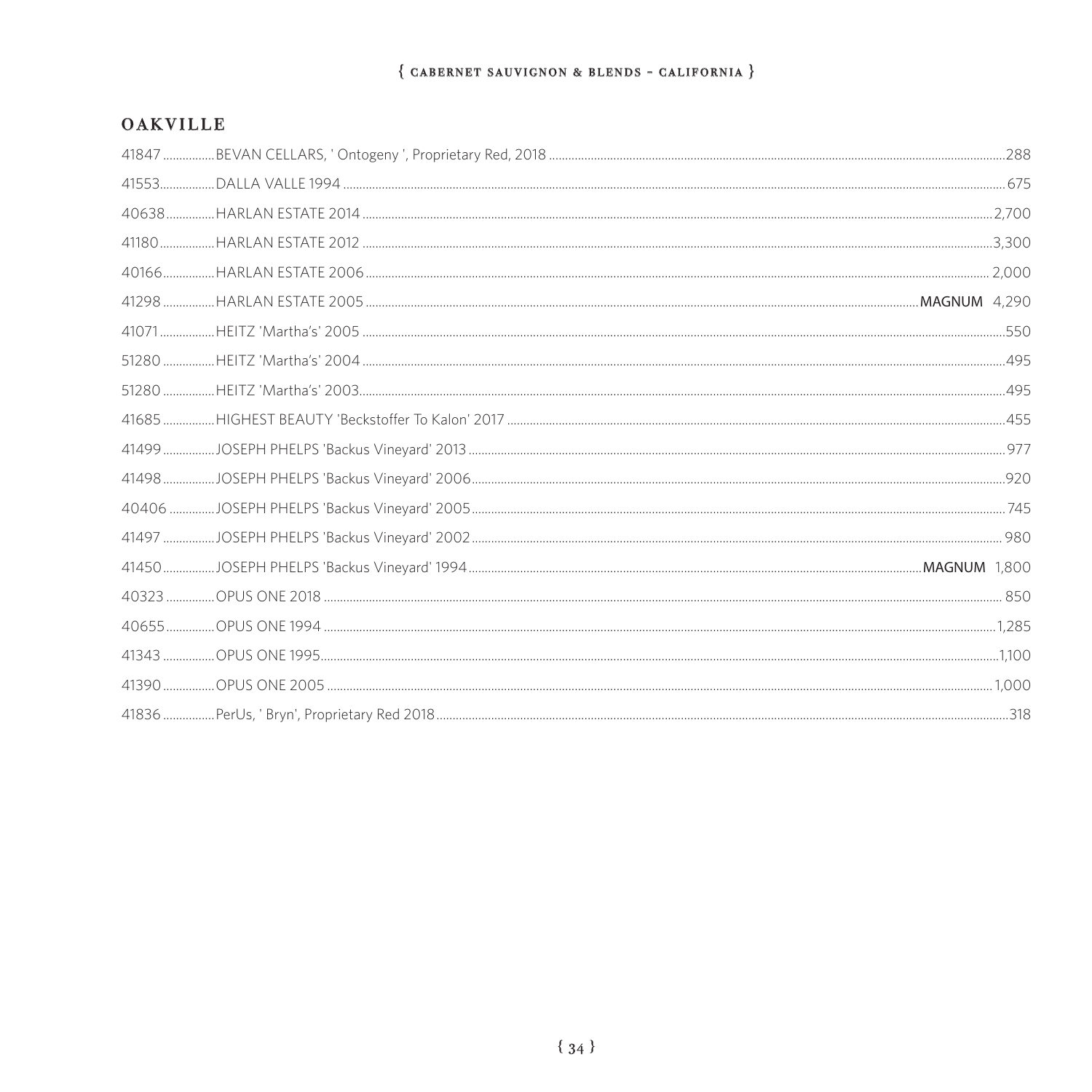# { CABERNET SAUVIGNON & BLENDS - CALIFORNIA }

## OAKVILLE

41847 ................BEVAN CELLARS, ' Ontogeny ', Proprietary Red, 2018 ................ 288

41553................DALLA VALLE 1994 ................ 675

40638...............HARLAN ESTATE 2014 ................ 2,700

41180................HARLAN ESTATE 2012 ................ 3,300

40166................HARLAN ESTATE 2006 ................ 2,000

41298 ................HARLAN ESTATE 2005 ................ **MAGNUM** 4,290

41071................HEITZ 'Martha's' 2005 ................ 550

51280 ................HEITZ 'Martha's' 2004 ................ 495

51280 ................HEITZ 'Martha's' 2003 ................ 495

41685 ................HIGHEST BEAUTY 'Beckstoffer To Kalon' 2017 ................ 455

41499................JOSEPH PHELPS 'Backus Vineyard' 2013 ................ 977

41498................JOSEPH PHELPS 'Backus Vineyard' 2006 ................ 920

40406 ..............JOSEPH PHELPS 'Backus Vineyard' 2005 ................ 745

41497 ................JOSEPH PHELPS 'Backus Vineyard' 2002 ................ 980

41450................JOSEPH PHELPS 'Backus Vineyard' 1994 ................ **MAGNUM** 1,800

40323 ...............OPUS ONE 2018 ................ 850

40655...............OPUS ONE 1994 ................ 1,285

41343 ................OPUS ONE 1995 ................ 1,100

41390................OPUS ONE 2005 ................ 1,000

41836 ................PerUs, ' Bryn', Proprietary Red 2018 ................ 318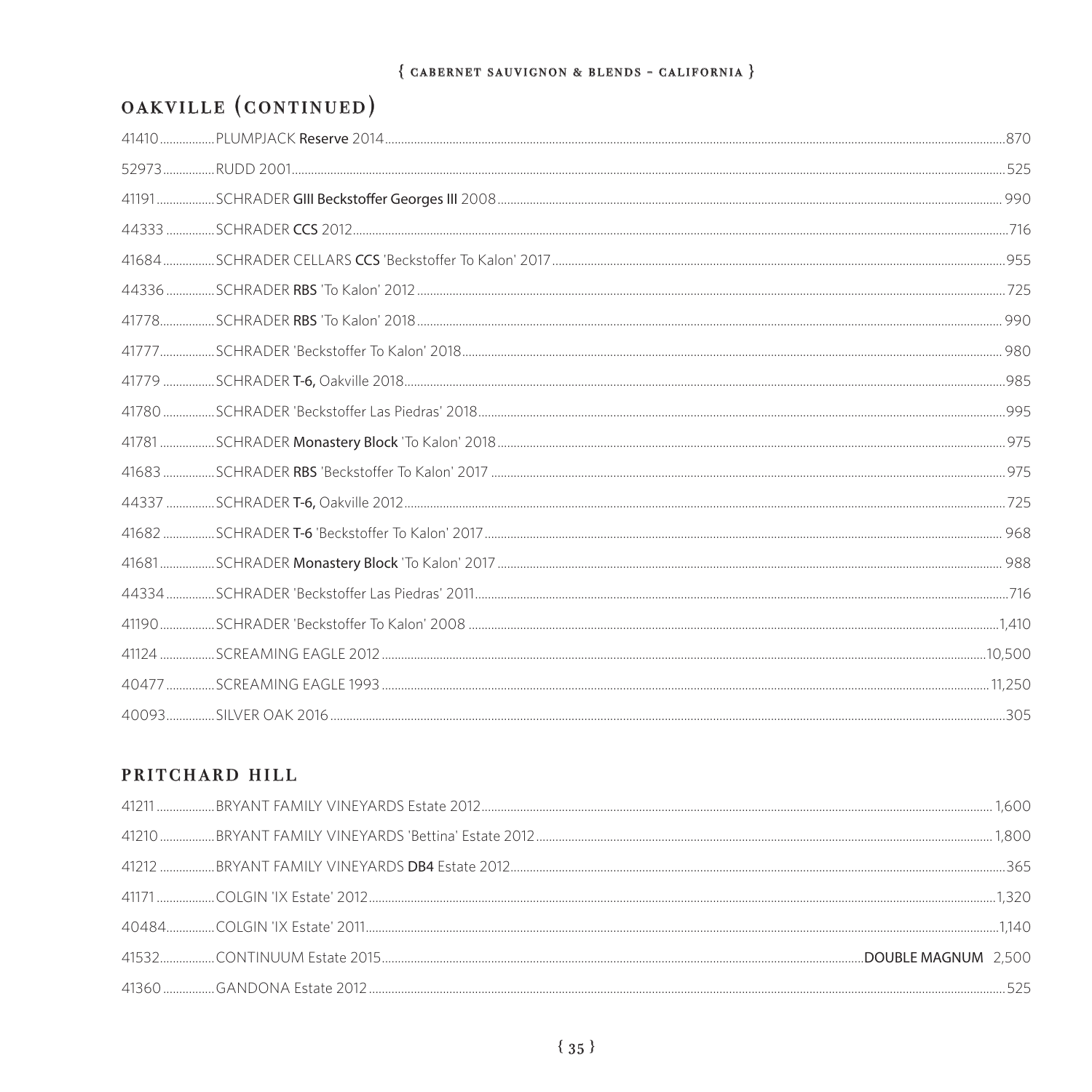## OAKVILLE (CONTINUED)

41410 ..... PLUMPJACK **Reserve** 2014 ..... 870

52973 ..... RUDD 2001 ..... 525

41191 ..... SCHRADER **GIII Beckstoffer Georges III** 2008 ..... 990

44333 ..... SCHRADER **CCS** 2012 ..... 716

41684 ..... SCHRADER CELLARS **CCS** 'Beckstoffer To Kalon' 2017 ..... 955

44336 ..... SCHRADER **RBS** 'To Kalon' 2012 ..... 725

41778 ..... SCHRADER **RBS** 'To Kalon' 2018 ..... 990

41777 ..... SCHRADER 'Beckstoffer To Kalon' 2018 ..... 980

41779 ..... SCHRADER **T-6,** Oakville 2018 ..... 985

41780 ..... SCHRADER 'Beckstoffer Las Piedras' 2018 ..... 995

41781 ..... SCHRADER **Monastery Block** 'To Kalon' 2018 ..... 975

41683 ..... SCHRADER **RBS** 'Beckstoffer To Kalon' 2017 ..... 975

44337 ..... SCHRADER **T-6,** Oakville 2012 ..... 725

41682 ..... SCHRADER **T-6** 'Beckstoffer To Kalon' 2017 ..... 968

41681 ..... SCHRADER **Monastery Block** 'To Kalon' 2017 ..... 988

44334 ..... SCHRADER 'Beckstoffer Las Piedras' 2011 ..... 716

41190 ..... SCHRADER 'Beckstoffer To Kalon' 2008 ..... 1,410

41124 ..... SCREAMING EAGLE 2012 ..... 10,500

40477 ..... SCREAMING EAGLE 1993 ..... 11,250

40093 ..... SILVER OAK 2016 ..... 305

## PRITCHARD HILL

41211 ..... BRYANT FAMILY VINEYARDS Estate 2012 ..... 1,600

41210 ..... BRYANT FAMILY VINEYARDS 'Bettina' Estate 2012 ..... 1,800

41212 ..... BRYANT FAMILY VINEYARDS **DB4** Estate 2012 ..... 365

41171 ..... COLGIN 'IX Estate' 2012 ..... 1,320

40484 ..... COLGIN 'IX Estate' 2011 ..... 1,140

41532 ..... CONTINUUM Estate 2015 ..... **DOUBLE MAGNUM** 2,500

41360 ..... GANDONA Estate 2012 ..... 525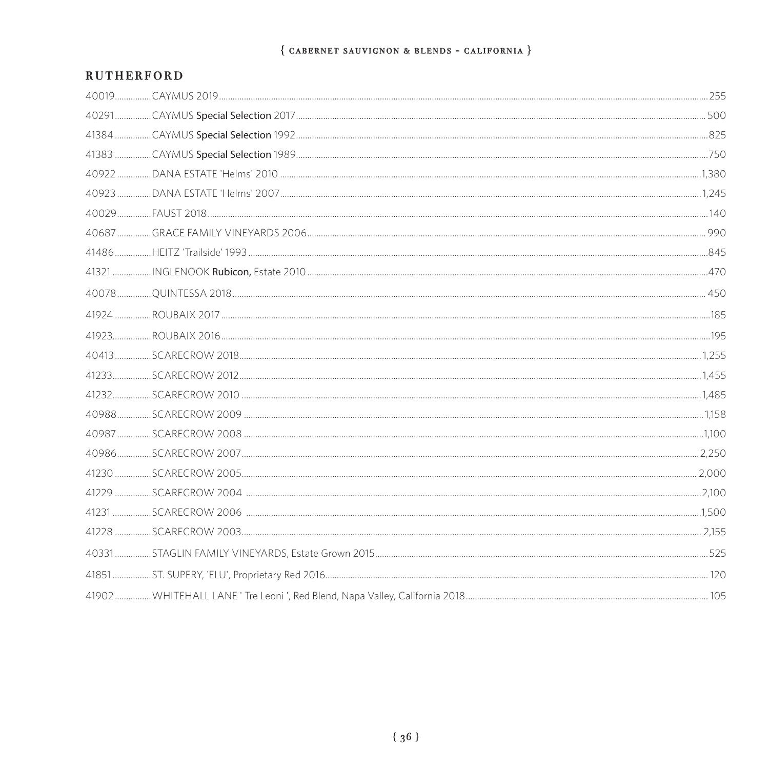{ CABERNET SAUVIGNON & BLENDS - CALIFORNIA }

## RUTHERFORD

40019................CAYMUS 2019................255

40291................CAYMUS **Special Selection** 2017................500

41384................CAYMUS **Special Selection** 1992................825

41383................CAYMUS **Special Selection** 1989................750

40922................DANA ESTATE 'Helms' 2010................1,380

40923................DANA ESTATE 'Helms' 2007................1,245

40029................FAUST 2018................140

40687................GRACE FAMILY VINEYARDS 2006................990

41486................HEITZ 'Trailside' 1993................845

41321................INGLENOOK **Rubicon,** Estate 2010................470

40078................QUINTESSA 2018................450

41924................ROUBAIX 2017................185

41923................ROUBAIX 2016................195

40413................SCARECROW 2018................1,255

41233................SCARECROW 2012................1,455

41232................SCARECROW 2010................1,485

40988................SCARECROW 2009................1,158

40987................SCARECROW 2008................1,100

40986................SCARECROW 2007................2,250

41230................SCARECROW 2005................2,000

41229................SCARECROW 2004................2,100

41231................SCARECROW 2006................1,500

41228................SCARECROW 2003................2,155

40331................STAGLIN FAMILY VINEYARDS, Estate Grown 2015................525

41851................ST. SUPERY, 'ELU', Proprietary Red 2016................120

41902................WHITEHALL LANE ' Tre Leoni ', Red Blend, Napa Valley, California 2018................105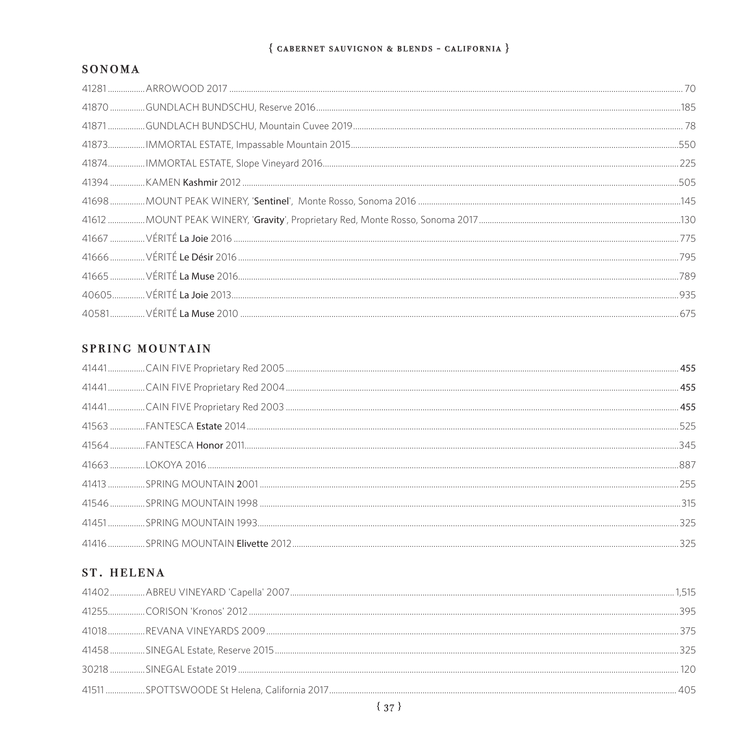{ CABERNET SAUVIGNON & BLENDS - CALIFORNIA }

## SONOMA

41281 ................ARROWOOD 2017 ................ 70

41870 ................GUNDLACH BUNDSCHU, Reserve 2016................185

41871 ................GUNDLACH BUNDSCHU, Mountain Cuvee 2019................ 78

41873................IMMORTAL ESTATE, Impassable Mountain 2015................550

41874................IMMORTAL ESTATE, Slope Vineyard 2016................225

41394 ................KAMEN **Kashmir** 2012 ................505

41698 ................MOUNT PEAK WINERY, '**Sentinel**', Monte Rosso, Sonoma 2016 ................145

41612 ................MOUNT PEAK WINERY, '**Gravity**', Proprietary Red, Monte Rosso, Sonoma 2017................130

41667 ................VÉRITÉ **La Joie** 2016 ................775

41666 ................VÉRITÉ **Le Désir** 2016 ................795

41665 ................VÉRITÉ **La Muse** 2016................789

40605................VÉRITÉ **La Joie** 2013................935

40581................VÉRITÉ **La Muse** 2010 ................675

## SPRING MOUNTAIN

41441................CAIN FIVE Proprietary Red 2005 ................**455**

41441................CAIN FIVE Proprietary Red 2004 ................**455**

41441................CAIN FIVE Proprietary Red 2003 ................**455**

41563 ................FANTESCA **Estate** 2014................525

41564 ................FANTESCA **Honor** 2011................345

41663 ................LOKOYA 2016 ................887

41413 ................SPRING MOUNTAIN **2**001 ................255

41546 ................SPRING MOUNTAIN 1998 ................315

41451 ................SPRING MOUNTAIN 1993................325

41416 ................SPRING MOUNTAIN **Elivette** 2012................325

## ST. HELENA

41402 ................ABREU VINEYARD 'Capella' 2007................1,515

41255................CORISON 'Kronos' 2012 ................395

41018................REVANA VINEYARDS 2009 ................375

41458................SINEGAL Estate, Reserve 2015................325

30218 ................SINEGAL Estate 2019 ................120

41511 ................SPOTTSWOODE St Helena, California 2017................405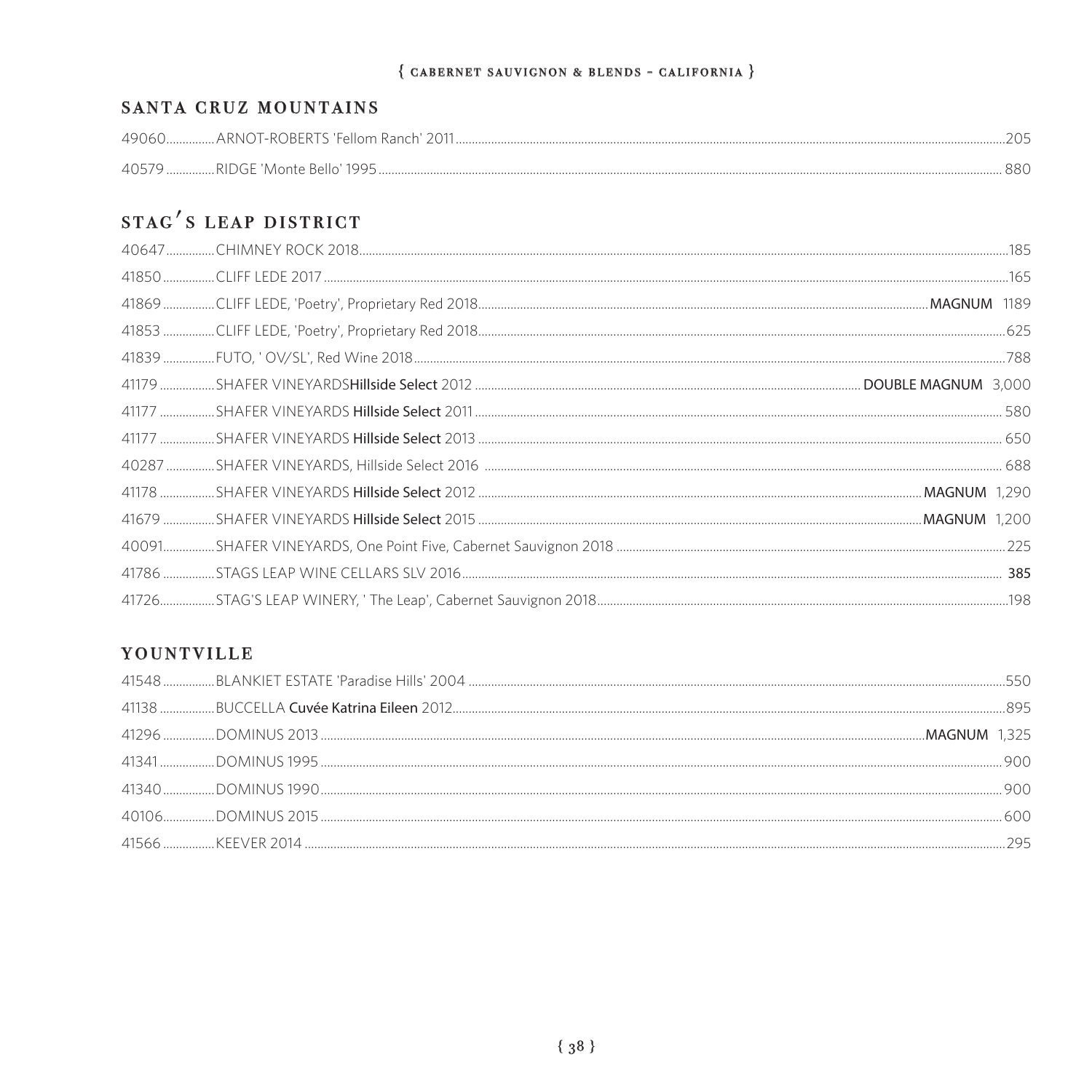## SANTA CRUZ MOUNTAINS

49060 ARNOT-ROBERTS 'Fellom Ranch' 2011 ... 205

40579 RIDGE 'Monte Bello' 1995 ... 880

## STAG'S LEAP DISTRICT

40647 CHIMNEY ROCK 2018 ... 185

41850 CLIFF LEDE 2017 ... 165

41869 CLIFF LEDE, 'Poetry', Proprietary Red 2018 ... **MAGNUM** 1189

41853 CLIFF LEDE, 'Poetry', Proprietary Red 2018 ... 625

41839 FUTO, ' OV/SL', Red Wine 2018 ... 788

41179 SHAFER VINEYARDS**Hillside Select** 2012 ... **DOUBLE MAGNUM** 3,000

41177 SHAFER VINEYARDS **Hillside Select** 2011 ... 580

41177 SHAFER VINEYARDS **Hillside Select** 2013 ... 650

40287 SHAFER VINEYARDS, Hillside Select 2016 ... 688

41178 SHAFER VINEYARDS **Hillside Select** 2012 ... **MAGNUM** 1,290

41679 SHAFER VINEYARDS **Hillside Select** 2015 ... **MAGNUM** 1,200

40091 SHAFER VINEYARDS, One Point Five, Cabernet Sauvignon 2018 ... 225

41786 STAGS LEAP WINE CELLARS SLV 2016 ... **385**

41726 STAG'S LEAP WINERY, ' The Leap', Cabernet Sauvignon 2018 ... 198

## YOUNTVILLE

41548 BLANKIET ESTATE 'Paradise Hills' 2004 ... 550

41138 BUCCELLA **Cuvée Katrina Eileen** 2012 ... 895

41296 DOMINUS 2013 ... **MAGNUM** 1,325

41341 DOMINUS 1995 ... 900

41340 DOMINUS 1990 ... 900

40106 DOMINUS 2015 ... 600

41566 KEEVER 2014 ... 295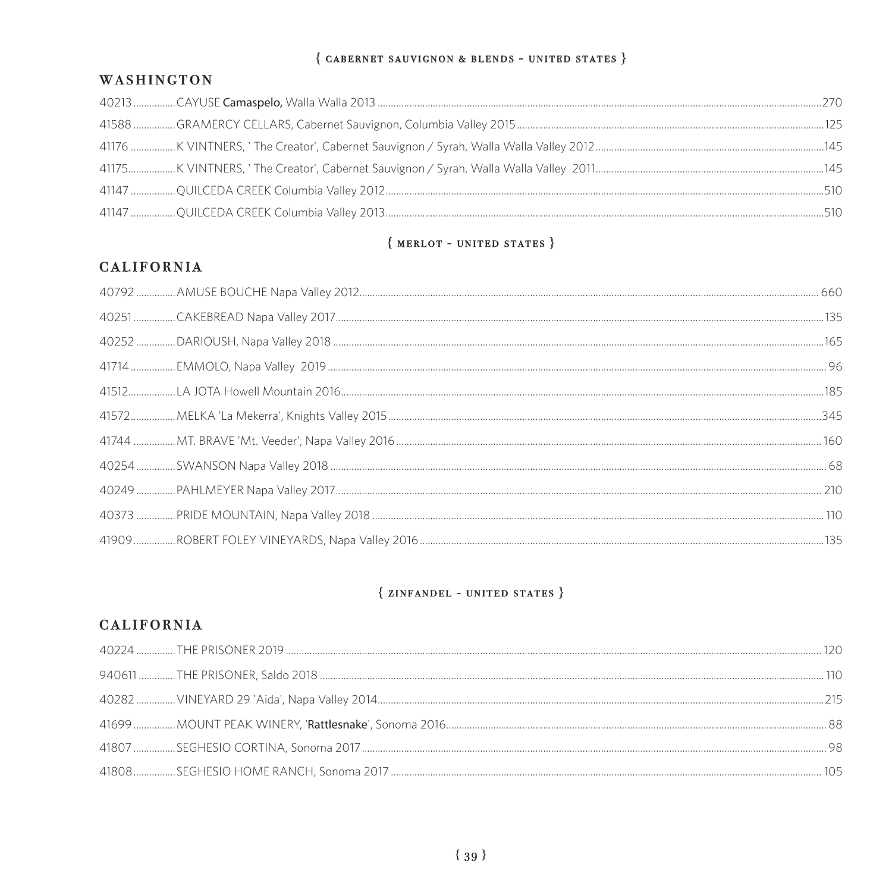{ CABERNET SAUVIGNON & BLENDS - UNITED STATES }

## WASHINGTON

40213 ................CAYUSE **Camaspelo,** Walla Walla 2013 .................................................................270

41588 ................GRAMERCY CELLARS, Cabernet Sauvignon, Columbia Valley 2015 ...........................125

41176 ................K VINTNERS, ' The Creator', Cabernet Sauvignon / Syrah, Walla Walla Valley 2012 ..........145

41175..................K VINTNERS, ' The Creator', Cabernet Sauvignon / Syrah, Walla Walla Valley 2011 ..........145

41147 ................QUILCEDA CREEK Columbia Valley 2012 ..................................................................510

41147 ................QUILCEDA CREEK Columbia Valley 2013 ..................................................................510

{ MERLOT - UNITED STATES }

## CALIFORNIA

40792 ...............AMUSE BOUCHE Napa Valley 2012 ............................................................................ 660

40251 ................CAKEBREAD Napa Valley 2017 ..................................................................................135

40252 ...............DARIOUSH, Napa Valley 2018 ...................................................................................165

41714 ................EMMOLO, Napa Valley 2019 ........................................................................................ 96

41512..................LA JOTA Howell Mountain 2016 ..................................................................................185

41572.................MELKA 'La Mekerra', Knights Valley 2015 ..................................................................345

41744 ................MT. BRAVE 'Mt. Veeder', Napa Valley 2016 ................................................................ 160

40254 ...............SWANSON Napa Valley 2018 ....................................................................................... 68

40249 ...............PAHLMEYER Napa Valley 2017 ................................................................................... 210

40373 ...............PRIDE MOUNTAIN, Napa Valley 2018 ......................................................................... 110

41909 ................ROBERT FOLEY VINEYARDS, Napa Valley 2016 ..........................................................135

{ ZINFANDEL - UNITED STATES }

## CALIFORNIA

40224 ...............THE PRISONER 2019 ................................................................................................ 120

940611 ..............THE PRISONER, Saldo 2018 ...................................................................................... 110

40282 ...............VINEYARD 29 'Aida', Napa Valley 2014 .......................................................................215

41699 ................MOUNT PEAK WINERY, '**Rattlesnake**', Sonoma 2016 .................................................. 88

41807 ................SEGHESIO CORTINA, Sonoma 2017 ............................................................................ 98

41808 ................SEGHESIO HOME RANCH, Sonoma 2017 .................................................................... 105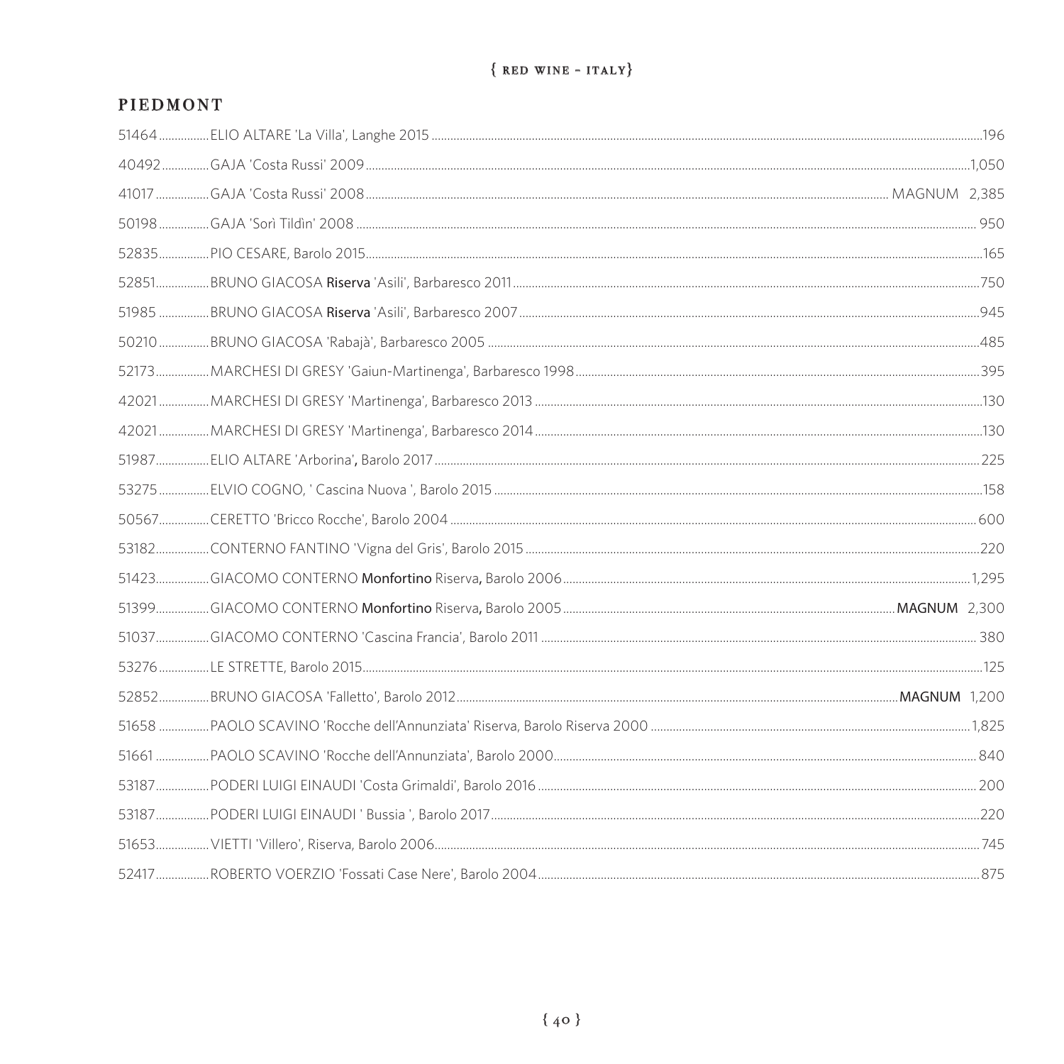{ RED WINE - ITALY }

## PIEDMONT

51464 ................ELIO ALTARE 'La Villa', Langhe 2015 ................196

40492 ................GAJA 'Costa Russi' 2009 ................1,050

41017 ................GAJA 'Costa Russi' 2008 ................ MAGNUM 2,385

50198 ................GAJA 'Sorì Tildìn' 2008 ................ 950

52835 ................PIO CESARE, Barolo 2015 ................165

52851 ................BRUNO GIACOSA **Riserva** 'Asili', Barbaresco 2011 ................750

51985 ................BRUNO GIACOSA **Riserva** 'Asili', Barbaresco 2007 ................945

50210 ................BRUNO GIACOSA 'Rabajà', Barbaresco 2005 ................485

52173 ................MARCHESI DI GRESY 'Gaiun-Martinenga', Barbaresco 1998 ................395

42021 ................MARCHESI DI GRESY 'Martinenga', Barbaresco 2013 ................130

42021 ................MARCHESI DI GRESY 'Martinenga', Barbaresco 2014 ................130

51987 ................ELIO ALTARE 'Arborina', Barolo 2017 ................225

53275 ................ELVIO COGNO, ' Cascina Nuova ', Barolo 2015 ................158

50567 ................CERETTO 'Bricco Rocche', Barolo 2004 ................600

53182 ................CONTERNO FANTINO 'Vigna del Gris', Barolo 2015 ................220

51423 ................GIACOMO CONTERNO **Monfortino** Riserva, Barolo 2006 ................1,295

51399 ................GIACOMO CONTERNO **Monfortino** Riserva, Barolo 2005 ................**MAGNUM** 2,300

51037 ................GIACOMO CONTERNO 'Cascina Francia', Barolo 2011 ................ 380

53276 ................LE STRETTE, Barolo 2015 ................125

52852 ................BRUNO GIACOSA 'Falletto', Barolo 2012 ................**MAGNUM** 1,200

51658 ................PAOLO SCAVINO 'Rocche dell'Annunziata' Riserva, Barolo Riserva 2000 ................1,825

51661 ................PAOLO SCAVINO 'Rocche dell'Annunziata', Barolo 2000 ................ 840

53187 ................PODERI LUIGI EINAUDI 'Costa Grimaldi', Barolo 2016 ................ 200

53187 ................PODERI LUIGI EINAUDI ' Bussia ', Barolo 2017 ................220

51653 ................VIETTI 'Villero', Riserva, Barolo 2006 ................ 745

52417 ................ROBERTO VOERZIO 'Fossati Case Nere', Barolo 2004 ................875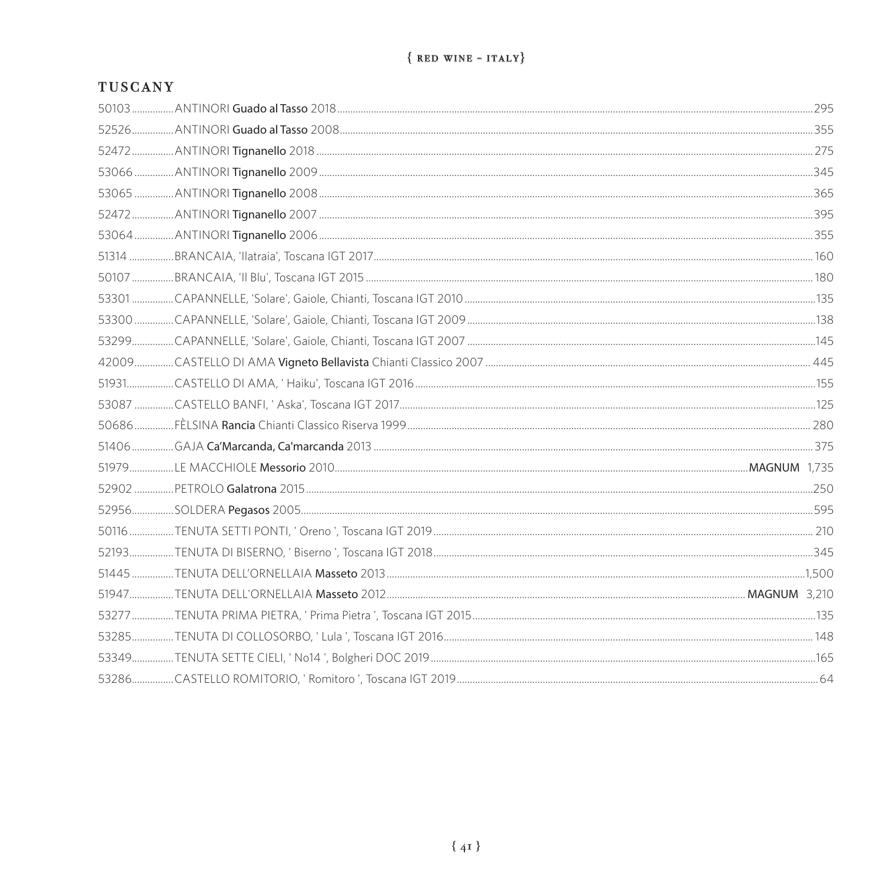{ RED WINE - ITALY}

## TUSCANY

| | | |
|---|---|---|
| 50103 | ANTINORI **Guado al Tasso** 2018 | 295 |
| 52526 | ANTINORI **Guado al Tasso** 2008 | 355 |
| 52472 | ANTINORI **Tignanello** 2018 | 275 |
| 53066 | ANTINORI **Tignanello** 2009 | 345 |
| 53065 | ANTINORI **Tignanello** 2008 | 365 |
| 52472 | ANTINORI **Tignanello** 2007 | 395 |
| 53064 | ANTINORI **Tignanello** 2006 | 355 |
| 51314 | BRANCAIA, 'Ilatraia', Toscana IGT 2017 | 160 |
| 50107 | BRANCAIA, 'Il Blu', Toscana IGT 2015 | 180 |
| 53301 | CAPANNELLE, 'Solare', Gaiole, Chianti, Toscana IGT 2010 | 135 |
| 53300 | CAPANNELLE, 'Solare', Gaiole, Chianti, Toscana IGT 2009 | 138 |
| 53299 | CAPANNELLE, 'Solare', Gaiole, Chianti, Toscana IGT 2007 | 145 |
| 42009 | CASTELLO DI AMA **Vigneto Bellavista** Chianti Classico 2007 | 445 |
| 51931 | CASTELLO DI AMA, ' Haiku', Toscana IGT 2016 | 155 |
| 53087 | CASTELLO BANFI, ' Aska', Toscana IGT 2017 | 125 |
| 50686 | FÈLSINA **Rancia** Chianti Classico Riserva 1999 | 280 |
| 51406 | GAJA **Ca'Marcanda, Ca'marcanda** 2013 | 375 |
| 51979 | LE MACCHIOLE **Messorio** 2010 | **MAGNUM** 1,735 |
| 52902 | PETROLO **Galatrona** 2015 | 250 |
| 52956 | SOLDERA **Pegasos** 2005 | 595 |
| 50116 | TENUTA SETTI PONTI, ' Oreno ', Toscana IGT 2019 | 210 |
| 52193 | TENUTA DI BISERNO, ' Biserno ', Toscana IGT 2018 | 345 |
| 51445 | TENUTA DELL'ORNELLAIA **Masseto** 2013 | 1,500 |
| 51947 | TENUTA DELL'ORNELLAIA **Masseto** 2012 | **MAGNUM** 3,210 |
| 53277 | TENUTA PRIMA PIETRA, ' Prima Pietra ', Toscana IGT 2015 | 135 |
| 53285 | TENUTA DI COLLOSORBO, ' Lula ', Toscana IGT 2016 | 148 |
| 53349 | TENUTA SETTE CIELI, ' No14 ', Bolgheri DOC 2019 | 165 |
| 53286 | CASTELLO ROMITORIO, ' Romitoro ', Toscana IGT 2019 | 64 |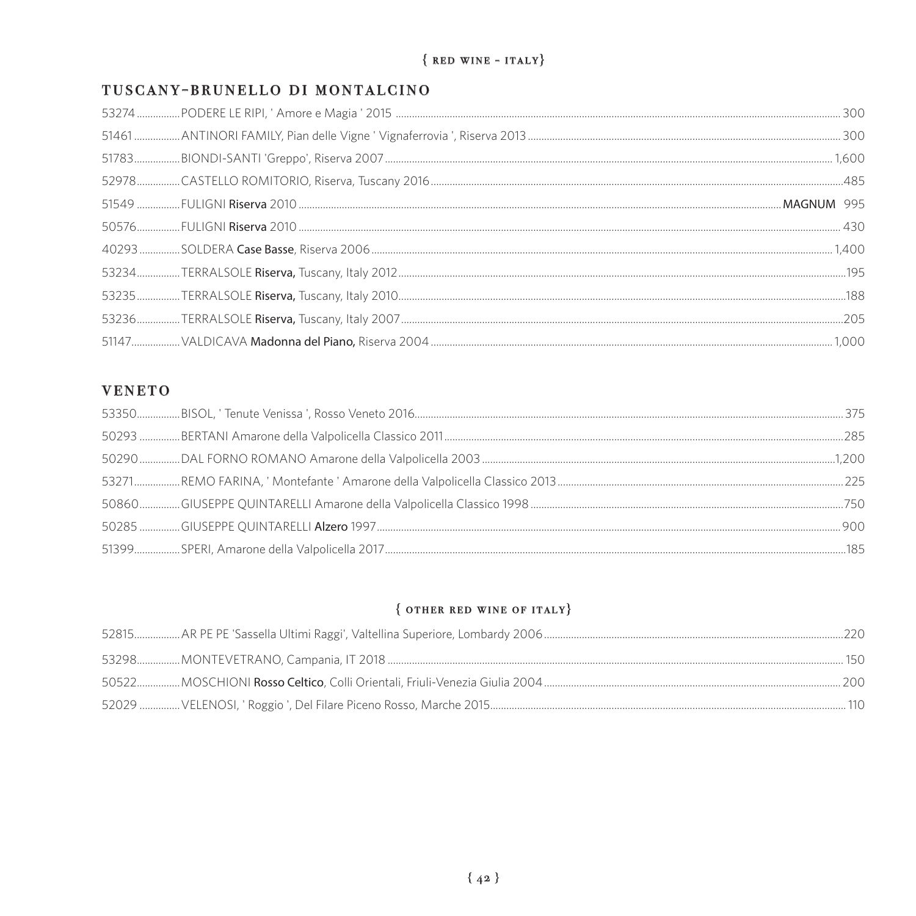{ RED WINE - ITALY}

## TUSCANY-BRUNELLO DI MONTALCINO

53274 ................PODERE LE RIPI, ' Amore e Magia ' 2015 ................ 300

51461 ................ANTINORI FAMILY, Pian delle Vigne ' Vignaferrovia ', Riserva 2013 ................ 300

51783................BIONDI-SANTI 'Greppo', Riserva 2007................ 1,600

52978................CASTELLO ROMITORIO, Riserva, Tuscany 2016................485

51549 ................FULIGNI **Riserva** 2010 ................ **MAGNUM** 995

50576................FULIGNI **Riserva** 2010 ................ 430

40293 ................SOLDERA **Case Basse**, Riserva 2006................ 1,400

53234................TERRALSOLE **Riserva,** Tuscany, Italy 2012................195

53235................TERRALSOLE **Riserva,** Tuscany, Italy 2010................188

53236................TERRALSOLE **Riserva,** Tuscany, Italy 2007................205

51147................VALDICAVA **Madonna del Piano,** Riserva 2004 ................ 1,000

## VENETO

53350................BISOL, ' Tenute Venissa ', Rosso Veneto 2016................ 375

50293 ................BERTANI Amarone della Valpolicella Classico 2011................285

50290 ................DAL FORNO ROMANO Amarone della Valpolicella 2003 ................1,200

53271................REMO FARINA, ' Montefante ' Amarone della Valpolicella Classico 2013................ 225

50860................GIUSEPPE QUINTARELLI Amarone della Valpolicella Classico 1998 ................750

50285 ................GIUSEPPE QUINTARELLI **Alzero** 1997................ 900

51399................SPERI, Amarone della Valpolicella 2017................185

{ OTHER RED WINE OF ITALY}

52815................AR PE PE 'Sassella Ultimi Raggi', Valtellina Superiore, Lombardy 2006................220

53298................MONTEVETRANO, Campania, IT 2018 ................ 150

50522................MOSCHIONI **Rosso Celtico**, Colli Orientali, Friuli-Venezia Giulia 2004................ 200

52029 ................VELENOSI, ' Roggio ', Del Filare Piceno Rosso, Marche 2015................ 110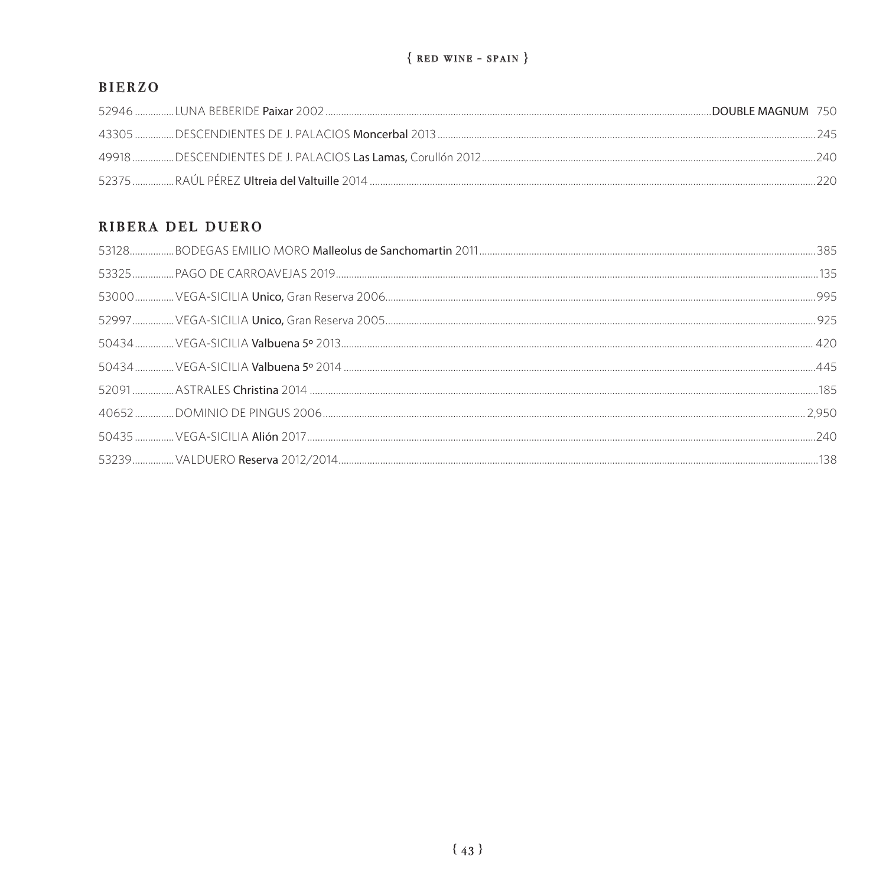{ RED WINE - SPAIN }

## BIERZO

52946 ............... LUNA BEBERIDE **Paixar** 2002 ............... **DOUBLE MAGNUM** 750

43305 ............... DESCENDIENTES DE J. PALACIOS **Moncerbal** 2013 ............... 245

49918 ............... DESCENDIENTES DE J. PALACIOS **Las Lamas,** Corullón 2012 ............... 240

52375 ............... RAÚL PÉREZ **Ultreia del Valtuille** 2014 ............... 220

## RIBERA DEL DUERO

53128 ............... BODEGAS EMILIO MORO **Malleolus de Sanchomartin** 2011 ............... 385

53325 ............... PAGO DE CARROAVEJAS 2019 ............... 135

53000 ............... VEGA-SICILIA **Unico,** Gran Reserva 2006 ............... 995

52997 ............... VEGA-SICILIA **Unico,** Gran Reserva 2005 ............... 925

50434 ............... VEGA-SICILIA **Valbuena 5º** 2013 ............... 420

50434 ............... VEGA-SICILIA **Valbuena 5º** 2014 ............... 445

52091 ............... ASTRALES **Christina** 2014 ............... 185

40652 ............... DOMINIO DE PINGUS 2006 ............... 2,950

50435 ............... VEGA-SICILIA **Alión** 2017 ............... 240

53239 ............... VALDUERO **Reserva** 2012/2014 ............... 138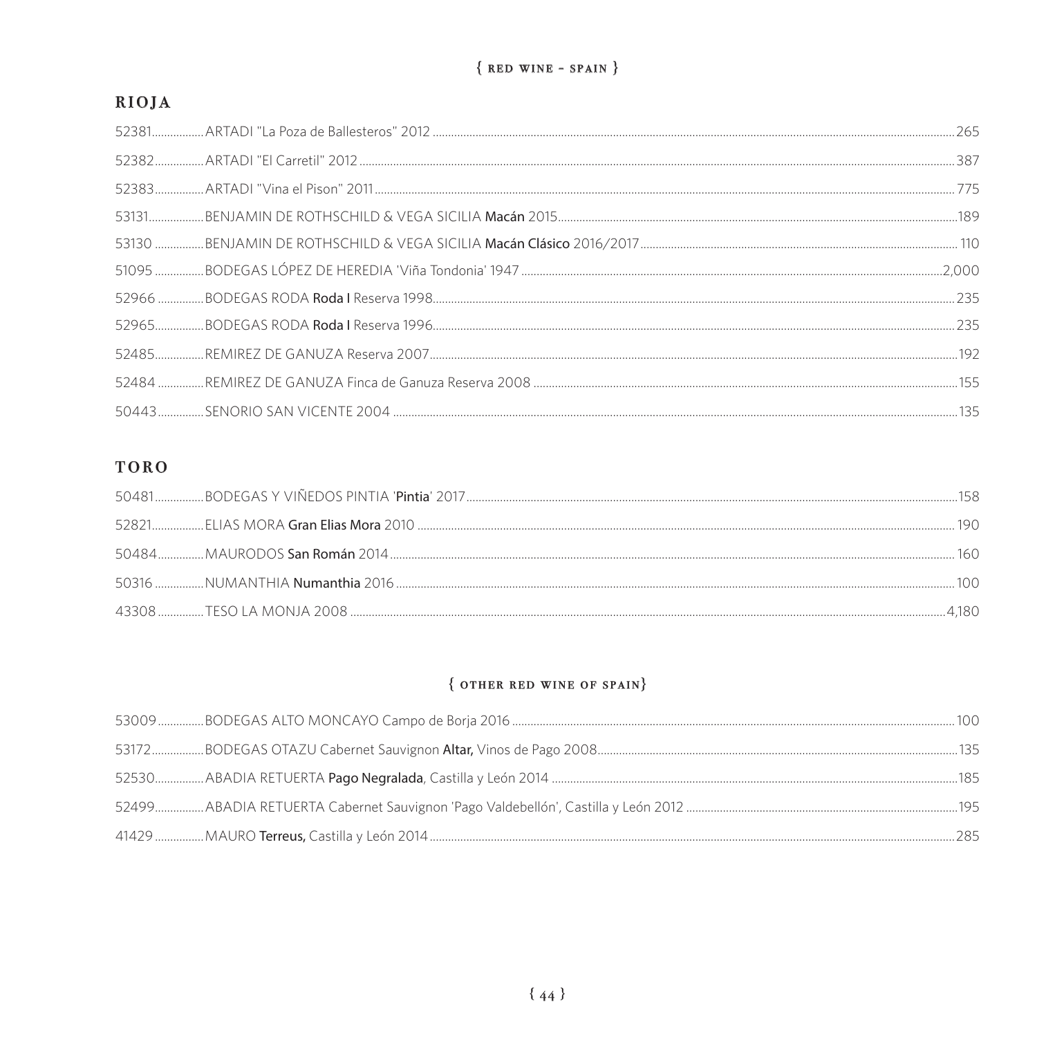{ RED WINE - SPAIN }

## RIOJA

| | | |
|---|---|---|
| 52381 | ARTADI "La Poza de Ballesteros" 2012 | 265 |
| 52382 | ARTADI "El Carretil" 2012 | 387 |
| 52383 | ARTADI "Vina el Pison" 2011 | 775 |
| 53131 | BENJAMIN DE ROTHSCHILD & VEGA SICILIA **Macán** 2015 | 189 |
| 53130 | BENJAMIN DE ROTHSCHILD & VEGA SICILIA **Macán Clásico** 2016/2017 | 110 |
| 51095 | BODEGAS LÓPEZ DE HEREDIA 'Viña Tondonia' 1947 | 2,000 |
| 52966 | BODEGAS RODA **Roda I** Reserva 1998 | 235 |
| 52965 | BODEGAS RODA **Roda I** Reserva 1996 | 235 |
| 52485 | REMIREZ DE GANUZA Reserva 2007 | 192 |
| 52484 | REMIREZ DE GANUZA Finca de Ganuza Reserva 2008 | 155 |
| 50443 | SENORIO SAN VICENTE 2004 | 135 |

## TORO

| | | |
|---|---|---|
| 50481 | BODEGAS Y VIÑEDOS PINTIA '**Pintia**' 2017 | 158 |
| 52821 | ELIAS MORA **Gran Elias Mora** 2010 | 190 |
| 50484 | MAURODOS **San Román** 2014 | 160 |
| 50316 | NUMANTHIA **Numanthia** 2016 | 100 |
| 43308 | TESO LA MONJA 2008 | 4,180 |

## { OTHER RED WINE OF SPAIN }

| | | |
|---|---|---|
| 53009 | BODEGAS ALTO MONCAYO Campo de Borja 2016 | 100 |
| 53172 | BODEGAS OTAZU Cabernet Sauvignon **Altar,** Vinos de Pago 2008 | 135 |
| 52530 | ABADIA RETUERTA **Pago Negralada**, Castilla y León 2014 | 185 |
| 52499 | ABADIA RETUERTA Cabernet Sauvignon 'Pago Valdebellón', Castilla y León 2012 | 195 |
| 41429 | MAURO **Terreus,** Castilla y León 2014 | 285 |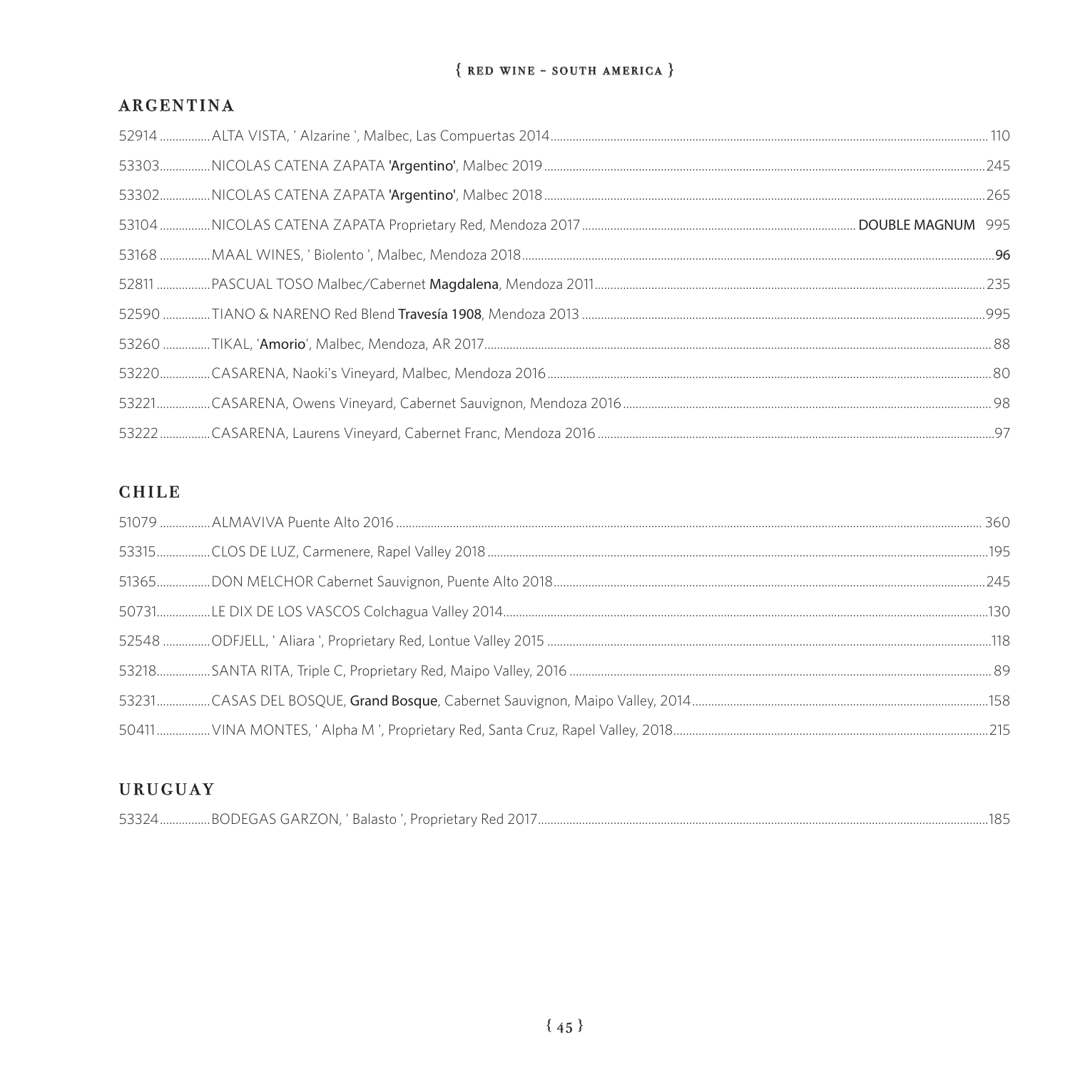# { RED WINE - SOUTH AMERICA }

## ARGENTINA

52914 ................ALTA VISTA, ' Alzarine ', Malbec, Las Compuertas 2014........................................................................................ 110

53303................NICOLAS CATENA ZAPATA **'Argentino'**, Malbec 2019........................................................................................245

53302................NICOLAS CATENA ZAPATA **'Argentino'**, Malbec 2018........................................................................................265

53104 ................NICOLAS CATENA ZAPATA Proprietary Red, Mendoza 2017.................................................. **DOUBLE MAGNUM** 995

53168 ................MAAL WINES, ' Biolento ', Malbec, Mendoza 2018........................................................................................**96**

52811 ................PASCUAL TOSO Malbec/Cabernet **Magdalena**, Mendoza 2011........................................................................................235

52590 ...............TIANO & NARENO Red Blend **Travesía 1908**, Mendoza 2013........................................................................................995

53260 ...............TIKAL, '**Amorio**', Malbec, Mendoza, AR 2017........................................................................................88

53220................CASARENA, Naoki's Vineyard, Malbec, Mendoza 2016........................................................................................80

53221................CASARENA, Owens Vineyard, Cabernet Sauvignon, Mendoza 2016........................................................................................98

53222................CASARENA, Laurens Vineyard, Cabernet Franc, Mendoza 2016........................................................................................97

## CHILE

51079 ................ALMAVIVA Puente Alto 2016........................................................................................ 360

53315................CLOS DE LUZ, Carmenere, Rapel Valley 2018........................................................................................195

51365................DON MELCHOR Cabernet Sauvignon, Puente Alto 2018........................................................................................245

50731................LE DIX DE LOS VASCOS Colchagua Valley 2014........................................................................................130

52548 ...............ODFJELL, ' Aliara ', Proprietary Red, Lontue Valley 2015........................................................................................118

53218................SANTA RITA, Triple C, Proprietary Red, Maipo Valley, 2016........................................................................................ 89

53231................CASAS DEL BOSQUE, **Grand Bosque**, Cabernet Sauvignon, Maipo Valley, 2014........................................................................................158

50411 ................VINA MONTES, ' Alpha M ', Proprietary Red, Santa Cruz, Rapel Valley, 2018........................................................................................215

## URUGUAY

53324................BODEGAS GARZON, ' Balasto ', Proprietary Red 2017........................................................................................185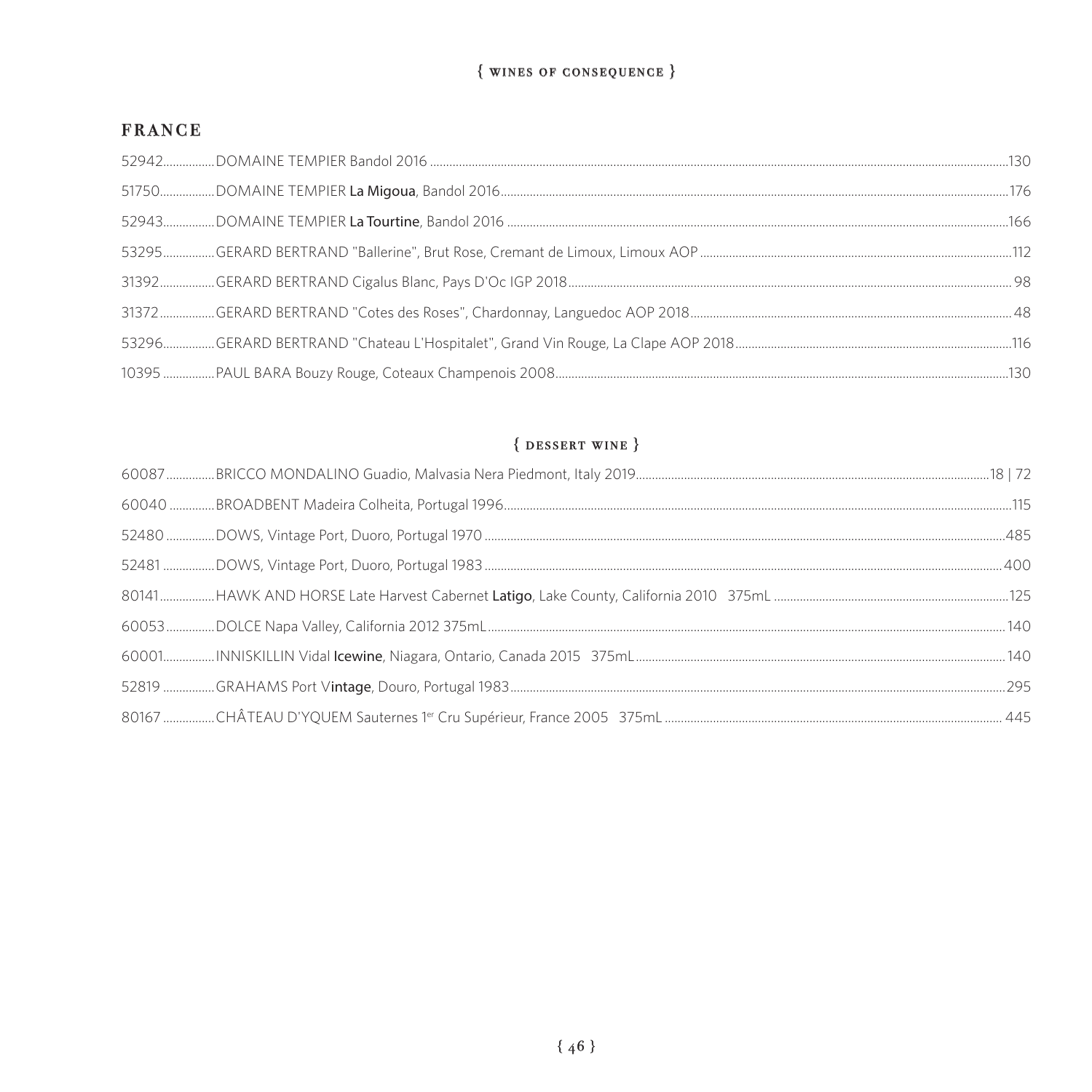{ WINES OF CONSEQUENCE }

## FRANCE

52942................DOMAINE TEMPIER Bandol 2016 ....................130

51750................DOMAINE TEMPIER **La Migoua**, Bandol 2016....................176

52943................DOMAINE TEMPIER **La Tourtine**, Bandol 2016 ....................166

53295................GERARD BERTRAND "Ballerine", Brut Rose, Cremant de Limoux, Limoux AOP ....................112

31392................GERARD BERTRAND Cigalus Blanc, Pays D'Oc IGP 2018....................98

31372................GERARD BERTRAND "Cotes des Roses", Chardonnay, Languedoc AOP 2018....................48

53296................GERARD BERTRAND "Chateau L'Hospitalet", Grand Vin Rouge, La Clape AOP 2018....................116

10395 ................PAUL BARA Bouzy Rouge, Coteaux Champenois 2008....................130

## { DESSERT WINE }

60087................BRICCO MONDALINO Guadio, Malvasia Nera Piedmont, Italy 2019....................18 | 72

60040 ................BROADBENT Madeira Colheita, Portugal 1996....................115

52480 ................DOWS, Vintage Port, Duoro, Portugal 1970 ....................485

52481 ................DOWS, Vintage Port, Duoro, Portugal 1983....................400

80141................HAWK AND HORSE Late Harvest Cabernet **Latigo**, Lake County, California 2010 375mL ....................125

60053................DOLCE Napa Valley, California 2012 375mL....................140

60001................INNISKILLIN Vidal **Icewine**, Niagara, Ontario, Canada 2015 375mL....................140

52819 ................GRAHAMS Port V**intage**, Douro, Portugal 1983....................295

80167 ................CHÂTEAU D'YQUEM Sauternes 1er Cru Supérieur, France 2005 375mL ....................445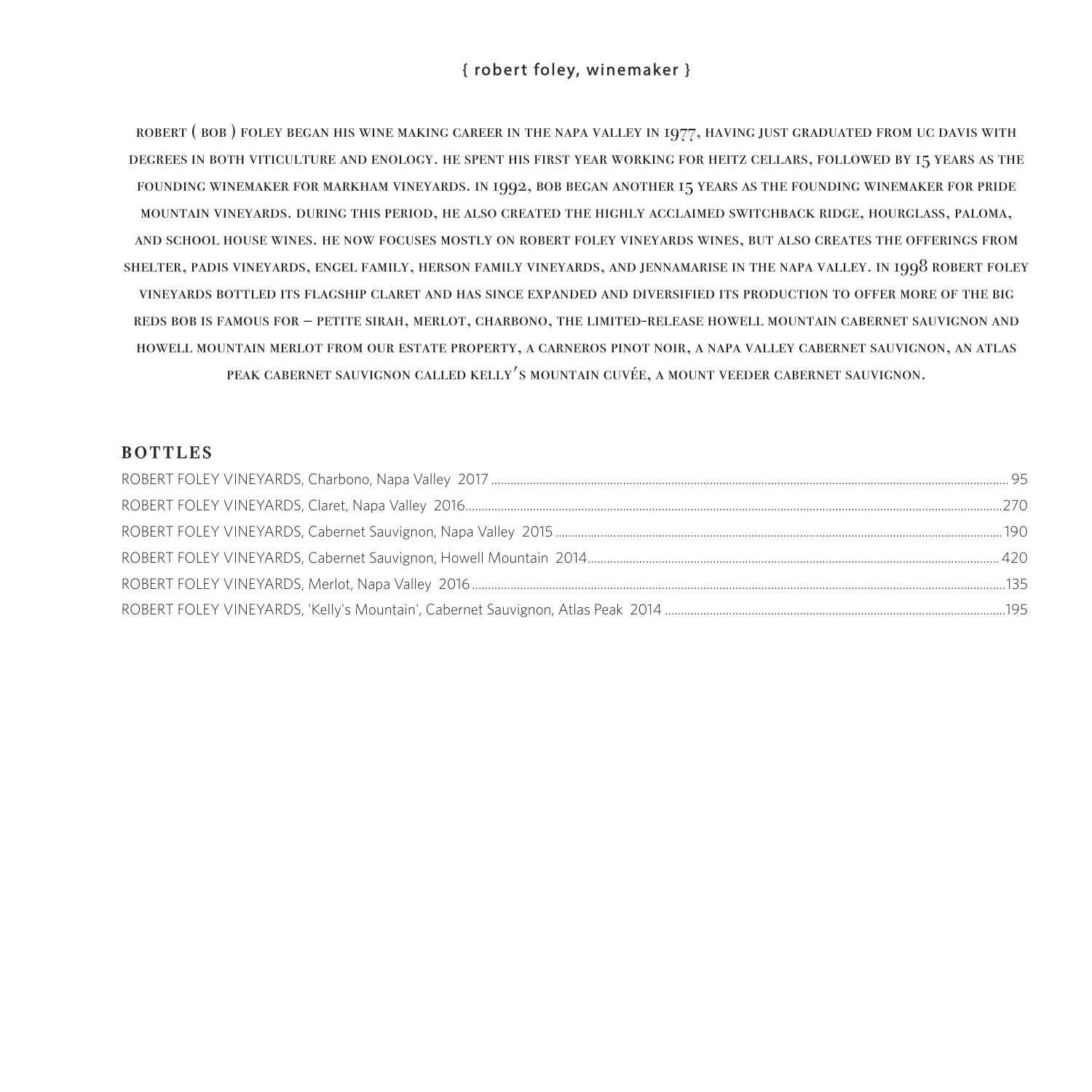## { robert foley, winemaker }

robert ( bob ) foley began his wine making career in the napa valley in 1977, having just graduated from uc davis with degrees in both viticulture and enology. he spent his first year working for heitz cellars, followed by 15 years as the founding winemaker for markham vineyards. in 1992, bob began another 15 years as the founding winemaker for pride mountain vineyards. during this period, he also created the highly acclaimed switchback ridge, hourglass, paloma, and school house wines. he now focuses mostly on robert foley vineyards wines, but also creates the offerings from shelter, padis vineyards, engel family, herson family vineyards, and jennamarise in the napa valley. in 1998 robert foley vineyards bottled its flagship claret and has since expanded and diversified its production to offer more of the big reds bob is famous for – petite sirah, merlot, charbono, the limited-release howell mountain cabernet sauvignon and howell mountain merlot from our estate property, a carneros pinot noir, a napa valley cabernet sauvignon, an atlas peak cabernet sauvignon called kelly's mountain cuvée, a mount veeder cabernet sauvignon.

### BOTTLES

| | |
|---|---|
| ROBERT FOLEY VINEYARDS, Charbono, Napa Valley 2017 | 95 |
| ROBERT FOLEY VINEYARDS, Claret, Napa Valley 2016 | 270 |
| ROBERT FOLEY VINEYARDS, Cabernet Sauvignon, Napa Valley 2015 | 190 |
| ROBERT FOLEY VINEYARDS, Cabernet Sauvignon, Howell Mountain 2014 | 420 |
| ROBERT FOLEY VINEYARDS, Merlot, Napa Valley 2016 | 135 |
| ROBERT FOLEY VINEYARDS, 'Kelly's Mountain', Cabernet Sauvignon, Atlas Peak 2014 | 195 |